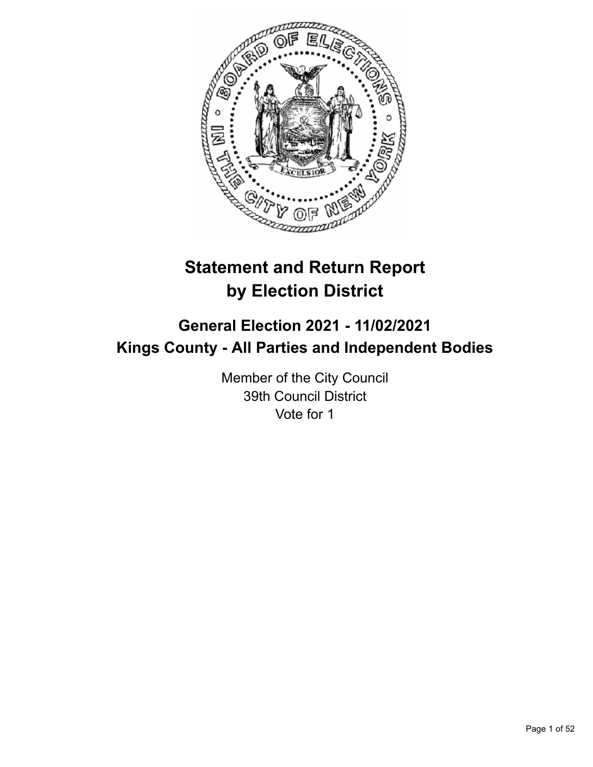# Statement and Return Report by Election District

## General Election 2021 - 11/02/2021
## Kings County - All Parties and Independent Bodies

Member of the City Council
39th Council District
Vote for 1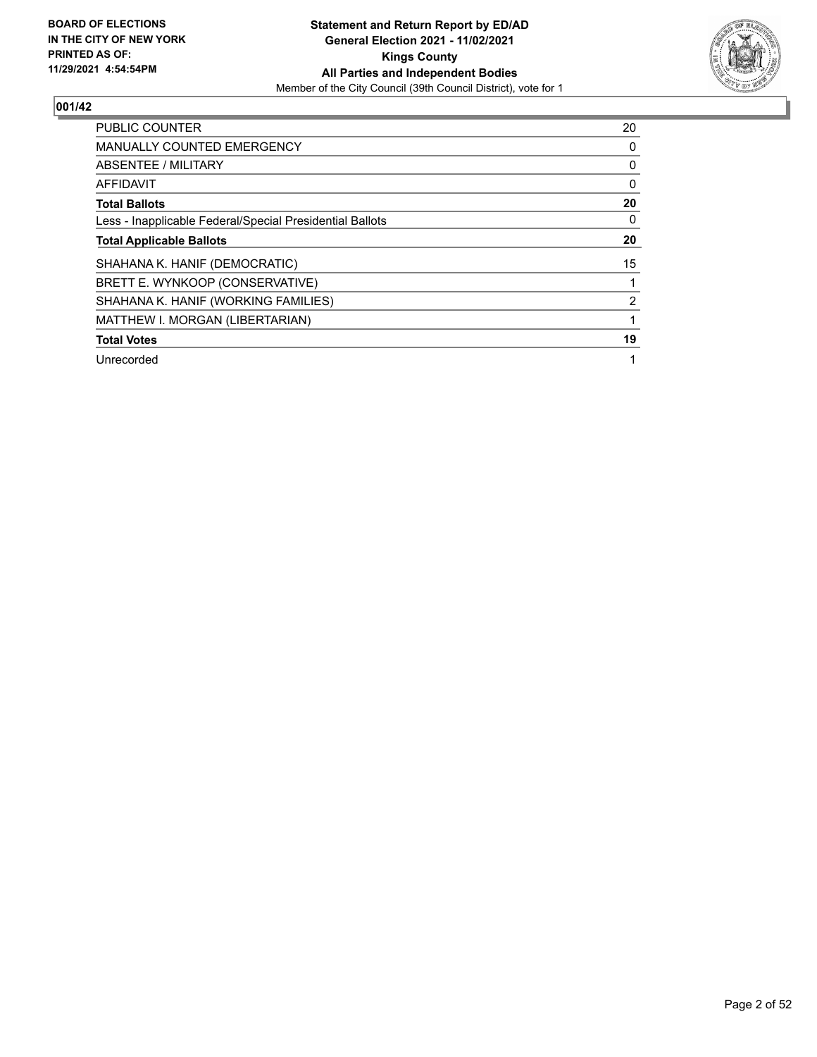**BOARD OF ELECTIONS IN THE CITY OF NEW YORK PRINTED AS OF: 11/29/2021 4:54:54PM**

**Statement and Return Report by ED/AD General Election 2021 - 11/02/2021 Kings County All Parties and Independent Bodies**

Member of the City Council (39th Council District), vote for 1

## 001/42

| | |
|---|---|
| PUBLIC COUNTER | 20 |
| MANUALLY COUNTED EMERGENCY | 0 |
| ABSENTEE / MILITARY | 0 |
| AFFIDAVIT | 0 |
| **Total Ballots** | **20** |
| Less - Inapplicable Federal/Special Presidential Ballots | 0 |
| **Total Applicable Ballots** | **20** |
| SHAHANA K. HANIF (DEMOCRATIC) | 15 |
| BRETT E. WYNKOOP (CONSERVATIVE) | 1 |
| SHAHANA K. HANIF (WORKING FAMILIES) | 2 |
| MATTHEW I. MORGAN (LIBERTARIAN) | 1 |
| **Total Votes** | **19** |
| Unrecorded | 1 |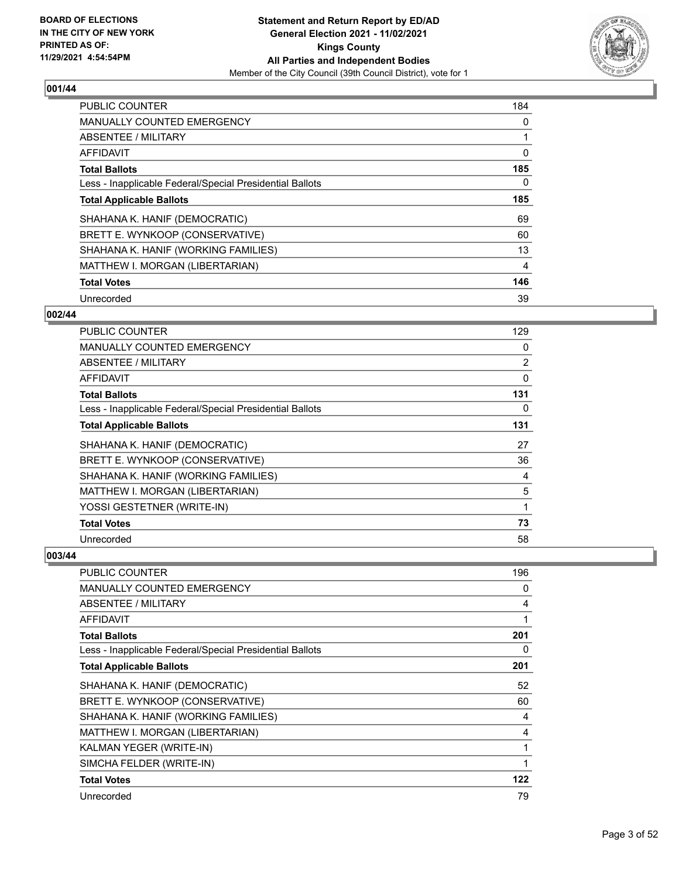**BOARD OF ELECTIONS IN THE CITY OF NEW YORK PRINTED AS OF: 11/29/2021 4:54:54PM**

**Statement and Return Report by ED/AD General Election 2021 - 11/02/2021 Kings County All Parties and Independent Bodies**

Member of the City Council (39th Council District), vote for 1

### 001/44

| | |
|---|---|
| PUBLIC COUNTER | 184 |
| MANUALLY COUNTED EMERGENCY | 0 |
| ABSENTEE / MILITARY | 1 |
| AFFIDAVIT | 0 |
| **Total Ballots** | **185** |
| Less - Inapplicable Federal/Special Presidential Ballots | 0 |
| **Total Applicable Ballots** | **185** |
| SHAHANA K. HANIF (DEMOCRATIC) | 69 |
| BRETT E. WYNKOOP (CONSERVATIVE) | 60 |
| SHAHANA K. HANIF (WORKING FAMILIES) | 13 |
| MATTHEW I. MORGAN (LIBERTARIAN) | 4 |
| **Total Votes** | **146** |
| Unrecorded | 39 |

### 002/44

| | |
|---|---|
| PUBLIC COUNTER | 129 |
| MANUALLY COUNTED EMERGENCY | 0 |
| ABSENTEE / MILITARY | 2 |
| AFFIDAVIT | 0 |
| **Total Ballots** | **131** |
| Less - Inapplicable Federal/Special Presidential Ballots | 0 |
| **Total Applicable Ballots** | **131** |
| SHAHANA K. HANIF (DEMOCRATIC) | 27 |
| BRETT E. WYNKOOP (CONSERVATIVE) | 36 |
| SHAHANA K. HANIF (WORKING FAMILIES) | 4 |
| MATTHEW I. MORGAN (LIBERTARIAN) | 5 |
| YOSSI GESTETNER (WRITE-IN) | 1 |
| **Total Votes** | **73** |
| Unrecorded | 58 |

### 003/44

| | |
|---|---|
| PUBLIC COUNTER | 196 |
| MANUALLY COUNTED EMERGENCY | 0 |
| ABSENTEE / MILITARY | 4 |
| AFFIDAVIT | 1 |
| **Total Ballots** | **201** |
| Less - Inapplicable Federal/Special Presidential Ballots | 0 |
| **Total Applicable Ballots** | **201** |
| SHAHANA K. HANIF (DEMOCRATIC) | 52 |
| BRETT E. WYNKOOP (CONSERVATIVE) | 60 |
| SHAHANA K. HANIF (WORKING FAMILIES) | 4 |
| MATTHEW I. MORGAN (LIBERTARIAN) | 4 |
| KALMAN YEGER (WRITE-IN) | 1 |
| SIMCHA FELDER (WRITE-IN) | 1 |
| **Total Votes** | **122** |
| Unrecorded | 79 |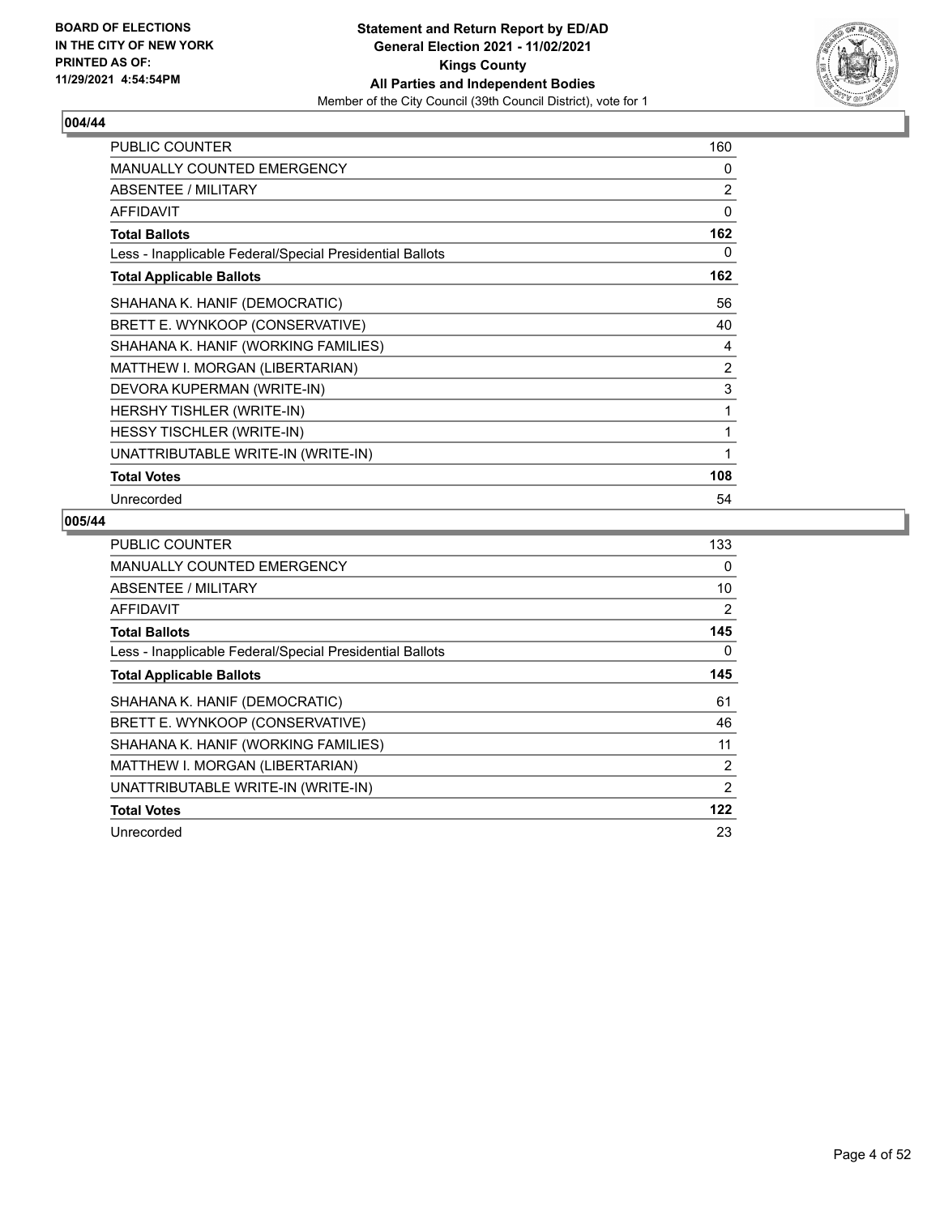**BOARD OF ELECTIONS IN THE CITY OF NEW YORK PRINTED AS OF: 11/29/2021 4:54:54PM**

**Statement and Return Report by ED/AD General Election 2021 - 11/02/2021 Kings County All Parties and Independent Bodies**

Member of the City Council (39th Council District), vote for 1

## 004/44

| | |
|---|---|
| PUBLIC COUNTER | 160 |
| MANUALLY COUNTED EMERGENCY | 0 |
| ABSENTEE / MILITARY | 2 |
| AFFIDAVIT | 0 |
| **Total Ballots** | **162** |
| Less - Inapplicable Federal/Special Presidential Ballots | 0 |
| **Total Applicable Ballots** | **162** |
| SHAHANA K. HANIF (DEMOCRATIC) | 56 |
| BRETT E. WYNKOOP (CONSERVATIVE) | 40 |
| SHAHANA K. HANIF (WORKING FAMILIES) | 4 |
| MATTHEW I. MORGAN (LIBERTARIAN) | 2 |
| DEVORA KUPERMAN (WRITE-IN) | 3 |
| HERSHY TISHLER (WRITE-IN) | 1 |
| HESSY TISCHLER (WRITE-IN) | 1 |
| UNATTRIBUTABLE WRITE-IN (WRITE-IN) | 1 |
| **Total Votes** | **108** |
| Unrecorded | 54 |

## 005/44

| | |
|---|---|
| PUBLIC COUNTER | 133 |
| MANUALLY COUNTED EMERGENCY | 0 |
| ABSENTEE / MILITARY | 10 |
| AFFIDAVIT | 2 |
| **Total Ballots** | **145** |
| Less - Inapplicable Federal/Special Presidential Ballots | 0 |
| **Total Applicable Ballots** | **145** |
| SHAHANA K. HANIF (DEMOCRATIC) | 61 |
| BRETT E. WYNKOOP (CONSERVATIVE) | 46 |
| SHAHANA K. HANIF (WORKING FAMILIES) | 11 |
| MATTHEW I. MORGAN (LIBERTARIAN) | 2 |
| UNATTRIBUTABLE WRITE-IN (WRITE-IN) | 2 |
| **Total Votes** | **122** |
| Unrecorded | 23 |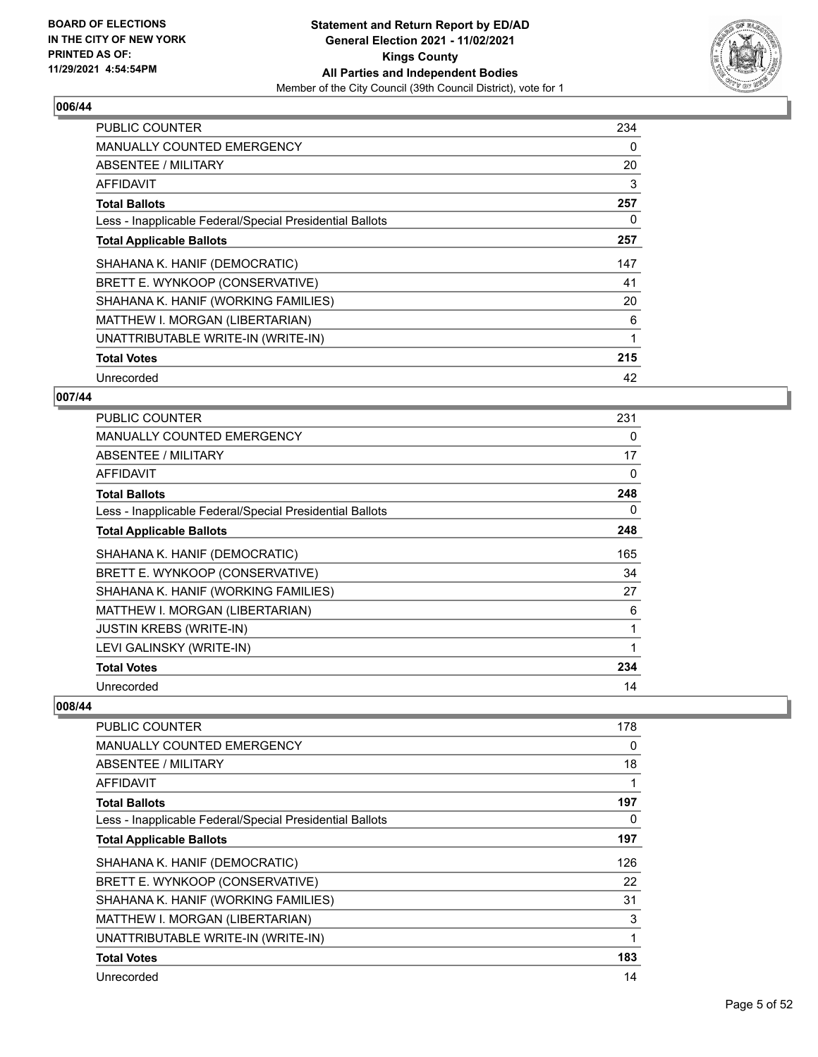### 006/44

| | |
|---|---|
| PUBLIC COUNTER | 234 |
| MANUALLY COUNTED EMERGENCY | 0 |
| ABSENTEE / MILITARY | 20 |
| AFFIDAVIT | 3 |
| **Total Ballots** | **257** |
| Less - Inapplicable Federal/Special Presidential Ballots | 0 |
| **Total Applicable Ballots** | **257** |
| SHAHANA K. HANIF (DEMOCRATIC) | 147 |
| BRETT E. WYNKOOP (CONSERVATIVE) | 41 |
| SHAHANA K. HANIF (WORKING FAMILIES) | 20 |
| MATTHEW I. MORGAN (LIBERTARIAN) | 6 |
| UNATTRIBUTABLE WRITE-IN (WRITE-IN) | 1 |
| **Total Votes** | **215** |
| Unrecorded | 42 |

### 007/44

| | |
|---|---|
| PUBLIC COUNTER | 231 |
| MANUALLY COUNTED EMERGENCY | 0 |
| ABSENTEE / MILITARY | 17 |
| AFFIDAVIT | 0 |
| **Total Ballots** | **248** |
| Less - Inapplicable Federal/Special Presidential Ballots | 0 |
| **Total Applicable Ballots** | **248** |
| SHAHANA K. HANIF (DEMOCRATIC) | 165 |
| BRETT E. WYNKOOP (CONSERVATIVE) | 34 |
| SHAHANA K. HANIF (WORKING FAMILIES) | 27 |
| MATTHEW I. MORGAN (LIBERTARIAN) | 6 |
| JUSTIN KREBS (WRITE-IN) | 1 |
| LEVI GALINSKY (WRITE-IN) | 1 |
| **Total Votes** | **234** |
| Unrecorded | 14 |

### 008/44

| | |
|---|---|
| PUBLIC COUNTER | 178 |
| MANUALLY COUNTED EMERGENCY | 0 |
| ABSENTEE / MILITARY | 18 |
| AFFIDAVIT | 1 |
| **Total Ballots** | **197** |
| Less - Inapplicable Federal/Special Presidential Ballots | 0 |
| **Total Applicable Ballots** | **197** |
| SHAHANA K. HANIF (DEMOCRATIC) | 126 |
| BRETT E. WYNKOOP (CONSERVATIVE) | 22 |
| SHAHANA K. HANIF (WORKING FAMILIES) | 31 |
| MATTHEW I. MORGAN (LIBERTARIAN) | 3 |
| UNATTRIBUTABLE WRITE-IN (WRITE-IN) | 1 |
| **Total Votes** | **183** |
| Unrecorded | 14 |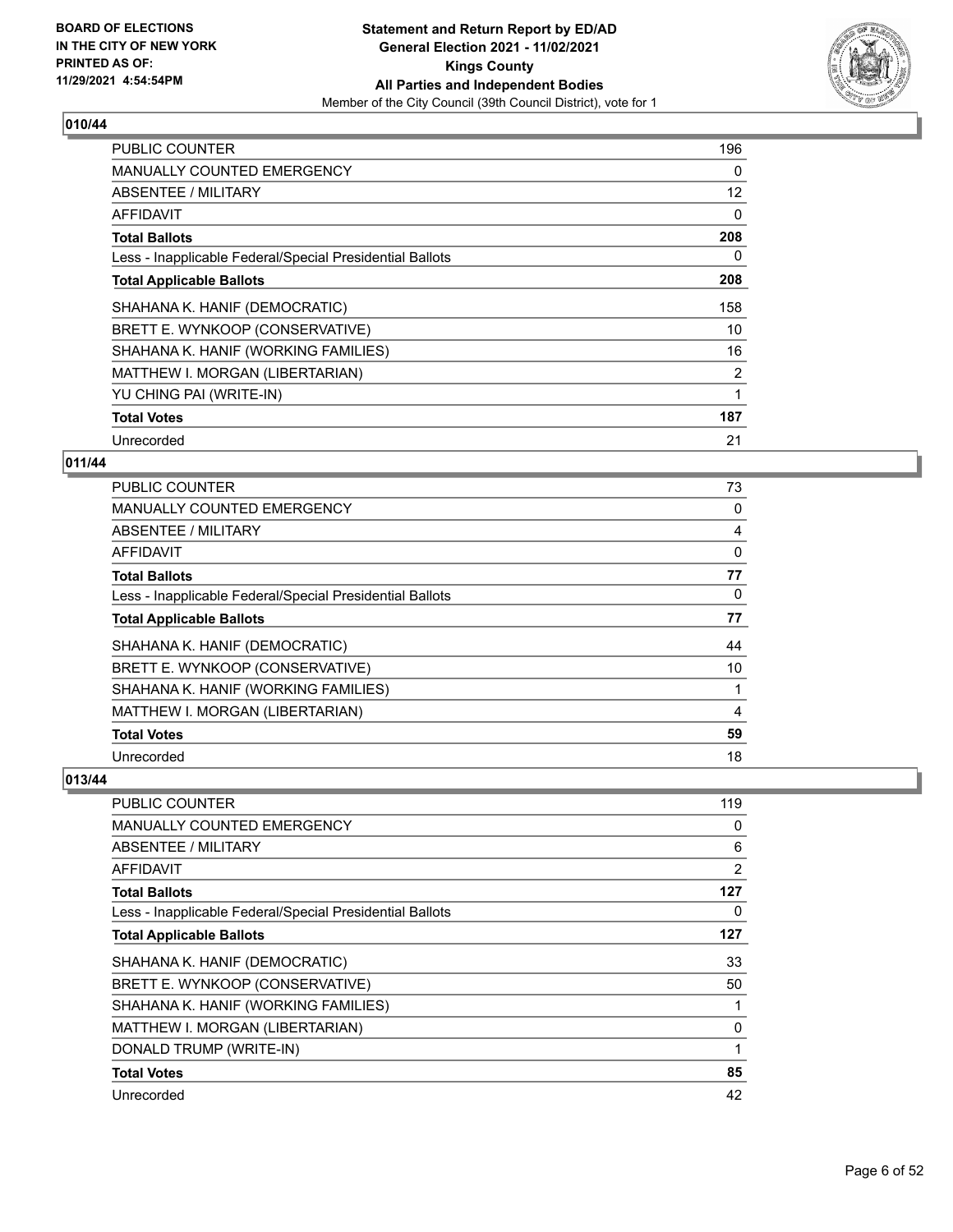**BOARD OF ELECTIONS IN THE CITY OF NEW YORK PRINTED AS OF: 11/29/2021 4:54:54PM**

**Statement and Return Report by ED/AD General Election 2021 - 11/02/2021 Kings County All Parties and Independent Bodies**

Member of the City Council (39th Council District), vote for 1

## 010/44

| | |
|---|---|
| PUBLIC COUNTER | 196 |
| MANUALLY COUNTED EMERGENCY | 0 |
| ABSENTEE / MILITARY | 12 |
| AFFIDAVIT | 0 |
| **Total Ballots** | **208** |
| Less - Inapplicable Federal/Special Presidential Ballots | 0 |
| **Total Applicable Ballots** | **208** |
| SHAHANA K. HANIF (DEMOCRATIC) | 158 |
| BRETT E. WYNKOOP (CONSERVATIVE) | 10 |
| SHAHANA K. HANIF (WORKING FAMILIES) | 16 |
| MATTHEW I. MORGAN (LIBERTARIAN) | 2 |
| YU CHING PAI (WRITE-IN) | 1 |
| **Total Votes** | **187** |
| Unrecorded | 21 |

## 011/44

| | |
|---|---|
| PUBLIC COUNTER | 73 |
| MANUALLY COUNTED EMERGENCY | 0 |
| ABSENTEE / MILITARY | 4 |
| AFFIDAVIT | 0 |
| **Total Ballots** | **77** |
| Less - Inapplicable Federal/Special Presidential Ballots | 0 |
| **Total Applicable Ballots** | **77** |
| SHAHANA K. HANIF (DEMOCRATIC) | 44 |
| BRETT E. WYNKOOP (CONSERVATIVE) | 10 |
| SHAHANA K. HANIF (WORKING FAMILIES) | 1 |
| MATTHEW I. MORGAN (LIBERTARIAN) | 4 |
| **Total Votes** | **59** |
| Unrecorded | 18 |

## 013/44

| | |
|---|---|
| PUBLIC COUNTER | 119 |
| MANUALLY COUNTED EMERGENCY | 0 |
| ABSENTEE / MILITARY | 6 |
| AFFIDAVIT | 2 |
| **Total Ballots** | **127** |
| Less - Inapplicable Federal/Special Presidential Ballots | 0 |
| **Total Applicable Ballots** | **127** |
| SHAHANA K. HANIF (DEMOCRATIC) | 33 |
| BRETT E. WYNKOOP (CONSERVATIVE) | 50 |
| SHAHANA K. HANIF (WORKING FAMILIES) | 1 |
| MATTHEW I. MORGAN (LIBERTARIAN) | 0 |
| DONALD TRUMP (WRITE-IN) | 1 |
| **Total Votes** | **85** |
| Unrecorded | 42 |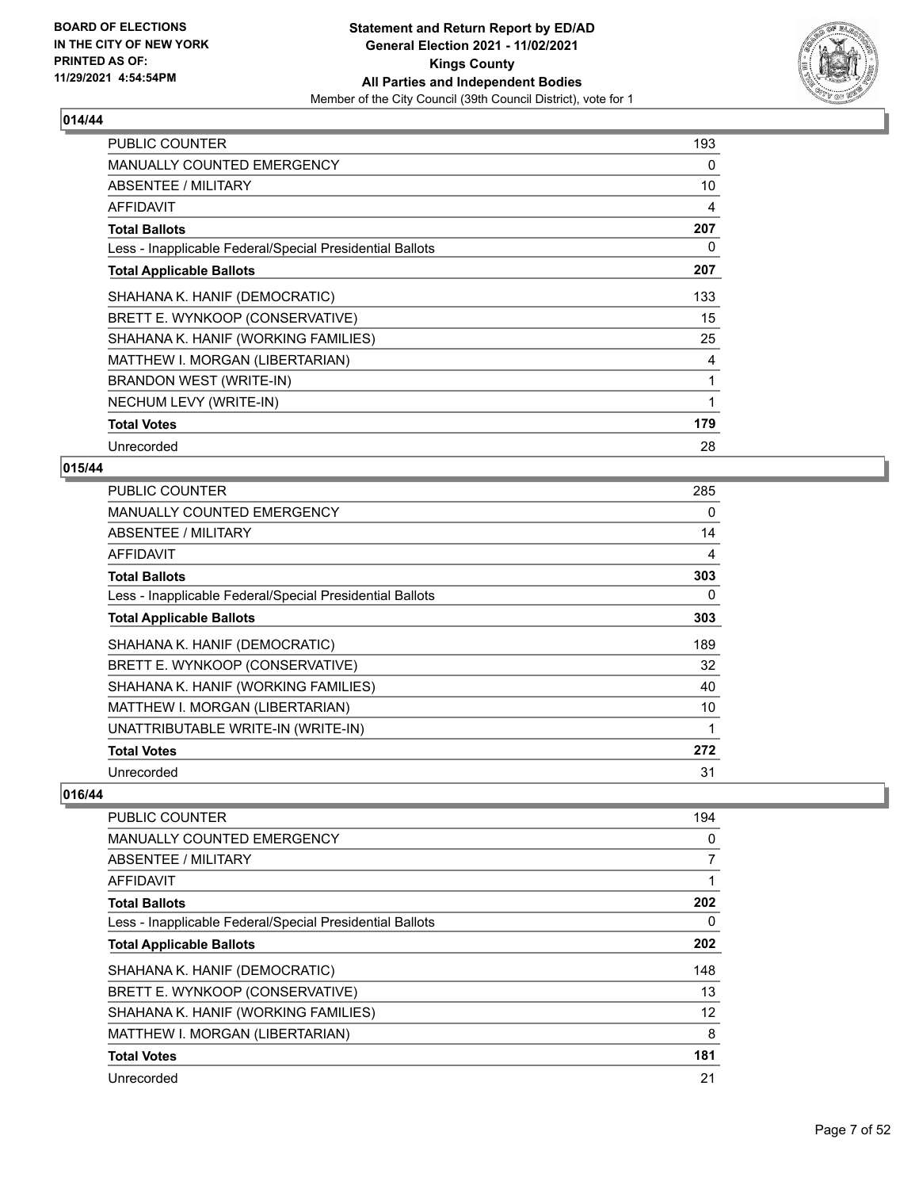## 014/44

| | |
|---|---|
| PUBLIC COUNTER | 193 |
| MANUALLY COUNTED EMERGENCY | 0 |
| ABSENTEE / MILITARY | 10 |
| AFFIDAVIT | 4 |
| **Total Ballots** | **207** |
| Less - Inapplicable Federal/Special Presidential Ballots | 0 |
| **Total Applicable Ballots** | **207** |
| SHAHANA K. HANIF (DEMOCRATIC) | 133 |
| BRETT E. WYNKOOP (CONSERVATIVE) | 15 |
| SHAHANA K. HANIF (WORKING FAMILIES) | 25 |
| MATTHEW I. MORGAN (LIBERTARIAN) | 4 |
| BRANDON WEST (WRITE-IN) | 1 |
| NECHUM LEVY (WRITE-IN) | 1 |
| **Total Votes** | **179** |
| Unrecorded | 28 |

## 015/44

| | |
|---|---|
| PUBLIC COUNTER | 285 |
| MANUALLY COUNTED EMERGENCY | 0 |
| ABSENTEE / MILITARY | 14 |
| AFFIDAVIT | 4 |
| **Total Ballots** | **303** |
| Less - Inapplicable Federal/Special Presidential Ballots | 0 |
| **Total Applicable Ballots** | **303** |
| SHAHANA K. HANIF (DEMOCRATIC) | 189 |
| BRETT E. WYNKOOP (CONSERVATIVE) | 32 |
| SHAHANA K. HANIF (WORKING FAMILIES) | 40 |
| MATTHEW I. MORGAN (LIBERTARIAN) | 10 |
| UNATTRIBUTABLE WRITE-IN (WRITE-IN) | 1 |
| **Total Votes** | **272** |
| Unrecorded | 31 |

## 016/44

| | |
|---|---|
| PUBLIC COUNTER | 194 |
| MANUALLY COUNTED EMERGENCY | 0 |
| ABSENTEE / MILITARY | 7 |
| AFFIDAVIT | 1 |
| **Total Ballots** | **202** |
| Less - Inapplicable Federal/Special Presidential Ballots | 0 |
| **Total Applicable Ballots** | **202** |
| SHAHANA K. HANIF (DEMOCRATIC) | 148 |
| BRETT E. WYNKOOP (CONSERVATIVE) | 13 |
| SHAHANA K. HANIF (WORKING FAMILIES) | 12 |
| MATTHEW I. MORGAN (LIBERTARIAN) | 8 |
| **Total Votes** | **181** |
| Unrecorded | 21 |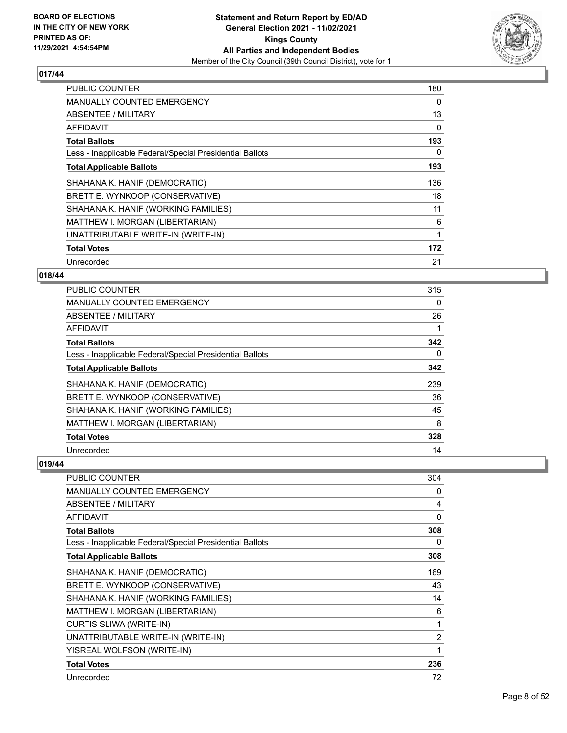### 017/44

| | |
|---|---|
| PUBLIC COUNTER | 180 |
| MANUALLY COUNTED EMERGENCY | 0 |
| ABSENTEE / MILITARY | 13 |
| AFFIDAVIT | 0 |
| **Total Ballots** | **193** |
| Less - Inapplicable Federal/Special Presidential Ballots | 0 |
| **Total Applicable Ballots** | **193** |
| SHAHANA K. HANIF (DEMOCRATIC) | 136 |
| BRETT E. WYNKOOP (CONSERVATIVE) | 18 |
| SHAHANA K. HANIF (WORKING FAMILIES) | 11 |
| MATTHEW I. MORGAN (LIBERTARIAN) | 6 |
| UNATTRIBUTABLE WRITE-IN (WRITE-IN) | 1 |
| **Total Votes** | **172** |
| Unrecorded | 21 |

### 018/44

| | |
|---|---|
| PUBLIC COUNTER | 315 |
| MANUALLY COUNTED EMERGENCY | 0 |
| ABSENTEE / MILITARY | 26 |
| AFFIDAVIT | 1 |
| **Total Ballots** | **342** |
| Less - Inapplicable Federal/Special Presidential Ballots | 0 |
| **Total Applicable Ballots** | **342** |
| SHAHANA K. HANIF (DEMOCRATIC) | 239 |
| BRETT E. WYNKOOP (CONSERVATIVE) | 36 |
| SHAHANA K. HANIF (WORKING FAMILIES) | 45 |
| MATTHEW I. MORGAN (LIBERTARIAN) | 8 |
| **Total Votes** | **328** |
| Unrecorded | 14 |

### 019/44

| | |
|---|---|
| PUBLIC COUNTER | 304 |
| MANUALLY COUNTED EMERGENCY | 0 |
| ABSENTEE / MILITARY | 4 |
| AFFIDAVIT | 0 |
| **Total Ballots** | **308** |
| Less - Inapplicable Federal/Special Presidential Ballots | 0 |
| **Total Applicable Ballots** | **308** |
| SHAHANA K. HANIF (DEMOCRATIC) | 169 |
| BRETT E. WYNKOOP (CONSERVATIVE) | 43 |
| SHAHANA K. HANIF (WORKING FAMILIES) | 14 |
| MATTHEW I. MORGAN (LIBERTARIAN) | 6 |
| CURTIS SLIWA (WRITE-IN) | 1 |
| UNATTRIBUTABLE WRITE-IN (WRITE-IN) | 2 |
| YISREAL WOLFSON (WRITE-IN) | 1 |
| **Total Votes** | **236** |
| Unrecorded | 72 |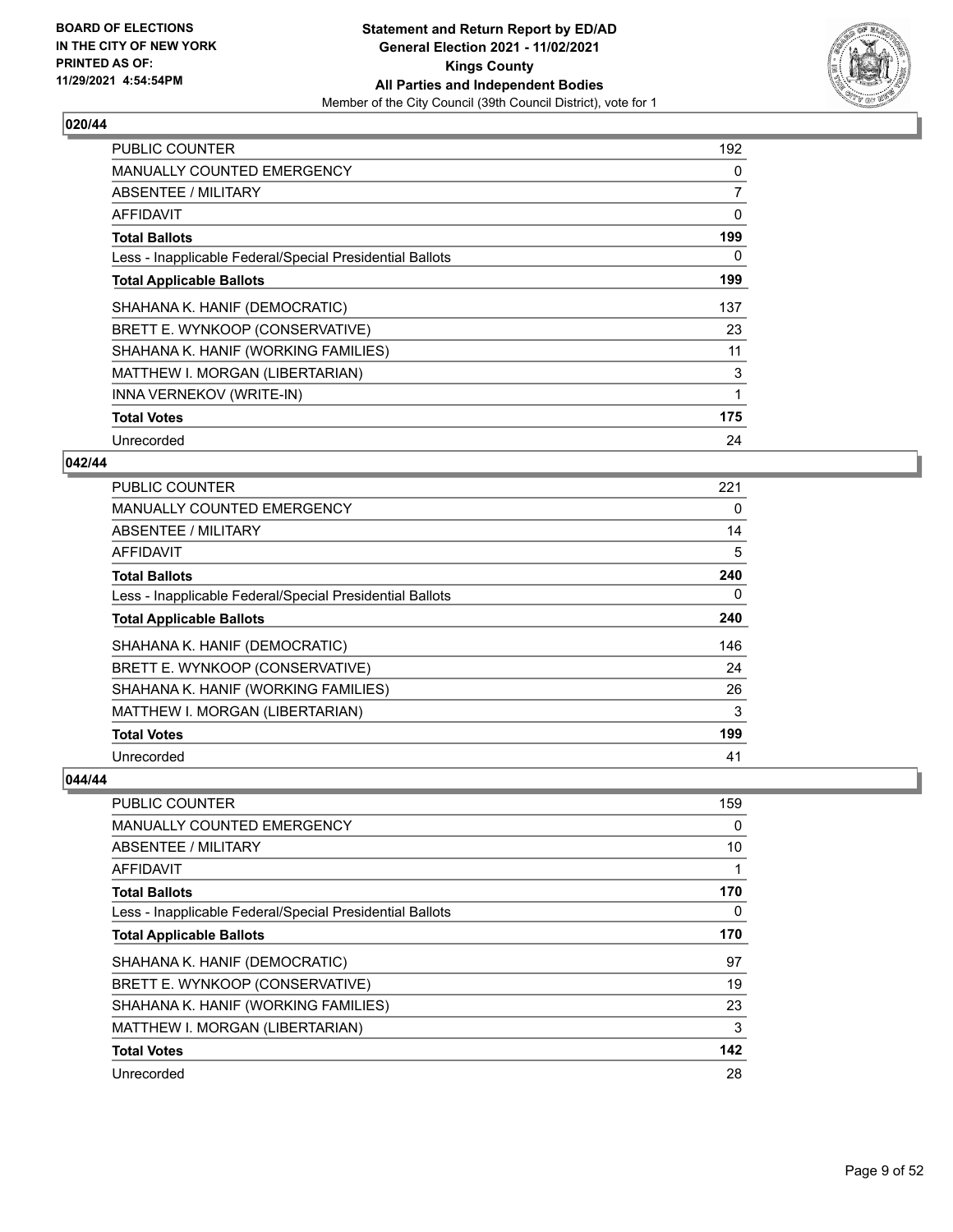### 020/44

| | |
|---|---|
| PUBLIC COUNTER | 192 |
| MANUALLY COUNTED EMERGENCY | 0 |
| ABSENTEE / MILITARY | 7 |
| AFFIDAVIT | 0 |
| **Total Ballots** | **199** |
| Less - Inapplicable Federal/Special Presidential Ballots | 0 |
| **Total Applicable Ballots** | **199** |
| SHAHANA K. HANIF (DEMOCRATIC) | 137 |
| BRETT E. WYNKOOP (CONSERVATIVE) | 23 |
| SHAHANA K. HANIF (WORKING FAMILIES) | 11 |
| MATTHEW I. MORGAN (LIBERTARIAN) | 3 |
| INNA VERNEKOV (WRITE-IN) | 1 |
| **Total Votes** | **175** |
| Unrecorded | 24 |

### 042/44

| | |
|---|---|
| PUBLIC COUNTER | 221 |
| MANUALLY COUNTED EMERGENCY | 0 |
| ABSENTEE / MILITARY | 14 |
| AFFIDAVIT | 5 |
| **Total Ballots** | **240** |
| Less - Inapplicable Federal/Special Presidential Ballots | 0 |
| **Total Applicable Ballots** | **240** |
| SHAHANA K. HANIF (DEMOCRATIC) | 146 |
| BRETT E. WYNKOOP (CONSERVATIVE) | 24 |
| SHAHANA K. HANIF (WORKING FAMILIES) | 26 |
| MATTHEW I. MORGAN (LIBERTARIAN) | 3 |
| **Total Votes** | **199** |
| Unrecorded | 41 |

### 044/44

| | |
|---|---|
| PUBLIC COUNTER | 159 |
| MANUALLY COUNTED EMERGENCY | 0 |
| ABSENTEE / MILITARY | 10 |
| AFFIDAVIT | 1 |
| **Total Ballots** | **170** |
| Less - Inapplicable Federal/Special Presidential Ballots | 0 |
| **Total Applicable Ballots** | **170** |
| SHAHANA K. HANIF (DEMOCRATIC) | 97 |
| BRETT E. WYNKOOP (CONSERVATIVE) | 19 |
| SHAHANA K. HANIF (WORKING FAMILIES) | 23 |
| MATTHEW I. MORGAN (LIBERTARIAN) | 3 |
| **Total Votes** | **142** |
| Unrecorded | 28 |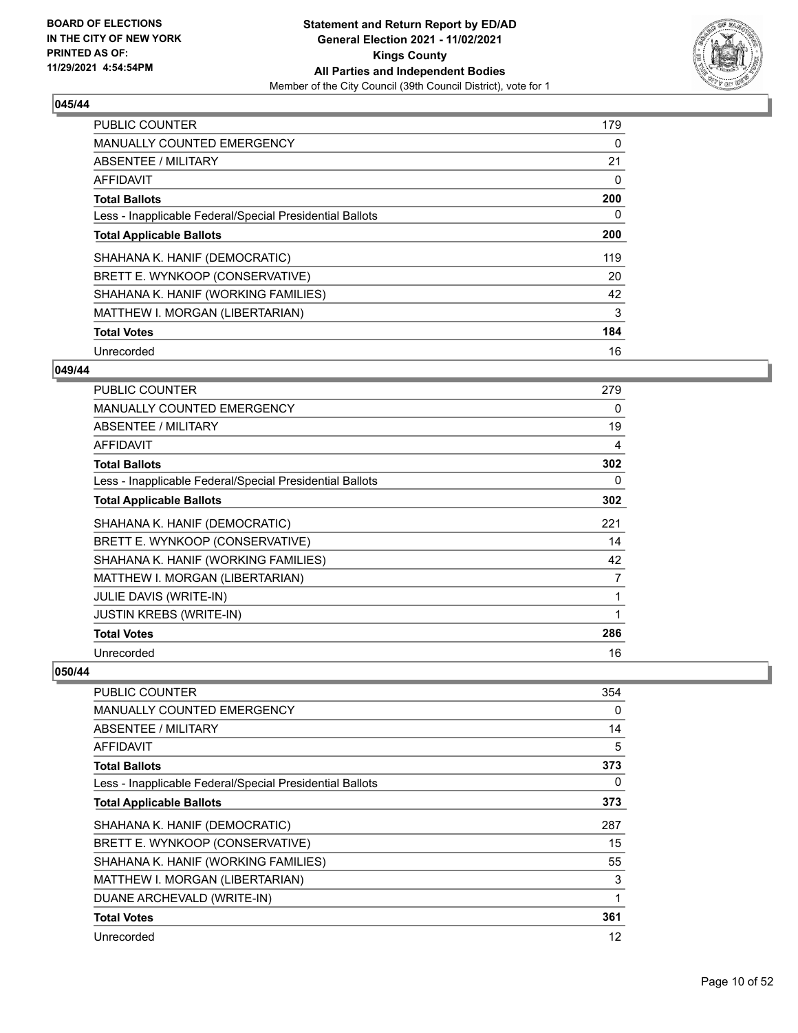**BOARD OF ELECTIONS IN THE CITY OF NEW YORK PRINTED AS OF: 11/29/2021 4:54:54PM**

**Statement and Return Report by ED/AD General Election 2021 - 11/02/2021 Kings County All Parties and Independent Bodies**

Member of the City Council (39th Council District), vote for 1

### 045/44

| | |
|---|---|
| PUBLIC COUNTER | 179 |
| MANUALLY COUNTED EMERGENCY | 0 |
| ABSENTEE / MILITARY | 21 |
| AFFIDAVIT | 0 |
| **Total Ballots** | **200** |
| Less - Inapplicable Federal/Special Presidential Ballots | 0 |
| **Total Applicable Ballots** | **200** |
| SHAHANA K. HANIF (DEMOCRATIC) | 119 |
| BRETT E. WYNKOOP (CONSERVATIVE) | 20 |
| SHAHANA K. HANIF (WORKING FAMILIES) | 42 |
| MATTHEW I. MORGAN (LIBERTARIAN) | 3 |
| **Total Votes** | **184** |
| Unrecorded | 16 |

### 049/44

| | |
|---|---|
| PUBLIC COUNTER | 279 |
| MANUALLY COUNTED EMERGENCY | 0 |
| ABSENTEE / MILITARY | 19 |
| AFFIDAVIT | 4 |
| **Total Ballots** | **302** |
| Less - Inapplicable Federal/Special Presidential Ballots | 0 |
| **Total Applicable Ballots** | **302** |
| SHAHANA K. HANIF (DEMOCRATIC) | 221 |
| BRETT E. WYNKOOP (CONSERVATIVE) | 14 |
| SHAHANA K. HANIF (WORKING FAMILIES) | 42 |
| MATTHEW I. MORGAN (LIBERTARIAN) | 7 |
| JULIE DAVIS (WRITE-IN) | 1 |
| JUSTIN KREBS (WRITE-IN) | 1 |
| **Total Votes** | **286** |
| Unrecorded | 16 |

### 050/44

| | |
|---|---|
| PUBLIC COUNTER | 354 |
| MANUALLY COUNTED EMERGENCY | 0 |
| ABSENTEE / MILITARY | 14 |
| AFFIDAVIT | 5 |
| **Total Ballots** | **373** |
| Less - Inapplicable Federal/Special Presidential Ballots | 0 |
| **Total Applicable Ballots** | **373** |
| SHAHANA K. HANIF (DEMOCRATIC) | 287 |
| BRETT E. WYNKOOP (CONSERVATIVE) | 15 |
| SHAHANA K. HANIF (WORKING FAMILIES) | 55 |
| MATTHEW I. MORGAN (LIBERTARIAN) | 3 |
| DUANE ARCHEVALD (WRITE-IN) | 1 |
| **Total Votes** | **361** |
| Unrecorded | 12 |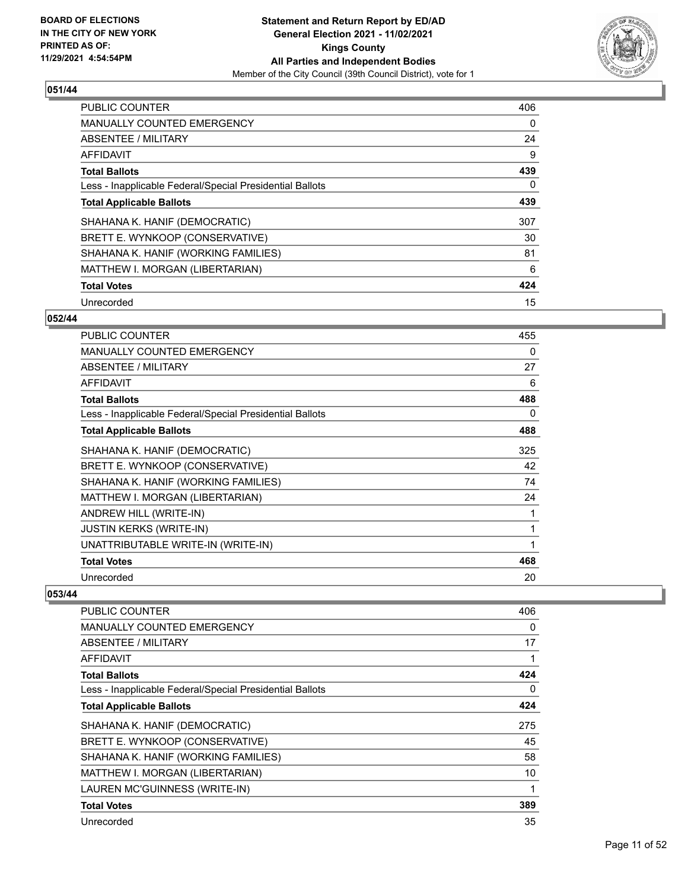**Statement and Return Report by ED/AD**
**General Election 2021 - 11/02/2021**
**Kings County**
**All Parties and Independent Bodies**
Member of the City Council (39th Council District), vote for 1

BOARD OF ELECTIONS IN THE CITY OF NEW YORK PRINTED AS OF: 11/29/2021 4:54:54PM

### 051/44

| | |
|---|---|
| PUBLIC COUNTER | 406 |
| MANUALLY COUNTED EMERGENCY | 0 |
| ABSENTEE / MILITARY | 24 |
| AFFIDAVIT | 9 |
| **Total Ballots** | **439** |
| Less - Inapplicable Federal/Special Presidential Ballots | 0 |
| **Total Applicable Ballots** | **439** |
| SHAHANA K. HANIF (DEMOCRATIC) | 307 |
| BRETT E. WYNKOOP (CONSERVATIVE) | 30 |
| SHAHANA K. HANIF (WORKING FAMILIES) | 81 |
| MATTHEW I. MORGAN (LIBERTARIAN) | 6 |
| **Total Votes** | **424** |
| Unrecorded | 15 |

### 052/44

| | |
|---|---|
| PUBLIC COUNTER | 455 |
| MANUALLY COUNTED EMERGENCY | 0 |
| ABSENTEE / MILITARY | 27 |
| AFFIDAVIT | 6 |
| **Total Ballots** | **488** |
| Less - Inapplicable Federal/Special Presidential Ballots | 0 |
| **Total Applicable Ballots** | **488** |
| SHAHANA K. HANIF (DEMOCRATIC) | 325 |
| BRETT E. WYNKOOP (CONSERVATIVE) | 42 |
| SHAHANA K. HANIF (WORKING FAMILIES) | 74 |
| MATTHEW I. MORGAN (LIBERTARIAN) | 24 |
| ANDREW HILL (WRITE-IN) | 1 |
| JUSTIN KERKS (WRITE-IN) | 1 |
| UNATTRIBUTABLE WRITE-IN (WRITE-IN) | 1 |
| **Total Votes** | **468** |
| Unrecorded | 20 |

### 053/44

| | |
|---|---|
| PUBLIC COUNTER | 406 |
| MANUALLY COUNTED EMERGENCY | 0 |
| ABSENTEE / MILITARY | 17 |
| AFFIDAVIT | 1 |
| **Total Ballots** | **424** |
| Less - Inapplicable Federal/Special Presidential Ballots | 0 |
| **Total Applicable Ballots** | **424** |
| SHAHANA K. HANIF (DEMOCRATIC) | 275 |
| BRETT E. WYNKOOP (CONSERVATIVE) | 45 |
| SHAHANA K. HANIF (WORKING FAMILIES) | 58 |
| MATTHEW I. MORGAN (LIBERTARIAN) | 10 |
| LAUREN MC'GUINNESS (WRITE-IN) | 1 |
| **Total Votes** | **389** |
| Unrecorded | 35 |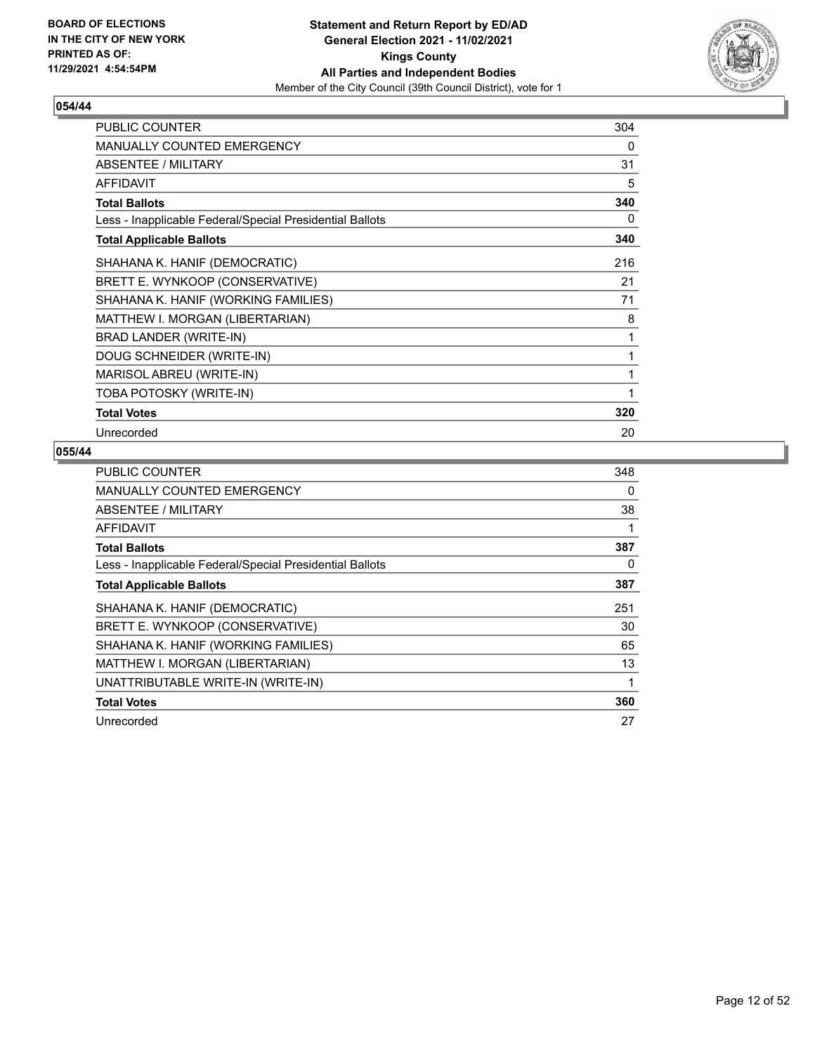**BOARD OF ELECTIONS IN THE CITY OF NEW YORK PRINTED AS OF: 11/29/2021 4:54:54PM**

**Statement and Return Report by ED/AD General Election 2021 - 11/02/2021 Kings County All Parties and Independent Bodies**
Member of the City Council (39th Council District), vote for 1

## 054/44

| | |
|---|---|
| PUBLIC COUNTER | 304 |
| MANUALLY COUNTED EMERGENCY | 0 |
| ABSENTEE / MILITARY | 31 |
| AFFIDAVIT | 5 |
| **Total Ballots** | **340** |
| Less - Inapplicable Federal/Special Presidential Ballots | 0 |
| **Total Applicable Ballots** | **340** |
| SHAHANA K. HANIF (DEMOCRATIC) | 216 |
| BRETT E. WYNKOOP (CONSERVATIVE) | 21 |
| SHAHANA K. HANIF (WORKING FAMILIES) | 71 |
| MATTHEW I. MORGAN (LIBERTARIAN) | 8 |
| BRAD LANDER (WRITE-IN) | 1 |
| DOUG SCHNEIDER (WRITE-IN) | 1 |
| MARISOL ABREU (WRITE-IN) | 1 |
| TOBA POTOSKY (WRITE-IN) | 1 |
| **Total Votes** | **320** |
| Unrecorded | 20 |

## 055/44

| | |
|---|---|
| PUBLIC COUNTER | 348 |
| MANUALLY COUNTED EMERGENCY | 0 |
| ABSENTEE / MILITARY | 38 |
| AFFIDAVIT | 1 |
| **Total Ballots** | **387** |
| Less - Inapplicable Federal/Special Presidential Ballots | 0 |
| **Total Applicable Ballots** | **387** |
| SHAHANA K. HANIF (DEMOCRATIC) | 251 |
| BRETT E. WYNKOOP (CONSERVATIVE) | 30 |
| SHAHANA K. HANIF (WORKING FAMILIES) | 65 |
| MATTHEW I. MORGAN (LIBERTARIAN) | 13 |
| UNATTRIBUTABLE WRITE-IN (WRITE-IN) | 1 |
| **Total Votes** | **360** |
| Unrecorded | 27 |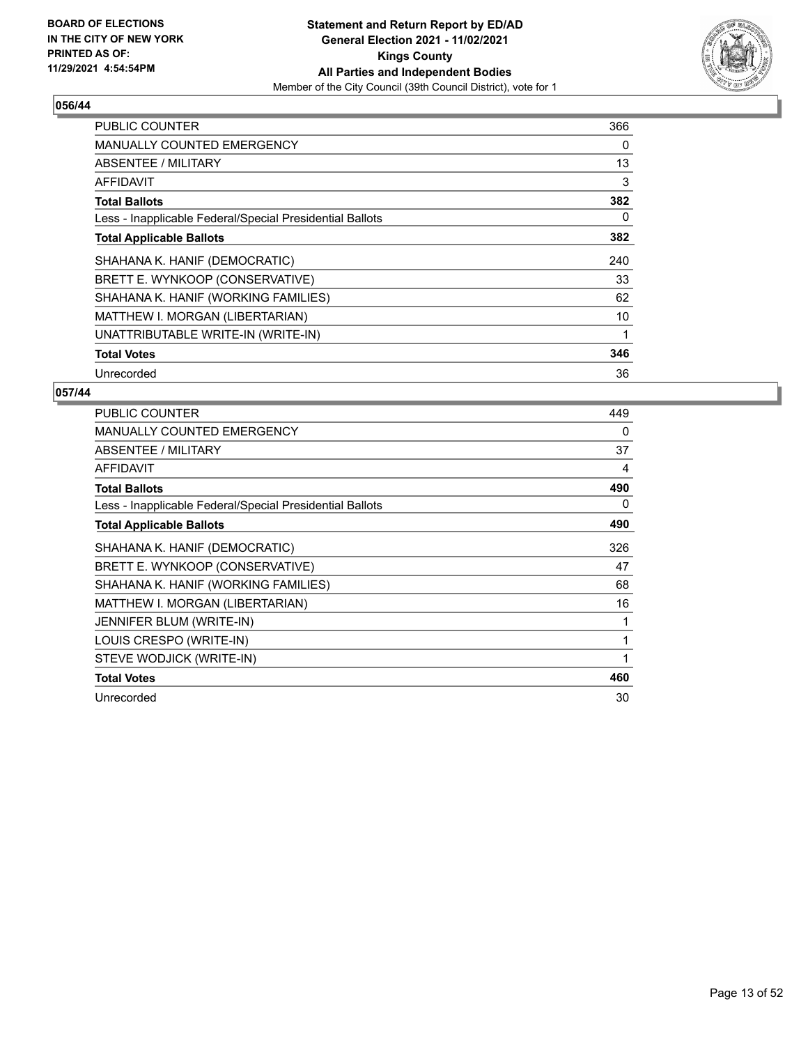BOARD OF ELECTIONS
IN THE CITY OF NEW YORK
PRINTED AS OF:
11/29/2021 4:54:54PM

**Statement and Return Report by ED/AD**
**General Election 2021 - 11/02/2021**
**Kings County**
**All Parties and Independent Bodies**
Member of the City Council (39th Council District), vote for 1

### 056/44

| | |
|---|---|
| PUBLIC COUNTER | 366 |
| MANUALLY COUNTED EMERGENCY | 0 |
| ABSENTEE / MILITARY | 13 |
| AFFIDAVIT | 3 |
| **Total Ballots** | **382** |
| Less - Inapplicable Federal/Special Presidential Ballots | 0 |
| **Total Applicable Ballots** | **382** |
| SHAHANA K. HANIF (DEMOCRATIC) | 240 |
| BRETT E. WYNKOOP (CONSERVATIVE) | 33 |
| SHAHANA K. HANIF (WORKING FAMILIES) | 62 |
| MATTHEW I. MORGAN (LIBERTARIAN) | 10 |
| UNATTRIBUTABLE WRITE-IN (WRITE-IN) | 1 |
| **Total Votes** | **346** |
| Unrecorded | 36 |

### 057/44

| | |
|---|---|
| PUBLIC COUNTER | 449 |
| MANUALLY COUNTED EMERGENCY | 0 |
| ABSENTEE / MILITARY | 37 |
| AFFIDAVIT | 4 |
| **Total Ballots** | **490** |
| Less - Inapplicable Federal/Special Presidential Ballots | 0 |
| **Total Applicable Ballots** | **490** |
| SHAHANA K. HANIF (DEMOCRATIC) | 326 |
| BRETT E. WYNKOOP (CONSERVATIVE) | 47 |
| SHAHANA K. HANIF (WORKING FAMILIES) | 68 |
| MATTHEW I. MORGAN (LIBERTARIAN) | 16 |
| JENNIFER BLUM (WRITE-IN) | 1 |
| LOUIS CRESPO (WRITE-IN) | 1 |
| STEVE WODJICK (WRITE-IN) | 1 |
| **Total Votes** | **460** |
| Unrecorded | 30 |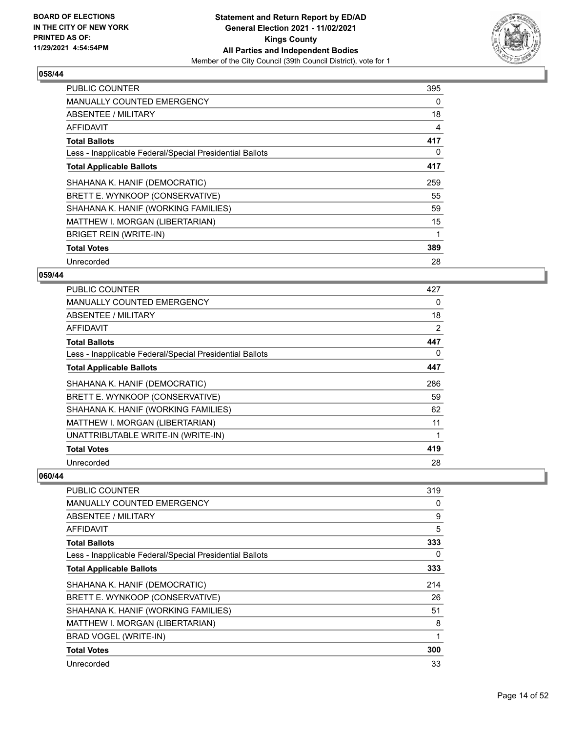## 058/44

| | |
|---|---|
| PUBLIC COUNTER | 395 |
| MANUALLY COUNTED EMERGENCY | 0 |
| ABSENTEE / MILITARY | 18 |
| AFFIDAVIT | 4 |
| **Total Ballots** | **417** |
| Less - Inapplicable Federal/Special Presidential Ballots | 0 |
| **Total Applicable Ballots** | **417** |
| SHAHANA K. HANIF (DEMOCRATIC) | 259 |
| BRETT E. WYNKOOP (CONSERVATIVE) | 55 |
| SHAHANA K. HANIF (WORKING FAMILIES) | 59 |
| MATTHEW I. MORGAN (LIBERTARIAN) | 15 |
| BRIGET REIN (WRITE-IN) | 1 |
| **Total Votes** | **389** |
| Unrecorded | 28 |

## 059/44

| | |
|---|---|
| PUBLIC COUNTER | 427 |
| MANUALLY COUNTED EMERGENCY | 0 |
| ABSENTEE / MILITARY | 18 |
| AFFIDAVIT | 2 |
| **Total Ballots** | **447** |
| Less - Inapplicable Federal/Special Presidential Ballots | 0 |
| **Total Applicable Ballots** | **447** |
| SHAHANA K. HANIF (DEMOCRATIC) | 286 |
| BRETT E. WYNKOOP (CONSERVATIVE) | 59 |
| SHAHANA K. HANIF (WORKING FAMILIES) | 62 |
| MATTHEW I. MORGAN (LIBERTARIAN) | 11 |
| UNATTRIBUTABLE WRITE-IN (WRITE-IN) | 1 |
| **Total Votes** | **419** |
| Unrecorded | 28 |

## 060/44

| | |
|---|---|
| PUBLIC COUNTER | 319 |
| MANUALLY COUNTED EMERGENCY | 0 |
| ABSENTEE / MILITARY | 9 |
| AFFIDAVIT | 5 |
| **Total Ballots** | **333** |
| Less - Inapplicable Federal/Special Presidential Ballots | 0 |
| **Total Applicable Ballots** | **333** |
| SHAHANA K. HANIF (DEMOCRATIC) | 214 |
| BRETT E. WYNKOOP (CONSERVATIVE) | 26 |
| SHAHANA K. HANIF (WORKING FAMILIES) | 51 |
| MATTHEW I. MORGAN (LIBERTARIAN) | 8 |
| BRAD VOGEL (WRITE-IN) | 1 |
| **Total Votes** | **300** |
| Unrecorded | 33 |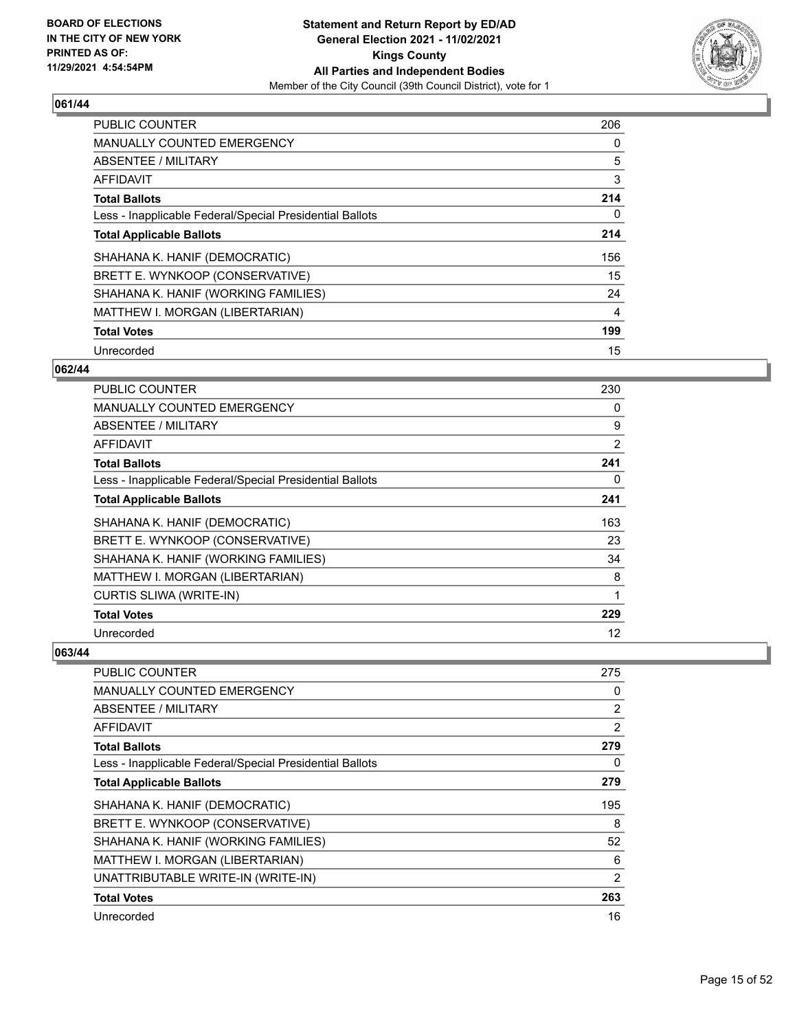**BOARD OF ELECTIONS IN THE CITY OF NEW YORK PRINTED AS OF: 11/29/2021 4:54:54PM**

**Statement and Return Report by ED/AD General Election 2021 - 11/02/2021 Kings County All Parties and Independent Bodies**

Member of the City Council (39th Council District), vote for 1

### 061/44

| | |
|---|---|
| PUBLIC COUNTER | 206 |
| MANUALLY COUNTED EMERGENCY | 0 |
| ABSENTEE / MILITARY | 5 |
| AFFIDAVIT | 3 |
| **Total Ballots** | **214** |
| Less - Inapplicable Federal/Special Presidential Ballots | 0 |
| **Total Applicable Ballots** | **214** |
| SHAHANA K. HANIF (DEMOCRATIC) | 156 |
| BRETT E. WYNKOOP (CONSERVATIVE) | 15 |
| SHAHANA K. HANIF (WORKING FAMILIES) | 24 |
| MATTHEW I. MORGAN (LIBERTARIAN) | 4 |
| **Total Votes** | **199** |
| Unrecorded | 15 |

### 062/44

| | |
|---|---|
| PUBLIC COUNTER | 230 |
| MANUALLY COUNTED EMERGENCY | 0 |
| ABSENTEE / MILITARY | 9 |
| AFFIDAVIT | 2 |
| **Total Ballots** | **241** |
| Less - Inapplicable Federal/Special Presidential Ballots | 0 |
| **Total Applicable Ballots** | **241** |
| SHAHANA K. HANIF (DEMOCRATIC) | 163 |
| BRETT E. WYNKOOP (CONSERVATIVE) | 23 |
| SHAHANA K. HANIF (WORKING FAMILIES) | 34 |
| MATTHEW I. MORGAN (LIBERTARIAN) | 8 |
| CURTIS SLIWA (WRITE-IN) | 1 |
| **Total Votes** | **229** |
| Unrecorded | 12 |

### 063/44

| | |
|---|---|
| PUBLIC COUNTER | 275 |
| MANUALLY COUNTED EMERGENCY | 0 |
| ABSENTEE / MILITARY | 2 |
| AFFIDAVIT | 2 |
| **Total Ballots** | **279** |
| Less - Inapplicable Federal/Special Presidential Ballots | 0 |
| **Total Applicable Ballots** | **279** |
| SHAHANA K. HANIF (DEMOCRATIC) | 195 |
| BRETT E. WYNKOOP (CONSERVATIVE) | 8 |
| SHAHANA K. HANIF (WORKING FAMILIES) | 52 |
| MATTHEW I. MORGAN (LIBERTARIAN) | 6 |
| UNATTRIBUTABLE WRITE-IN (WRITE-IN) | 2 |
| **Total Votes** | **263** |
| Unrecorded | 16 |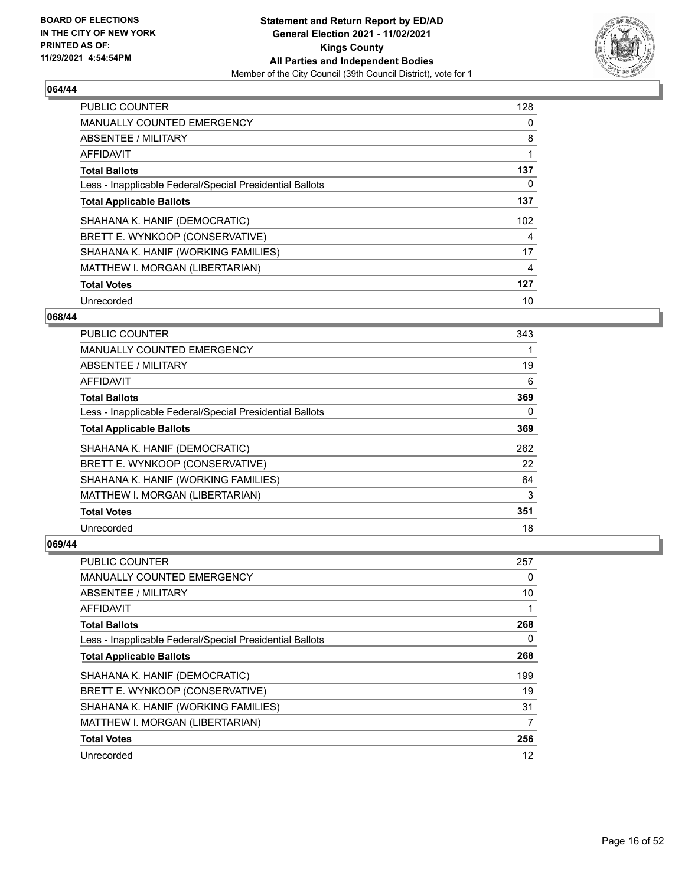## 064/44

| | |
|---|---|
| PUBLIC COUNTER | 128 |
| MANUALLY COUNTED EMERGENCY | 0 |
| ABSENTEE / MILITARY | 8 |
| AFFIDAVIT | 1 |
| **Total Ballots** | **137** |
| Less - Inapplicable Federal/Special Presidential Ballots | 0 |
| **Total Applicable Ballots** | **137** |
| SHAHANA K. HANIF (DEMOCRATIC) | 102 |
| BRETT E. WYNKOOP (CONSERVATIVE) | 4 |
| SHAHANA K. HANIF (WORKING FAMILIES) | 17 |
| MATTHEW I. MORGAN (LIBERTARIAN) | 4 |
| **Total Votes** | **127** |
| Unrecorded | 10 |

## 068/44

| | |
|---|---|
| PUBLIC COUNTER | 343 |
| MANUALLY COUNTED EMERGENCY | 1 |
| ABSENTEE / MILITARY | 19 |
| AFFIDAVIT | 6 |
| **Total Ballots** | **369** |
| Less - Inapplicable Federal/Special Presidential Ballots | 0 |
| **Total Applicable Ballots** | **369** |
| SHAHANA K. HANIF (DEMOCRATIC) | 262 |
| BRETT E. WYNKOOP (CONSERVATIVE) | 22 |
| SHAHANA K. HANIF (WORKING FAMILIES) | 64 |
| MATTHEW I. MORGAN (LIBERTARIAN) | 3 |
| **Total Votes** | **351** |
| Unrecorded | 18 |

## 069/44

| | |
|---|---|
| PUBLIC COUNTER | 257 |
| MANUALLY COUNTED EMERGENCY | 0 |
| ABSENTEE / MILITARY | 10 |
| AFFIDAVIT | 1 |
| **Total Ballots** | **268** |
| Less - Inapplicable Federal/Special Presidential Ballots | 0 |
| **Total Applicable Ballots** | **268** |
| SHAHANA K. HANIF (DEMOCRATIC) | 199 |
| BRETT E. WYNKOOP (CONSERVATIVE) | 19 |
| SHAHANA K. HANIF (WORKING FAMILIES) | 31 |
| MATTHEW I. MORGAN (LIBERTARIAN) | 7 |
| **Total Votes** | **256** |
| Unrecorded | 12 |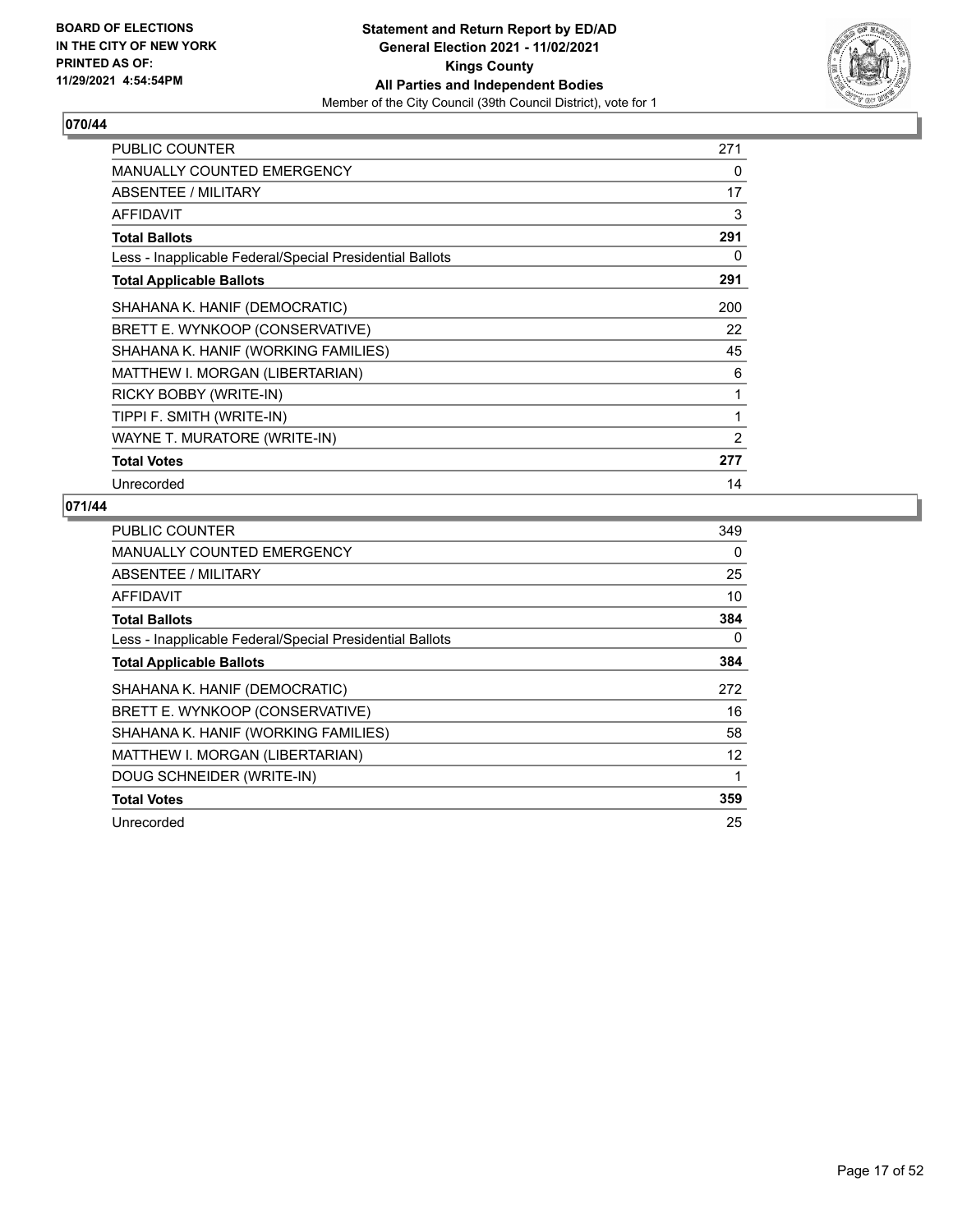**Statement and Return Report by ED/AD**
**General Election 2021 - 11/02/2021**
**Kings County**
**All Parties and Independent Bodies**
Member of the City Council (39th Council District), vote for 1

BOARD OF ELECTIONS
IN THE CITY OF NEW YORK
PRINTED AS OF:
11/29/2021 4:54:54PM

## 070/44

| | |
|---|---|
| PUBLIC COUNTER | 271 |
| MANUALLY COUNTED EMERGENCY | 0 |
| ABSENTEE / MILITARY | 17 |
| AFFIDAVIT | 3 |
| **Total Ballots** | **291** |
| Less - Inapplicable Federal/Special Presidential Ballots | 0 |
| **Total Applicable Ballots** | **291** |
| SHAHANA K. HANIF (DEMOCRATIC) | 200 |
| BRETT E. WYNKOOP (CONSERVATIVE) | 22 |
| SHAHANA K. HANIF (WORKING FAMILIES) | 45 |
| MATTHEW I. MORGAN (LIBERTARIAN) | 6 |
| RICKY BOBBY (WRITE-IN) | 1 |
| TIPPI F. SMITH (WRITE-IN) | 1 |
| WAYNE T. MURATORE (WRITE-IN) | 2 |
| **Total Votes** | **277** |
| Unrecorded | 14 |

## 071/44

| | |
|---|---|
| PUBLIC COUNTER | 349 |
| MANUALLY COUNTED EMERGENCY | 0 |
| ABSENTEE / MILITARY | 25 |
| AFFIDAVIT | 10 |
| **Total Ballots** | **384** |
| Less - Inapplicable Federal/Special Presidential Ballots | 0 |
| **Total Applicable Ballots** | **384** |
| SHAHANA K. HANIF (DEMOCRATIC) | 272 |
| BRETT E. WYNKOOP (CONSERVATIVE) | 16 |
| SHAHANA K. HANIF (WORKING FAMILIES) | 58 |
| MATTHEW I. MORGAN (LIBERTARIAN) | 12 |
| DOUG SCHNEIDER (WRITE-IN) | 1 |
| **Total Votes** | **359** |
| Unrecorded | 25 |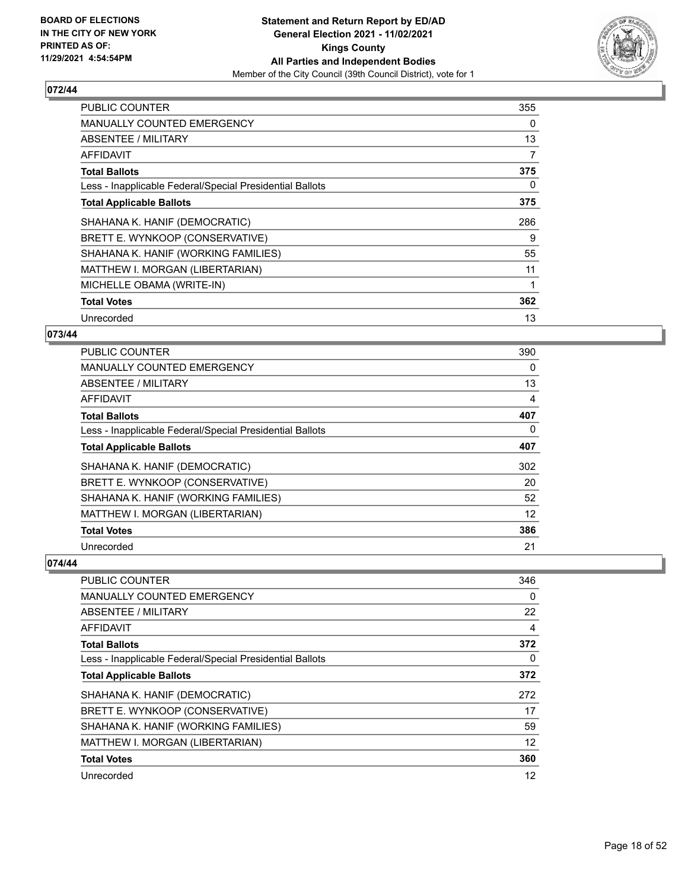## 072/44

| | |
|---|---|
| PUBLIC COUNTER | 355 |
| MANUALLY COUNTED EMERGENCY | 0 |
| ABSENTEE / MILITARY | 13 |
| AFFIDAVIT | 7 |
| **Total Ballots** | **375** |
| Less - Inapplicable Federal/Special Presidential Ballots | 0 |
| **Total Applicable Ballots** | **375** |
| SHAHANA K. HANIF (DEMOCRATIC) | 286 |
| BRETT E. WYNKOOP (CONSERVATIVE) | 9 |
| SHAHANA K. HANIF (WORKING FAMILIES) | 55 |
| MATTHEW I. MORGAN (LIBERTARIAN) | 11 |
| MICHELLE OBAMA (WRITE-IN) | 1 |
| **Total Votes** | **362** |
| Unrecorded | 13 |

## 073/44

| | |
|---|---|
| PUBLIC COUNTER | 390 |
| MANUALLY COUNTED EMERGENCY | 0 |
| ABSENTEE / MILITARY | 13 |
| AFFIDAVIT | 4 |
| **Total Ballots** | **407** |
| Less - Inapplicable Federal/Special Presidential Ballots | 0 |
| **Total Applicable Ballots** | **407** |
| SHAHANA K. HANIF (DEMOCRATIC) | 302 |
| BRETT E. WYNKOOP (CONSERVATIVE) | 20 |
| SHAHANA K. HANIF (WORKING FAMILIES) | 52 |
| MATTHEW I. MORGAN (LIBERTARIAN) | 12 |
| **Total Votes** | **386** |
| Unrecorded | 21 |

## 074/44

| | |
|---|---|
| PUBLIC COUNTER | 346 |
| MANUALLY COUNTED EMERGENCY | 0 |
| ABSENTEE / MILITARY | 22 |
| AFFIDAVIT | 4 |
| **Total Ballots** | **372** |
| Less - Inapplicable Federal/Special Presidential Ballots | 0 |
| **Total Applicable Ballots** | **372** |
| SHAHANA K. HANIF (DEMOCRATIC) | 272 |
| BRETT E. WYNKOOP (CONSERVATIVE) | 17 |
| SHAHANA K. HANIF (WORKING FAMILIES) | 59 |
| MATTHEW I. MORGAN (LIBERTARIAN) | 12 |
| **Total Votes** | **360** |
| Unrecorded | 12 |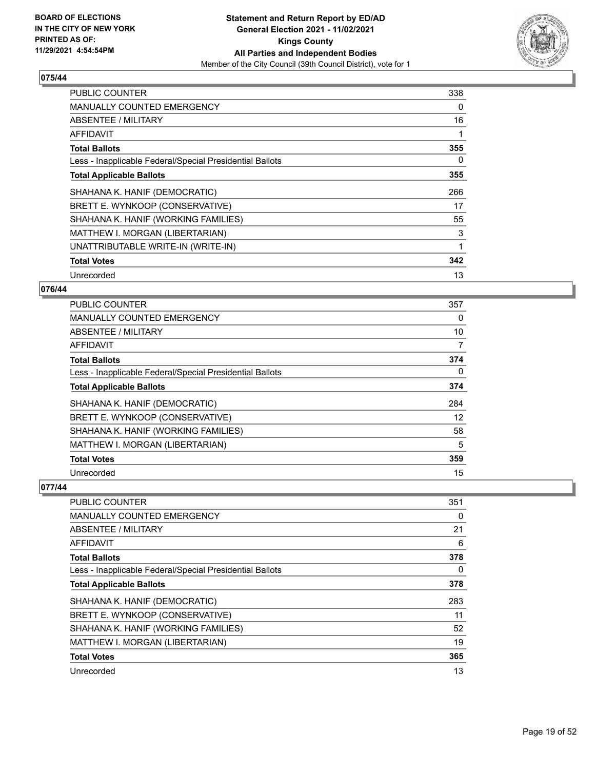## 075/44

| | |
|---|---|
| PUBLIC COUNTER | 338 |
| MANUALLY COUNTED EMERGENCY | 0 |
| ABSENTEE / MILITARY | 16 |
| AFFIDAVIT | 1 |
| **Total Ballots** | **355** |
| Less - Inapplicable Federal/Special Presidential Ballots | 0 |
| **Total Applicable Ballots** | **355** |
| SHAHANA K. HANIF (DEMOCRATIC) | 266 |
| BRETT E. WYNKOOP (CONSERVATIVE) | 17 |
| SHAHANA K. HANIF (WORKING FAMILIES) | 55 |
| MATTHEW I. MORGAN (LIBERTARIAN) | 3 |
| UNATTRIBUTABLE WRITE-IN (WRITE-IN) | 1 |
| **Total Votes** | **342** |
| Unrecorded | 13 |

## 076/44

| | |
|---|---|
| PUBLIC COUNTER | 357 |
| MANUALLY COUNTED EMERGENCY | 0 |
| ABSENTEE / MILITARY | 10 |
| AFFIDAVIT | 7 |
| **Total Ballots** | **374** |
| Less - Inapplicable Federal/Special Presidential Ballots | 0 |
| **Total Applicable Ballots** | **374** |
| SHAHANA K. HANIF (DEMOCRATIC) | 284 |
| BRETT E. WYNKOOP (CONSERVATIVE) | 12 |
| SHAHANA K. HANIF (WORKING FAMILIES) | 58 |
| MATTHEW I. MORGAN (LIBERTARIAN) | 5 |
| **Total Votes** | **359** |
| Unrecorded | 15 |

## 077/44

| | |
|---|---|
| PUBLIC COUNTER | 351 |
| MANUALLY COUNTED EMERGENCY | 0 |
| ABSENTEE / MILITARY | 21 |
| AFFIDAVIT | 6 |
| **Total Ballots** | **378** |
| Less - Inapplicable Federal/Special Presidential Ballots | 0 |
| **Total Applicable Ballots** | **378** |
| SHAHANA K. HANIF (DEMOCRATIC) | 283 |
| BRETT E. WYNKOOP (CONSERVATIVE) | 11 |
| SHAHANA K. HANIF (WORKING FAMILIES) | 52 |
| MATTHEW I. MORGAN (LIBERTARIAN) | 19 |
| **Total Votes** | **365** |
| Unrecorded | 13 |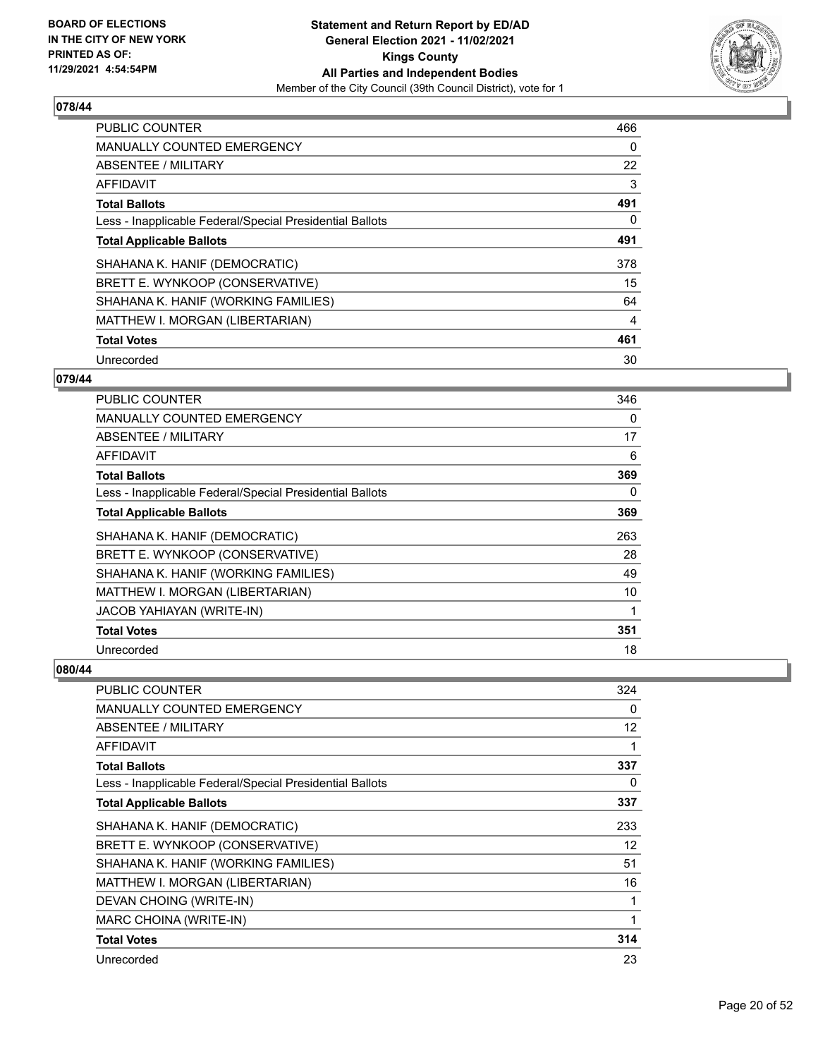**BOARD OF ELECTIONS IN THE CITY OF NEW YORK PRINTED AS OF: 11/29/2021 4:54:54PM**

**Statement and Return Report by ED/AD General Election 2021 - 11/02/2021 Kings County All Parties and Independent Bodies**

Member of the City Council (39th Council District), vote for 1

## 078/44

| | |
|---|---|
| PUBLIC COUNTER | 466 |
| MANUALLY COUNTED EMERGENCY | 0 |
| ABSENTEE / MILITARY | 22 |
| AFFIDAVIT | 3 |
| **Total Ballots** | **491** |
| Less - Inapplicable Federal/Special Presidential Ballots | 0 |
| **Total Applicable Ballots** | **491** |
| SHAHANA K. HANIF (DEMOCRATIC) | 378 |
| BRETT E. WYNKOOP (CONSERVATIVE) | 15 |
| SHAHANA K. HANIF (WORKING FAMILIES) | 64 |
| MATTHEW I. MORGAN (LIBERTARIAN) | 4 |
| **Total Votes** | **461** |
| Unrecorded | 30 |

## 079/44

| | |
|---|---|
| PUBLIC COUNTER | 346 |
| MANUALLY COUNTED EMERGENCY | 0 |
| ABSENTEE / MILITARY | 17 |
| AFFIDAVIT | 6 |
| **Total Ballots** | **369** |
| Less - Inapplicable Federal/Special Presidential Ballots | 0 |
| **Total Applicable Ballots** | **369** |
| SHAHANA K. HANIF (DEMOCRATIC) | 263 |
| BRETT E. WYNKOOP (CONSERVATIVE) | 28 |
| SHAHANA K. HANIF (WORKING FAMILIES) | 49 |
| MATTHEW I. MORGAN (LIBERTARIAN) | 10 |
| JACOB YAHIAYAN (WRITE-IN) | 1 |
| **Total Votes** | **351** |
| Unrecorded | 18 |

## 080/44

| | |
|---|---|
| PUBLIC COUNTER | 324 |
| MANUALLY COUNTED EMERGENCY | 0 |
| ABSENTEE / MILITARY | 12 |
| AFFIDAVIT | 1 |
| **Total Ballots** | **337** |
| Less - Inapplicable Federal/Special Presidential Ballots | 0 |
| **Total Applicable Ballots** | **337** |
| SHAHANA K. HANIF (DEMOCRATIC) | 233 |
| BRETT E. WYNKOOP (CONSERVATIVE) | 12 |
| SHAHANA K. HANIF (WORKING FAMILIES) | 51 |
| MATTHEW I. MORGAN (LIBERTARIAN) | 16 |
| DEVAN CHOING (WRITE-IN) | 1 |
| MARC CHOINA (WRITE-IN) | 1 |
| **Total Votes** | **314** |
| Unrecorded | 23 |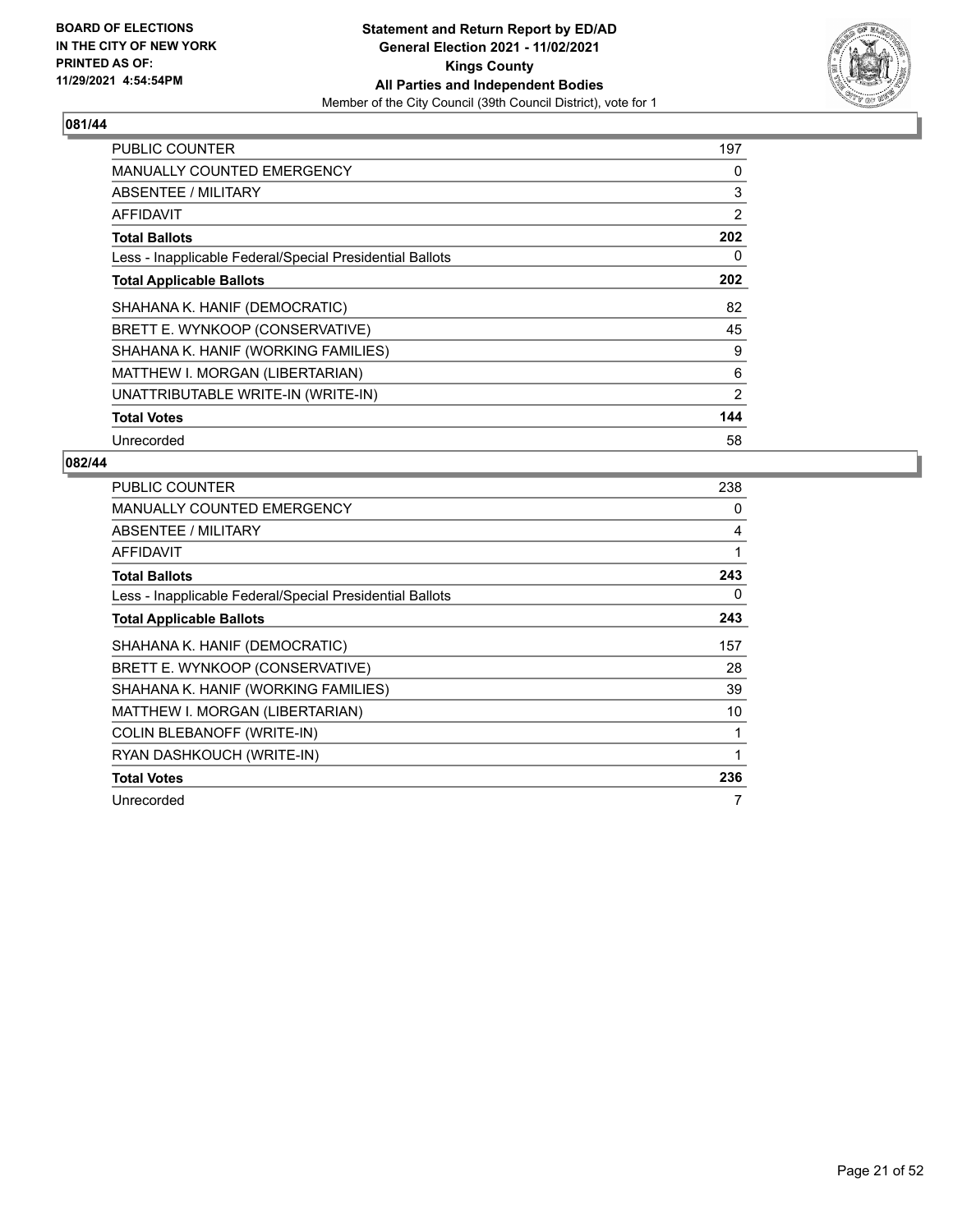BOARD OF ELECTIONS
IN THE CITY OF NEW YORK
PRINTED AS OF:
11/29/2021 4:54:54PM

**Statement and Return Report by ED/AD**
**General Election 2021 - 11/02/2021**
**Kings County**
**All Parties and Independent Bodies**
Member of the City Council (39th Council District), vote for 1

## 081/44

| | |
|---|---|
| PUBLIC COUNTER | 197 |
| MANUALLY COUNTED EMERGENCY | 0 |
| ABSENTEE / MILITARY | 3 |
| AFFIDAVIT | 2 |
| **Total Ballots** | **202** |
| Less - Inapplicable Federal/Special Presidential Ballots | 0 |
| **Total Applicable Ballots** | **202** |
| SHAHANA K. HANIF (DEMOCRATIC) | 82 |
| BRETT E. WYNKOOP (CONSERVATIVE) | 45 |
| SHAHANA K. HANIF (WORKING FAMILIES) | 9 |
| MATTHEW I. MORGAN (LIBERTARIAN) | 6 |
| UNATTRIBUTABLE WRITE-IN (WRITE-IN) | 2 |
| **Total Votes** | **144** |
| Unrecorded | 58 |

## 082/44

| | |
|---|---|
| PUBLIC COUNTER | 238 |
| MANUALLY COUNTED EMERGENCY | 0 |
| ABSENTEE / MILITARY | 4 |
| AFFIDAVIT | 1 |
| **Total Ballots** | **243** |
| Less - Inapplicable Federal/Special Presidential Ballots | 0 |
| **Total Applicable Ballots** | **243** |
| SHAHANA K. HANIF (DEMOCRATIC) | 157 |
| BRETT E. WYNKOOP (CONSERVATIVE) | 28 |
| SHAHANA K. HANIF (WORKING FAMILIES) | 39 |
| MATTHEW I. MORGAN (LIBERTARIAN) | 10 |
| COLIN BLEBANOFF (WRITE-IN) | 1 |
| RYAN DASHKOUCH (WRITE-IN) | 1 |
| **Total Votes** | **236** |
| Unrecorded | 7 |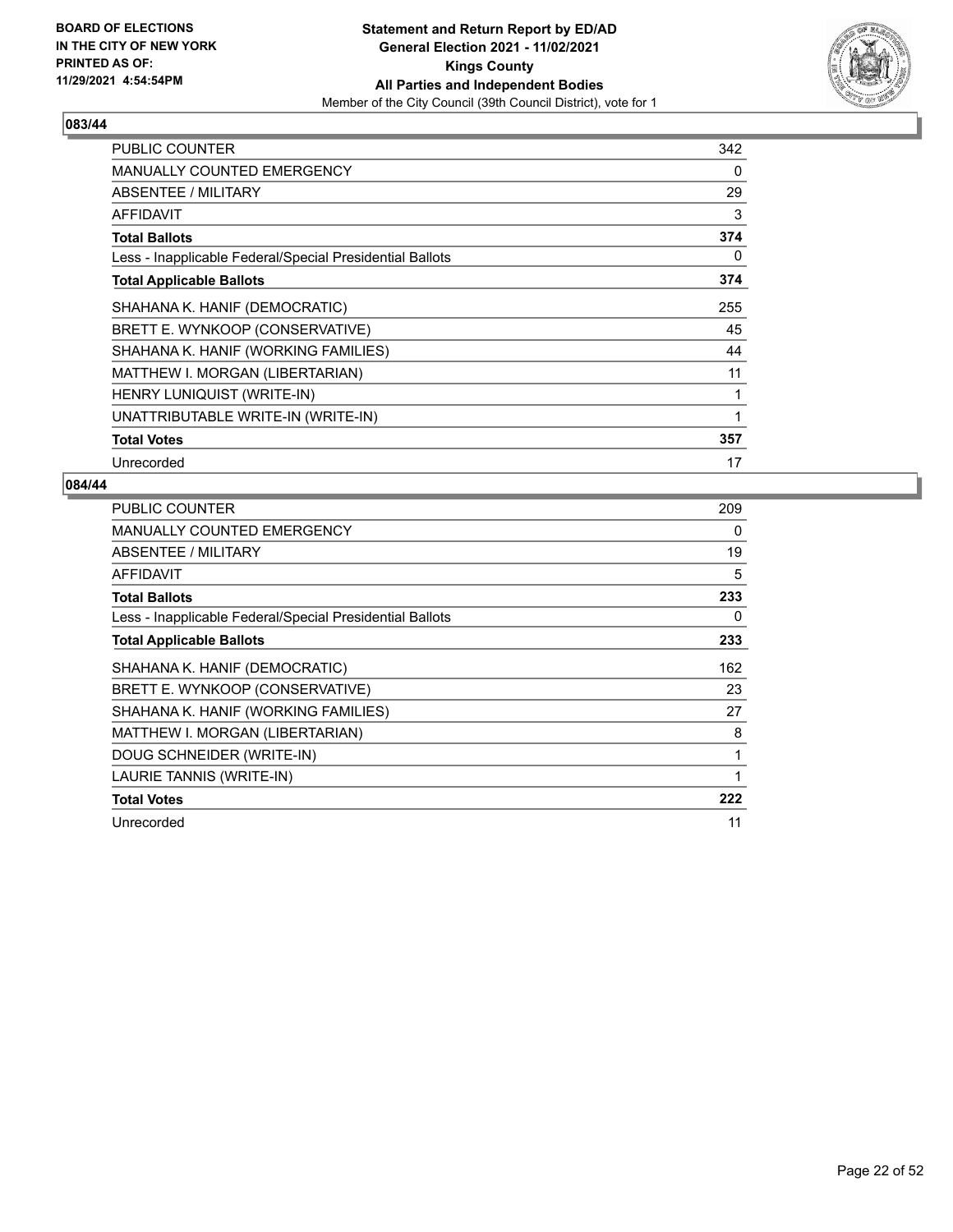BOARD OF ELECTIONS
IN THE CITY OF NEW YORK
PRINTED AS OF:
11/29/2021 4:54:54PM

**Statement and Return Report by ED/AD**
**General Election 2021 - 11/02/2021**
**Kings County**
**All Parties and Independent Bodies**
Member of the City Council (39th Council District), vote for 1

## 083/44

| | |
|---|---|
| PUBLIC COUNTER | 342 |
| MANUALLY COUNTED EMERGENCY | 0 |
| ABSENTEE / MILITARY | 29 |
| AFFIDAVIT | 3 |
| **Total Ballots** | **374** |
| Less - Inapplicable Federal/Special Presidential Ballots | 0 |
| **Total Applicable Ballots** | **374** |
| SHAHANA K. HANIF (DEMOCRATIC) | 255 |
| BRETT E. WYNKOOP (CONSERVATIVE) | 45 |
| SHAHANA K. HANIF (WORKING FAMILIES) | 44 |
| MATTHEW I. MORGAN (LIBERTARIAN) | 11 |
| HENRY LUNIQUIST (WRITE-IN) | 1 |
| UNATTRIBUTABLE WRITE-IN (WRITE-IN) | 1 |
| **Total Votes** | **357** |
| Unrecorded | 17 |

## 084/44

| | |
|---|---|
| PUBLIC COUNTER | 209 |
| MANUALLY COUNTED EMERGENCY | 0 |
| ABSENTEE / MILITARY | 19 |
| AFFIDAVIT | 5 |
| **Total Ballots** | **233** |
| Less - Inapplicable Federal/Special Presidential Ballots | 0 |
| **Total Applicable Ballots** | **233** |
| SHAHANA K. HANIF (DEMOCRATIC) | 162 |
| BRETT E. WYNKOOP (CONSERVATIVE) | 23 |
| SHAHANA K. HANIF (WORKING FAMILIES) | 27 |
| MATTHEW I. MORGAN (LIBERTARIAN) | 8 |
| DOUG SCHNEIDER (WRITE-IN) | 1 |
| LAURIE TANNIS (WRITE-IN) | 1 |
| **Total Votes** | **222** |
| Unrecorded | 11 |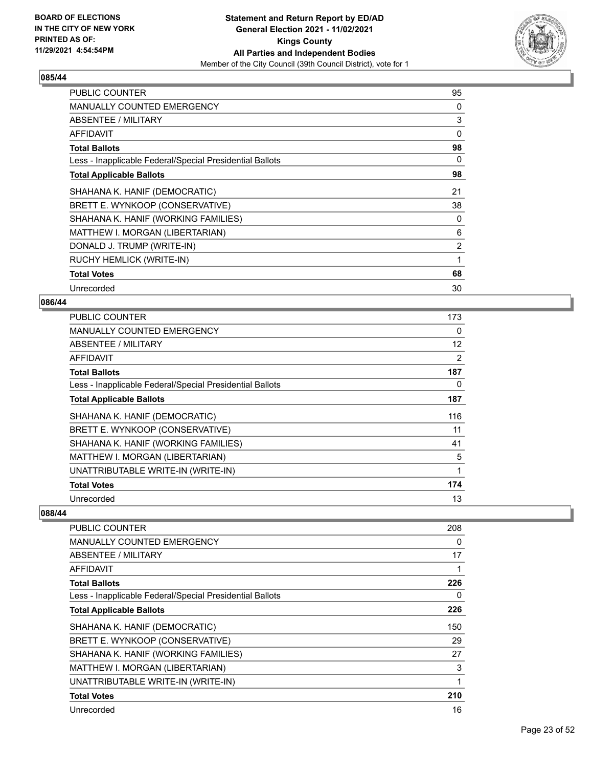**BOARD OF ELECTIONS IN THE CITY OF NEW YORK PRINTED AS OF: 11/29/2021 4:54:54PM**

**Statement and Return Report by ED/AD**
**General Election 2021 - 11/02/2021**
**Kings County**
**All Parties and Independent Bodies**
Member of the City Council (39th Council District), vote for 1

### 085/44

| | |
|---|---|
| PUBLIC COUNTER | 95 |
| MANUALLY COUNTED EMERGENCY | 0 |
| ABSENTEE / MILITARY | 3 |
| AFFIDAVIT | 0 |
| **Total Ballots** | **98** |
| Less - Inapplicable Federal/Special Presidential Ballots | 0 |
| **Total Applicable Ballots** | **98** |
| SHAHANA K. HANIF (DEMOCRATIC) | 21 |
| BRETT E. WYNKOOP (CONSERVATIVE) | 38 |
| SHAHANA K. HANIF (WORKING FAMILIES) | 0 |
| MATTHEW I. MORGAN (LIBERTARIAN) | 6 |
| DONALD J. TRUMP (WRITE-IN) | 2 |
| RUCHY HEMLICK (WRITE-IN) | 1 |
| **Total Votes** | **68** |
| Unrecorded | 30 |

### 086/44

| | |
|---|---|
| PUBLIC COUNTER | 173 |
| MANUALLY COUNTED EMERGENCY | 0 |
| ABSENTEE / MILITARY | 12 |
| AFFIDAVIT | 2 |
| **Total Ballots** | **187** |
| Less - Inapplicable Federal/Special Presidential Ballots | 0 |
| **Total Applicable Ballots** | **187** |
| SHAHANA K. HANIF (DEMOCRATIC) | 116 |
| BRETT E. WYNKOOP (CONSERVATIVE) | 11 |
| SHAHANA K. HANIF (WORKING FAMILIES) | 41 |
| MATTHEW I. MORGAN (LIBERTARIAN) | 5 |
| UNATTRIBUTABLE WRITE-IN (WRITE-IN) | 1 |
| **Total Votes** | **174** |
| Unrecorded | 13 |

### 088/44

| | |
|---|---|
| PUBLIC COUNTER | 208 |
| MANUALLY COUNTED EMERGENCY | 0 |
| ABSENTEE / MILITARY | 17 |
| AFFIDAVIT | 1 |
| **Total Ballots** | **226** |
| Less - Inapplicable Federal/Special Presidential Ballots | 0 |
| **Total Applicable Ballots** | **226** |
| SHAHANA K. HANIF (DEMOCRATIC) | 150 |
| BRETT E. WYNKOOP (CONSERVATIVE) | 29 |
| SHAHANA K. HANIF (WORKING FAMILIES) | 27 |
| MATTHEW I. MORGAN (LIBERTARIAN) | 3 |
| UNATTRIBUTABLE WRITE-IN (WRITE-IN) | 1 |
| **Total Votes** | **210** |
| Unrecorded | 16 |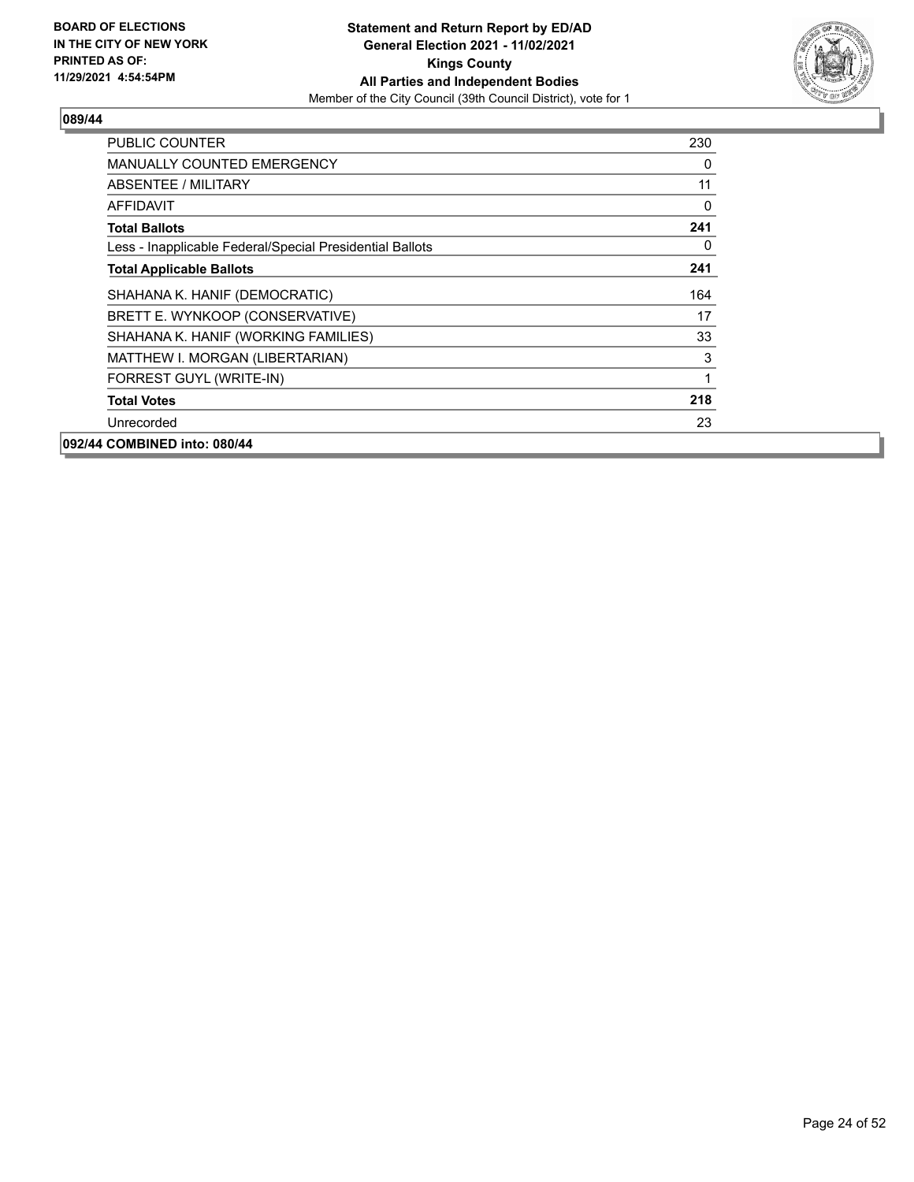**BOARD OF ELECTIONS IN THE CITY OF NEW YORK PRINTED AS OF: 11/29/2021 4:54:54PM**

**Statement and Return Report by ED/AD General Election 2021 - 11/02/2021 Kings County All Parties and Independent Bodies**

Member of the City Council (39th Council District), vote for 1

**089/44**

| | |
|---|---|
| PUBLIC COUNTER | 230 |
| MANUALLY COUNTED EMERGENCY | 0 |
| ABSENTEE / MILITARY | 11 |
| AFFIDAVIT | 0 |
| **Total Ballots** | **241** |
| Less - Inapplicable Federal/Special Presidential Ballots | 0 |
| **Total Applicable Ballots** | **241** |
| SHAHANA K. HANIF (DEMOCRATIC) | 164 |
| BRETT E. WYNKOOP (CONSERVATIVE) | 17 |
| SHAHANA K. HANIF (WORKING FAMILIES) | 33 |
| MATTHEW I. MORGAN (LIBERTARIAN) | 3 |
| FORREST GUYL (WRITE-IN) | 1 |
| **Total Votes** | **218** |
| Unrecorded | 23 |

**092/44 COMBINED into: 080/44**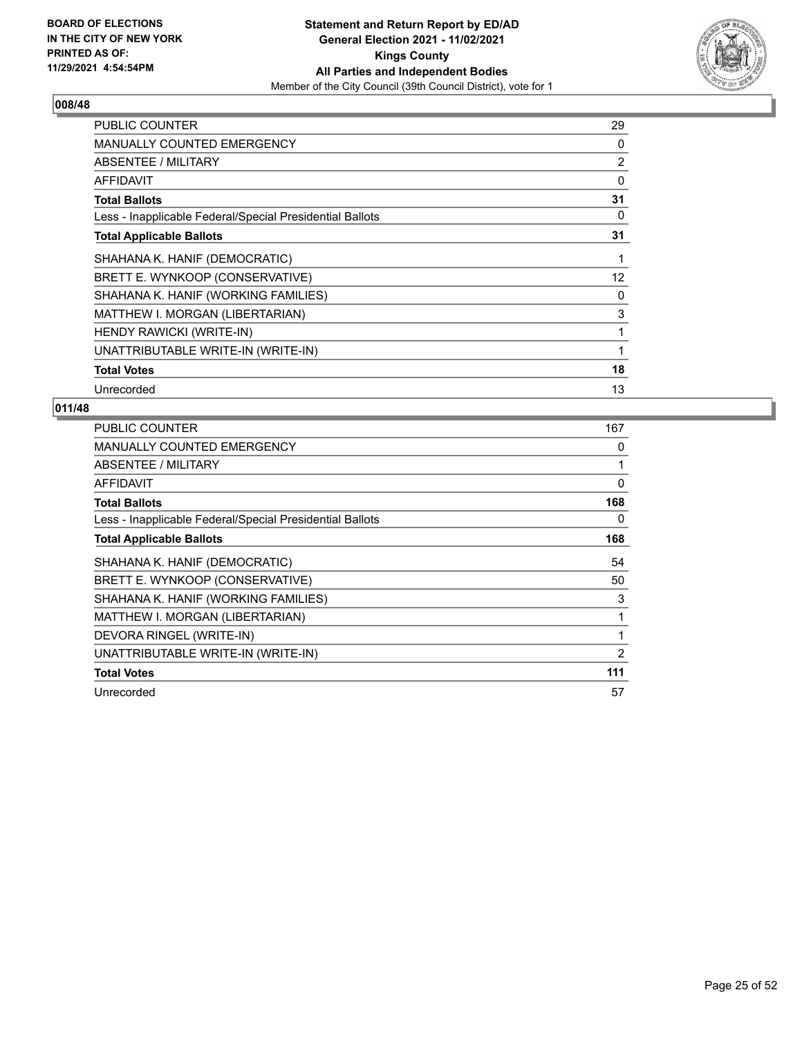**BOARD OF ELECTIONS IN THE CITY OF NEW YORK PRINTED AS OF: 11/29/2021 4:54:54PM**

**Statement and Return Report by ED/AD**
**General Election 2021 - 11/02/2021**
**Kings County**
**All Parties and Independent Bodies**
Member of the City Council (39th Council District), vote for 1

### 008/48

| | |
|---|---|
| PUBLIC COUNTER | 29 |
| MANUALLY COUNTED EMERGENCY | 0 |
| ABSENTEE / MILITARY | 2 |
| AFFIDAVIT | 0 |
| **Total Ballots** | **31** |
| Less - Inapplicable Federal/Special Presidential Ballots | 0 |
| **Total Applicable Ballots** | **31** |
| SHAHANA K. HANIF (DEMOCRATIC) | 1 |
| BRETT E. WYNKOOP (CONSERVATIVE) | 12 |
| SHAHANA K. HANIF (WORKING FAMILIES) | 0 |
| MATTHEW I. MORGAN (LIBERTARIAN) | 3 |
| HENDY RAWICKI (WRITE-IN) | 1 |
| UNATTRIBUTABLE WRITE-IN (WRITE-IN) | 1 |
| **Total Votes** | **18** |
| Unrecorded | 13 |

### 011/48

| | |
|---|---|
| PUBLIC COUNTER | 167 |
| MANUALLY COUNTED EMERGENCY | 0 |
| ABSENTEE / MILITARY | 1 |
| AFFIDAVIT | 0 |
| **Total Ballots** | **168** |
| Less - Inapplicable Federal/Special Presidential Ballots | 0 |
| **Total Applicable Ballots** | **168** |
| SHAHANA K. HANIF (DEMOCRATIC) | 54 |
| BRETT E. WYNKOOP (CONSERVATIVE) | 50 |
| SHAHANA K. HANIF (WORKING FAMILIES) | 3 |
| MATTHEW I. MORGAN (LIBERTARIAN) | 1 |
| DEVORA RINGEL (WRITE-IN) | 1 |
| UNATTRIBUTABLE WRITE-IN (WRITE-IN) | 2 |
| **Total Votes** | **111** |
| Unrecorded | 57 |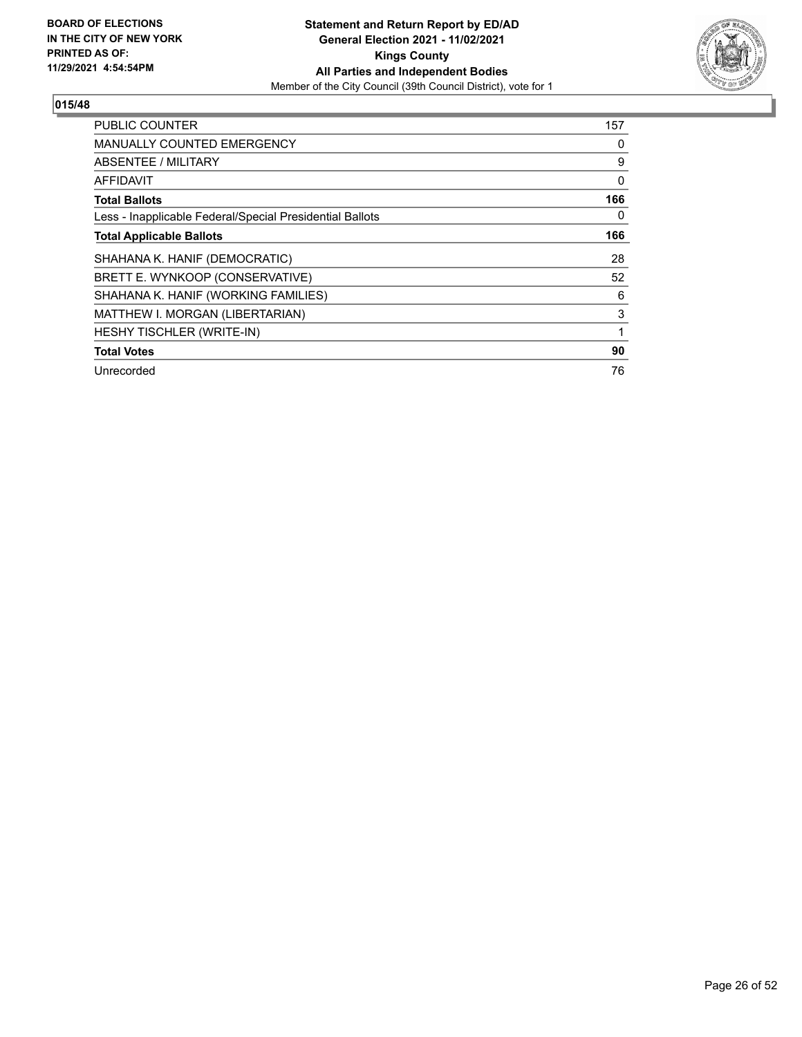**BOARD OF ELECTIONS IN THE CITY OF NEW YORK PRINTED AS OF: 11/29/2021 4:54:54PM**

**Statement and Return Report by ED/AD**
**General Election 2021 - 11/02/2021**
**Kings County**
**All Parties and Independent Bodies**
Member of the City Council (39th Council District), vote for 1

## 015/48

| | |
|---|---|
| PUBLIC COUNTER | 157 |
| MANUALLY COUNTED EMERGENCY | 0 |
| ABSENTEE / MILITARY | 9 |
| AFFIDAVIT | 0 |
| **Total Ballots** | **166** |
| Less - Inapplicable Federal/Special Presidential Ballots | 0 |
| **Total Applicable Ballots** | **166** |
| SHAHANA K. HANIF (DEMOCRATIC) | 28 |
| BRETT E. WYNKOOP (CONSERVATIVE) | 52 |
| SHAHANA K. HANIF (WORKING FAMILIES) | 6 |
| MATTHEW I. MORGAN (LIBERTARIAN) | 3 |
| HESHY TISCHLER (WRITE-IN) | 1 |
| **Total Votes** | **90** |
| Unrecorded | 76 |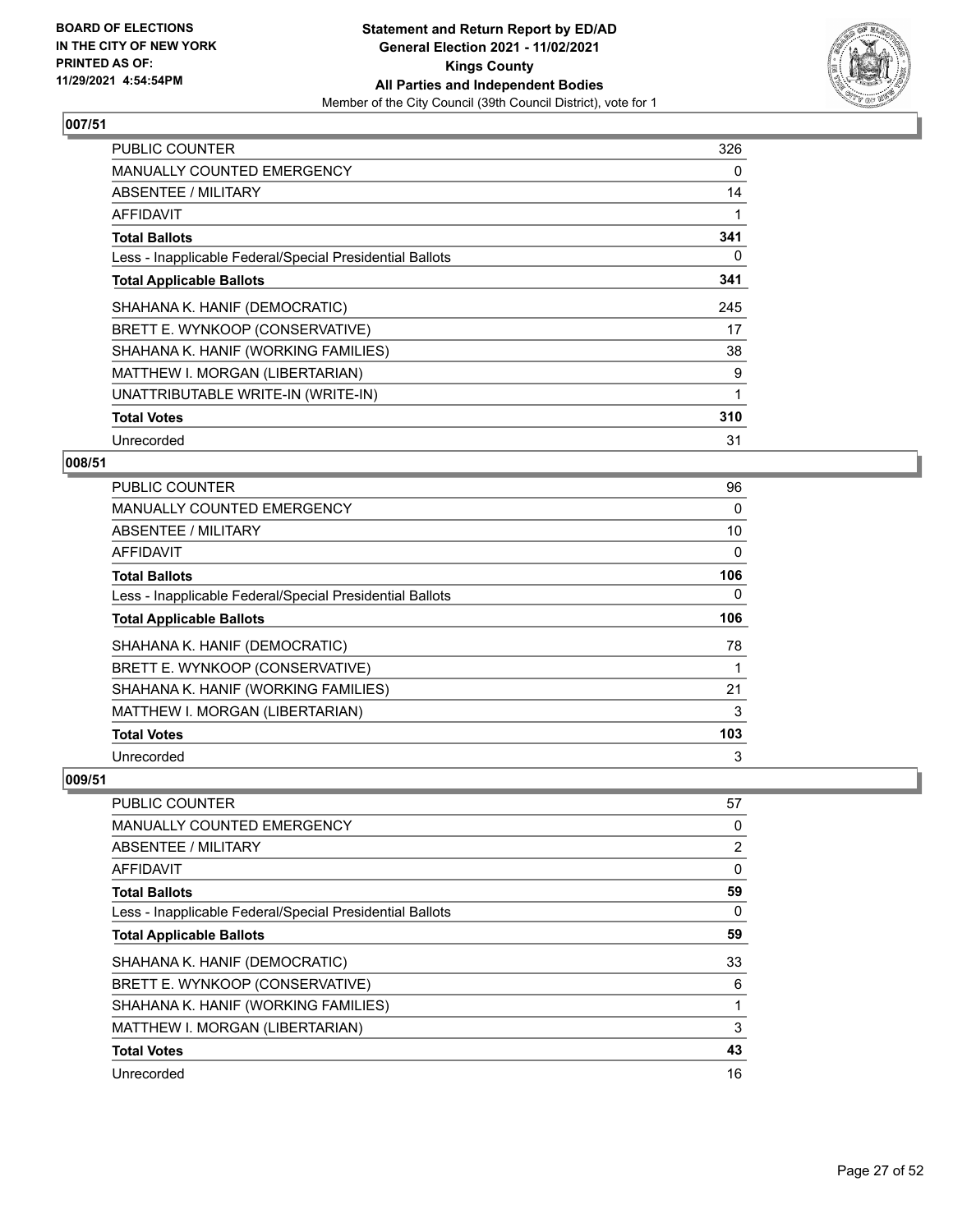**Statement and Return Report by ED/AD**
**General Election 2021 - 11/02/2021**
**Kings County**
**All Parties and Independent Bodies**
Member of the City Council (39th Council District), vote for 1

BOARD OF ELECTIONS
IN THE CITY OF NEW YORK
PRINTED AS OF:
11/29/2021 4:54:54PM

## 007/51

| | |
|---|---|
| PUBLIC COUNTER | 326 |
| MANUALLY COUNTED EMERGENCY | 0 |
| ABSENTEE / MILITARY | 14 |
| AFFIDAVIT | 1 |
| **Total Ballots** | **341** |
| Less - Inapplicable Federal/Special Presidential Ballots | 0 |
| **Total Applicable Ballots** | **341** |
| SHAHANA K. HANIF (DEMOCRATIC) | 245 |
| BRETT E. WYNKOOP (CONSERVATIVE) | 17 |
| SHAHANA K. HANIF (WORKING FAMILIES) | 38 |
| MATTHEW I. MORGAN (LIBERTARIAN) | 9 |
| UNATTRIBUTABLE WRITE-IN (WRITE-IN) | 1 |
| **Total Votes** | **310** |
| Unrecorded | 31 |

## 008/51

| | |
|---|---|
| PUBLIC COUNTER | 96 |
| MANUALLY COUNTED EMERGENCY | 0 |
| ABSENTEE / MILITARY | 10 |
| AFFIDAVIT | 0 |
| **Total Ballots** | **106** |
| Less - Inapplicable Federal/Special Presidential Ballots | 0 |
| **Total Applicable Ballots** | **106** |
| SHAHANA K. HANIF (DEMOCRATIC) | 78 |
| BRETT E. WYNKOOP (CONSERVATIVE) | 1 |
| SHAHANA K. HANIF (WORKING FAMILIES) | 21 |
| MATTHEW I. MORGAN (LIBERTARIAN) | 3 |
| **Total Votes** | **103** |
| Unrecorded | 3 |

## 009/51

| | |
|---|---|
| PUBLIC COUNTER | 57 |
| MANUALLY COUNTED EMERGENCY | 0 |
| ABSENTEE / MILITARY | 2 |
| AFFIDAVIT | 0 |
| **Total Ballots** | **59** |
| Less - Inapplicable Federal/Special Presidential Ballots | 0 |
| **Total Applicable Ballots** | **59** |
| SHAHANA K. HANIF (DEMOCRATIC) | 33 |
| BRETT E. WYNKOOP (CONSERVATIVE) | 6 |
| SHAHANA K. HANIF (WORKING FAMILIES) | 1 |
| MATTHEW I. MORGAN (LIBERTARIAN) | 3 |
| **Total Votes** | **43** |
| Unrecorded | 16 |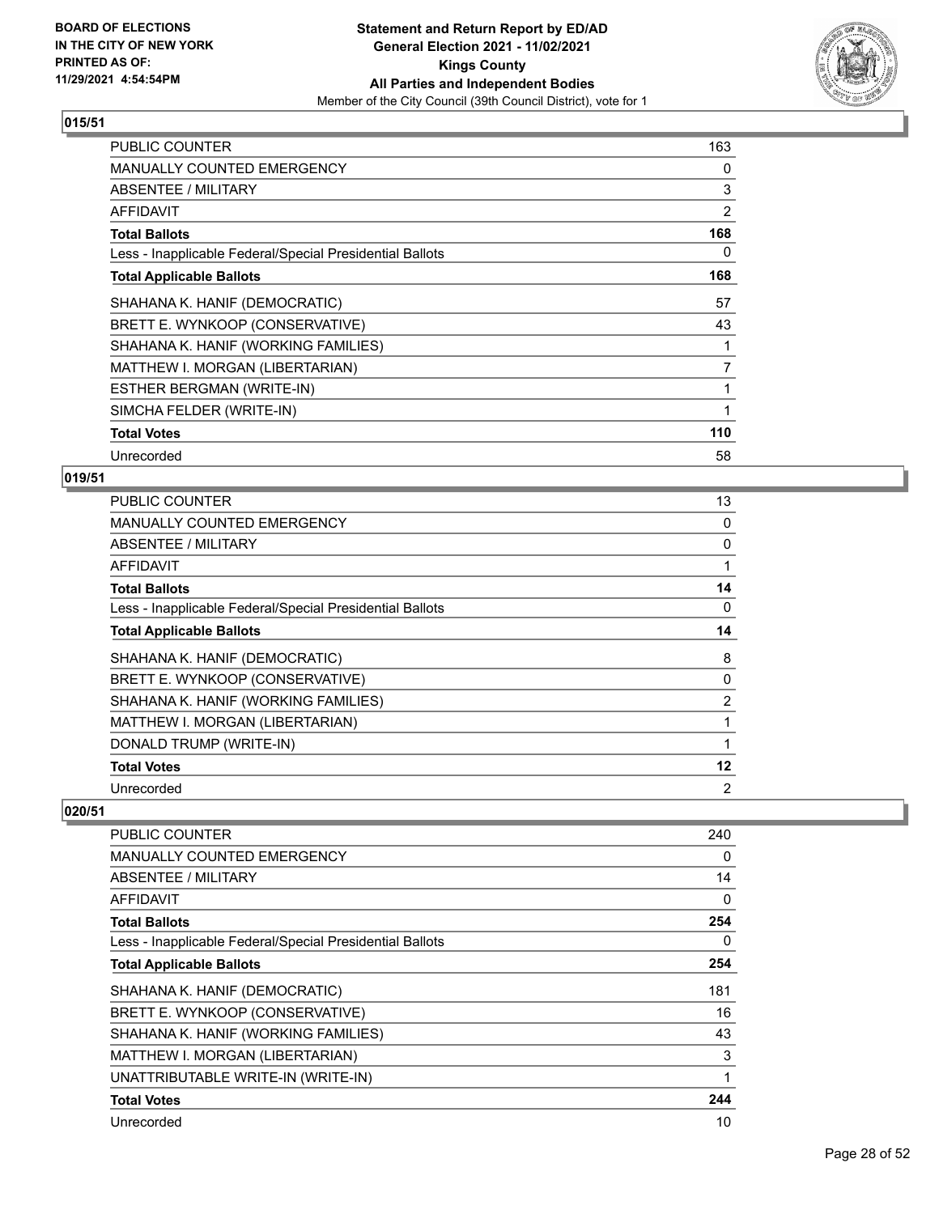**BOARD OF ELECTIONS IN THE CITY OF NEW YORK PRINTED AS OF: 11/29/2021 4:54:54PM**

**Statement and Return Report by ED/AD General Election 2021 - 11/02/2021 Kings County All Parties and Independent Bodies**
Member of the City Council (39th Council District), vote for 1

## 015/51

| | |
|---|---|
| PUBLIC COUNTER | 163 |
| MANUALLY COUNTED EMERGENCY | 0 |
| ABSENTEE / MILITARY | 3 |
| AFFIDAVIT | 2 |
| **Total Ballots** | **168** |
| Less - Inapplicable Federal/Special Presidential Ballots | 0 |
| **Total Applicable Ballots** | **168** |
| SHAHANA K. HANIF (DEMOCRATIC) | 57 |
| BRETT E. WYNKOOP (CONSERVATIVE) | 43 |
| SHAHANA K. HANIF (WORKING FAMILIES) | 1 |
| MATTHEW I. MORGAN (LIBERTARIAN) | 7 |
| ESTHER BERGMAN (WRITE-IN) | 1 |
| SIMCHA FELDER (WRITE-IN) | 1 |
| **Total Votes** | **110** |
| Unrecorded | 58 |

## 019/51

| | |
|---|---|
| PUBLIC COUNTER | 13 |
| MANUALLY COUNTED EMERGENCY | 0 |
| ABSENTEE / MILITARY | 0 |
| AFFIDAVIT | 1 |
| **Total Ballots** | **14** |
| Less - Inapplicable Federal/Special Presidential Ballots | 0 |
| **Total Applicable Ballots** | **14** |
| SHAHANA K. HANIF (DEMOCRATIC) | 8 |
| BRETT E. WYNKOOP (CONSERVATIVE) | 0 |
| SHAHANA K. HANIF (WORKING FAMILIES) | 2 |
| MATTHEW I. MORGAN (LIBERTARIAN) | 1 |
| DONALD TRUMP (WRITE-IN) | 1 |
| **Total Votes** | **12** |
| Unrecorded | 2 |

## 020/51

| | |
|---|---|
| PUBLIC COUNTER | 240 |
| MANUALLY COUNTED EMERGENCY | 0 |
| ABSENTEE / MILITARY | 14 |
| AFFIDAVIT | 0 |
| **Total Ballots** | **254** |
| Less - Inapplicable Federal/Special Presidential Ballots | 0 |
| **Total Applicable Ballots** | **254** |
| SHAHANA K. HANIF (DEMOCRATIC) | 181 |
| BRETT E. WYNKOOP (CONSERVATIVE) | 16 |
| SHAHANA K. HANIF (WORKING FAMILIES) | 43 |
| MATTHEW I. MORGAN (LIBERTARIAN) | 3 |
| UNATTRIBUTABLE WRITE-IN (WRITE-IN) | 1 |
| **Total Votes** | **244** |
| Unrecorded | 10 |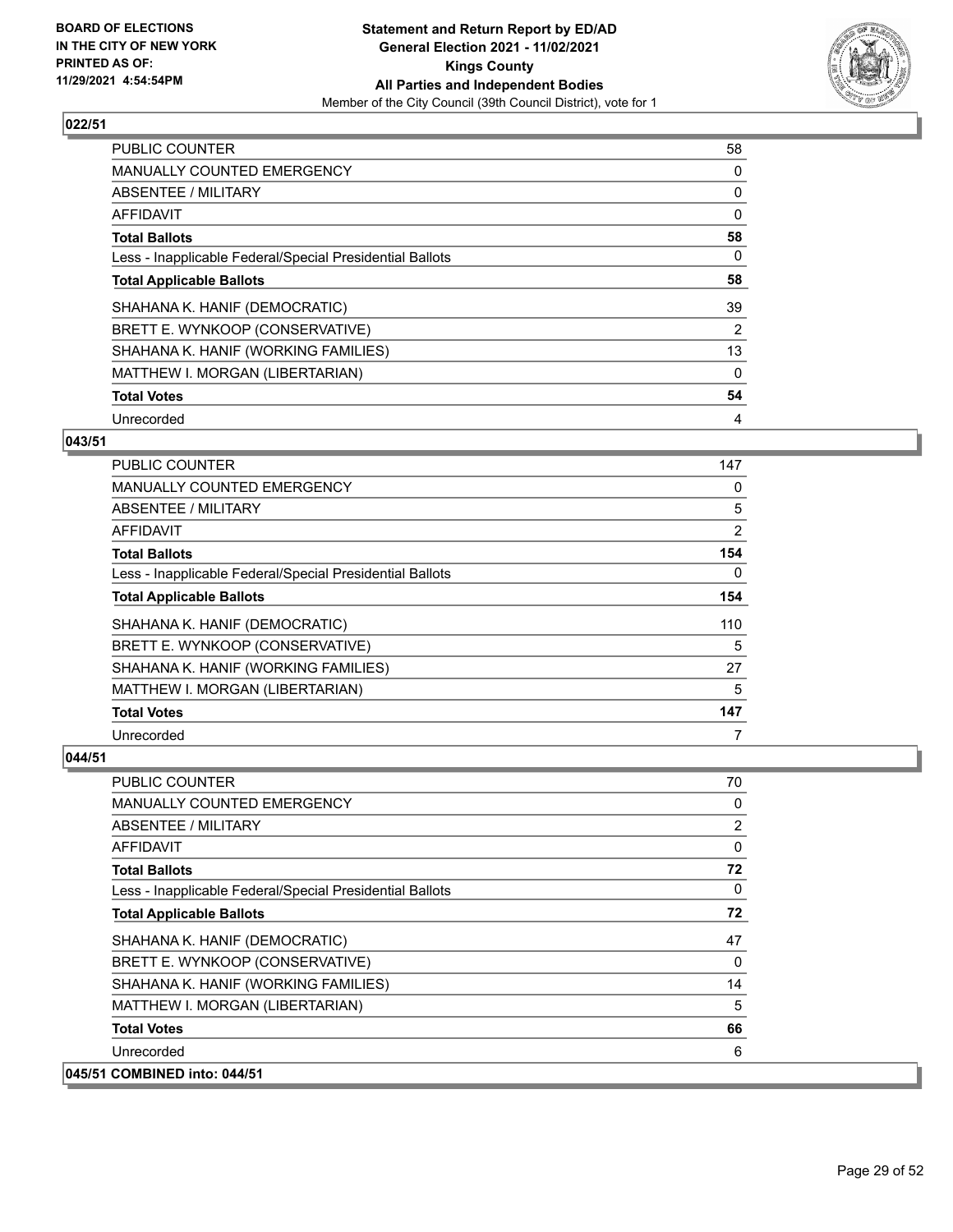**BOARD OF ELECTIONS IN THE CITY OF NEW YORK PRINTED AS OF: 11/29/2021 4:54:54PM**

**Statement and Return Report by ED/AD General Election 2021 - 11/02/2021 Kings County All Parties and Independent Bodies**

Member of the City Council (39th Council District), vote for 1

### 022/51

| | |
|---|---|
| PUBLIC COUNTER | 58 |
| MANUALLY COUNTED EMERGENCY | 0 |
| ABSENTEE / MILITARY | 0 |
| AFFIDAVIT | 0 |
| **Total Ballots** | **58** |
| Less - Inapplicable Federal/Special Presidential Ballots | 0 |
| **Total Applicable Ballots** | **58** |
| SHAHANA K. HANIF (DEMOCRATIC) | 39 |
| BRETT E. WYNKOOP (CONSERVATIVE) | 2 |
| SHAHANA K. HANIF (WORKING FAMILIES) | 13 |
| MATTHEW I. MORGAN (LIBERTARIAN) | 0 |
| **Total Votes** | **54** |
| Unrecorded | 4 |

### 043/51

| | |
|---|---|
| PUBLIC COUNTER | 147 |
| MANUALLY COUNTED EMERGENCY | 0 |
| ABSENTEE / MILITARY | 5 |
| AFFIDAVIT | 2 |
| **Total Ballots** | **154** |
| Less - Inapplicable Federal/Special Presidential Ballots | 0 |
| **Total Applicable Ballots** | **154** |
| SHAHANA K. HANIF (DEMOCRATIC) | 110 |
| BRETT E. WYNKOOP (CONSERVATIVE) | 5 |
| SHAHANA K. HANIF (WORKING FAMILIES) | 27 |
| MATTHEW I. MORGAN (LIBERTARIAN) | 5 |
| **Total Votes** | **147** |
| Unrecorded | 7 |

### 044/51

| | |
|---|---|
| PUBLIC COUNTER | 70 |
| MANUALLY COUNTED EMERGENCY | 0 |
| ABSENTEE / MILITARY | 2 |
| AFFIDAVIT | 0 |
| **Total Ballots** | **72** |
| Less - Inapplicable Federal/Special Presidential Ballots | 0 |
| **Total Applicable Ballots** | **72** |
| SHAHANA K. HANIF (DEMOCRATIC) | 47 |
| BRETT E. WYNKOOP (CONSERVATIVE) | 0 |
| SHAHANA K. HANIF (WORKING FAMILIES) | 14 |
| MATTHEW I. MORGAN (LIBERTARIAN) | 5 |
| **Total Votes** | **66** |
| Unrecorded | 6 |

### 045/51 COMBINED into: 044/51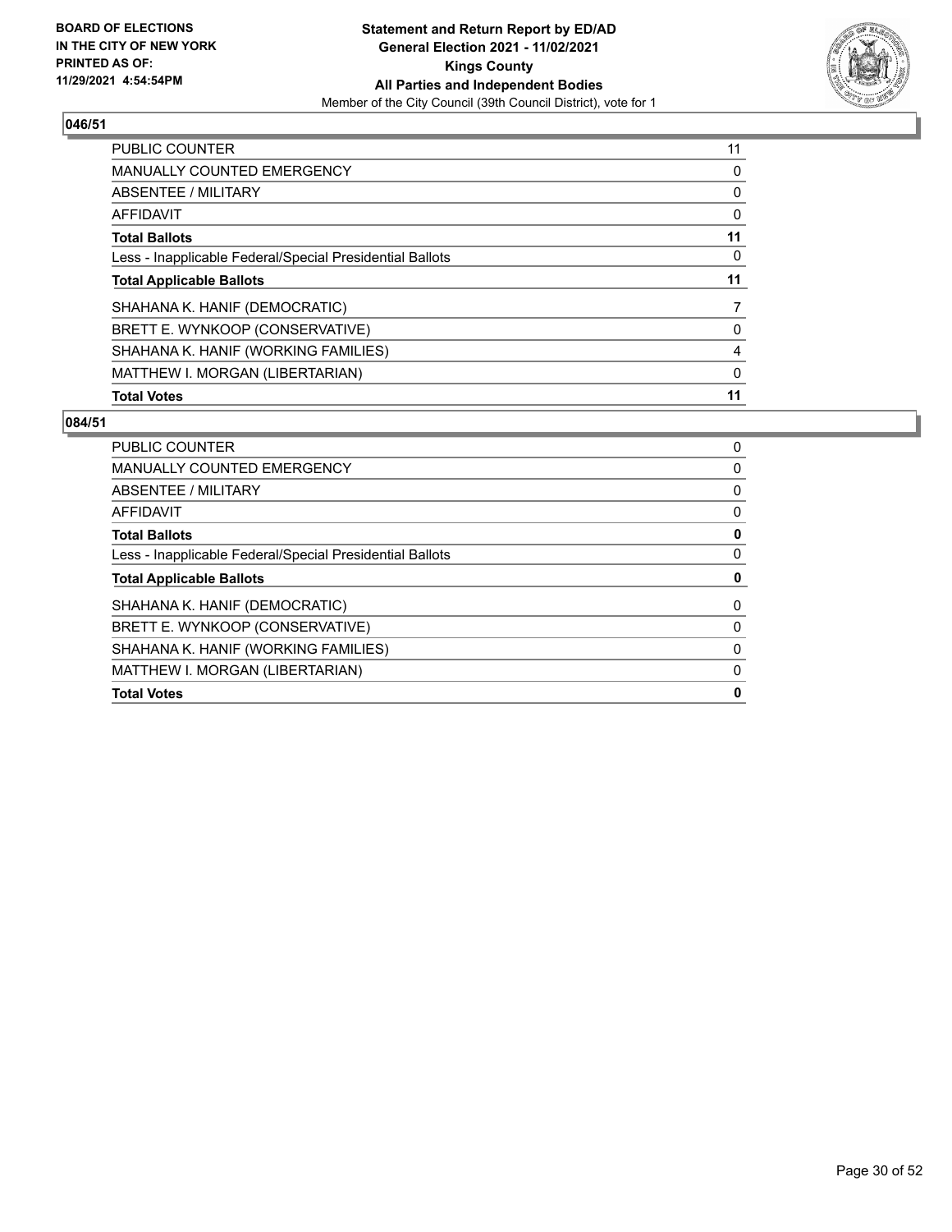### 046/51

| | |
|---|---|
| PUBLIC COUNTER | 11 |
| MANUALLY COUNTED EMERGENCY | 0 |
| ABSENTEE / MILITARY | 0 |
| AFFIDAVIT | 0 |
| **Total Ballots** | **11** |
| Less - Inapplicable Federal/Special Presidential Ballots | 0 |
| **Total Applicable Ballots** | **11** |
| SHAHANA K. HANIF (DEMOCRATIC) | 7 |
| BRETT E. WYNKOOP (CONSERVATIVE) | 0 |
| SHAHANA K. HANIF (WORKING FAMILIES) | 4 |
| MATTHEW I. MORGAN (LIBERTARIAN) | 0 |
| **Total Votes** | **11** |

### 084/51

| | |
|---|---|
| PUBLIC COUNTER | 0 |
| MANUALLY COUNTED EMERGENCY | 0 |
| ABSENTEE / MILITARY | 0 |
| AFFIDAVIT | 0 |
| **Total Ballots** | **0** |
| Less - Inapplicable Federal/Special Presidential Ballots | 0 |
| **Total Applicable Ballots** | **0** |
| SHAHANA K. HANIF (DEMOCRATIC) | 0 |
| BRETT E. WYNKOOP (CONSERVATIVE) | 0 |
| SHAHANA K. HANIF (WORKING FAMILIES) | 0 |
| MATTHEW I. MORGAN (LIBERTARIAN) | 0 |
| **Total Votes** | **0** |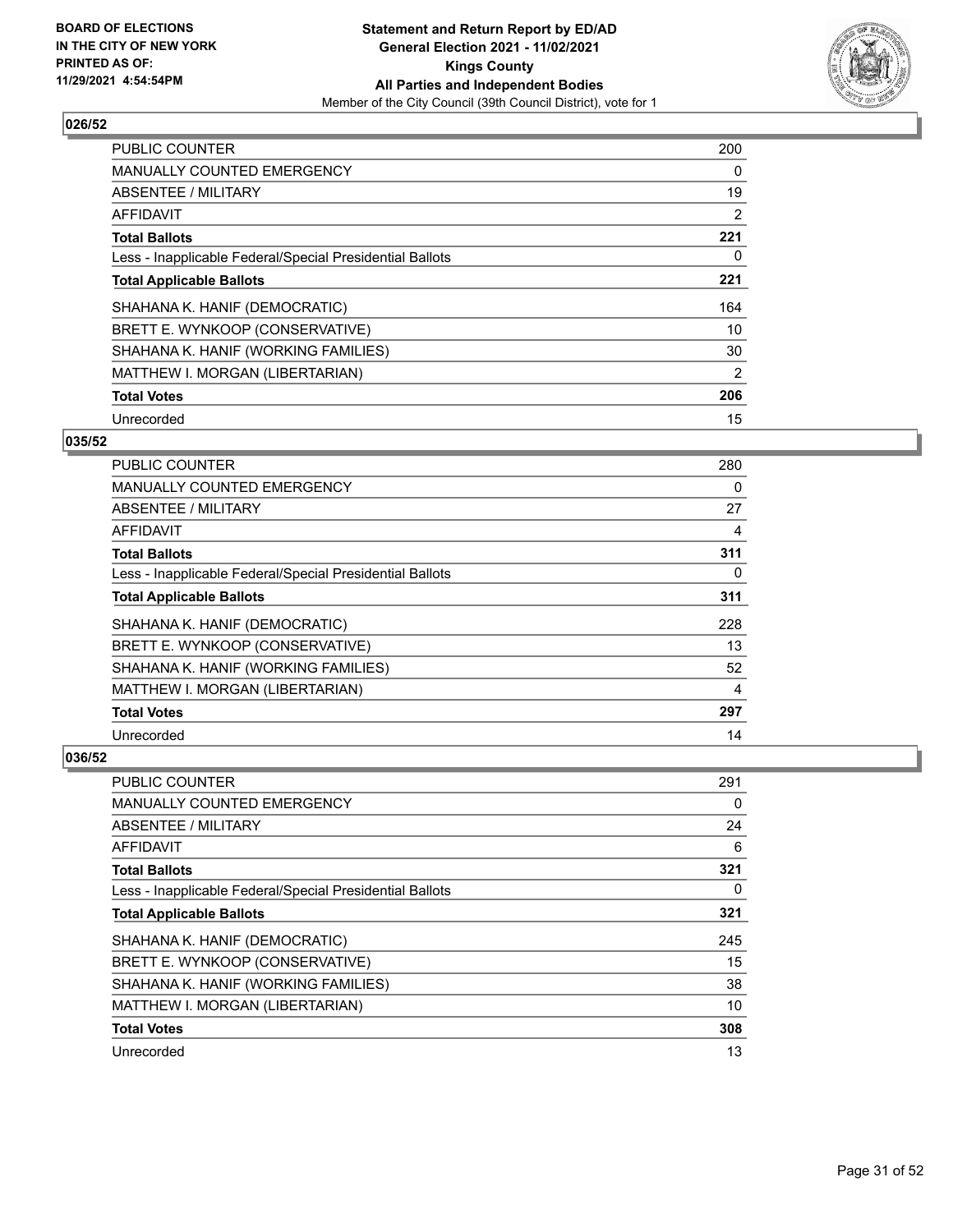BOARD OF ELECTIONS
IN THE CITY OF NEW YORK
PRINTED AS OF:
11/29/2021 4:54:54PM

**Statement and Return Report by ED/AD**
**General Election 2021 - 11/02/2021**
**Kings County**
**All Parties and Independent Bodies**
Member of the City Council (39th Council District), vote for 1

### 026/52

| | |
|---|---|
| PUBLIC COUNTER | 200 |
| MANUALLY COUNTED EMERGENCY | 0 |
| ABSENTEE / MILITARY | 19 |
| AFFIDAVIT | 2 |
| **Total Ballots** | **221** |
| Less - Inapplicable Federal/Special Presidential Ballots | 0 |
| **Total Applicable Ballots** | **221** |
| SHAHANA K. HANIF (DEMOCRATIC) | 164 |
| BRETT E. WYNKOOP (CONSERVATIVE) | 10 |
| SHAHANA K. HANIF (WORKING FAMILIES) | 30 |
| MATTHEW I. MORGAN (LIBERTARIAN) | 2 |
| **Total Votes** | **206** |
| Unrecorded | 15 |

### 035/52

| | |
|---|---|
| PUBLIC COUNTER | 280 |
| MANUALLY COUNTED EMERGENCY | 0 |
| ABSENTEE / MILITARY | 27 |
| AFFIDAVIT | 4 |
| **Total Ballots** | **311** |
| Less - Inapplicable Federal/Special Presidential Ballots | 0 |
| **Total Applicable Ballots** | **311** |
| SHAHANA K. HANIF (DEMOCRATIC) | 228 |
| BRETT E. WYNKOOP (CONSERVATIVE) | 13 |
| SHAHANA K. HANIF (WORKING FAMILIES) | 52 |
| MATTHEW I. MORGAN (LIBERTARIAN) | 4 |
| **Total Votes** | **297** |
| Unrecorded | 14 |

### 036/52

| | |
|---|---|
| PUBLIC COUNTER | 291 |
| MANUALLY COUNTED EMERGENCY | 0 |
| ABSENTEE / MILITARY | 24 |
| AFFIDAVIT | 6 |
| **Total Ballots** | **321** |
| Less - Inapplicable Federal/Special Presidential Ballots | 0 |
| **Total Applicable Ballots** | **321** |
| SHAHANA K. HANIF (DEMOCRATIC) | 245 |
| BRETT E. WYNKOOP (CONSERVATIVE) | 15 |
| SHAHANA K. HANIF (WORKING FAMILIES) | 38 |
| MATTHEW I. MORGAN (LIBERTARIAN) | 10 |
| **Total Votes** | **308** |
| Unrecorded | 13 |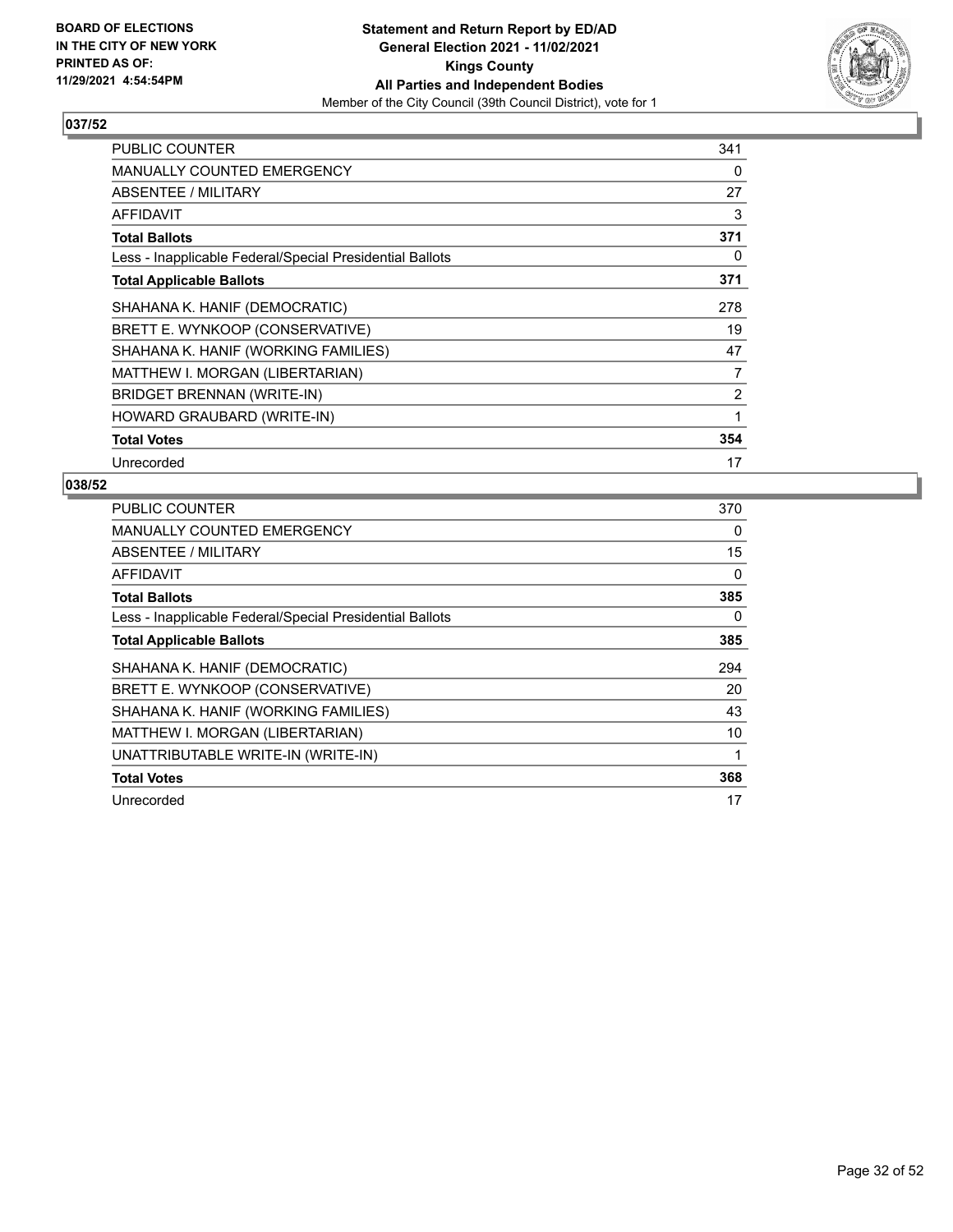**BOARD OF ELECTIONS IN THE CITY OF NEW YORK PRINTED AS OF: 11/29/2021 4:54:54PM**

**Statement and Return Report by ED/AD General Election 2021 - 11/02/2021 Kings County All Parties and Independent Bodies**

Member of the City Council (39th Council District), vote for 1

## 037/52

| | |
|---|---|
| PUBLIC COUNTER | 341 |
| MANUALLY COUNTED EMERGENCY | 0 |
| ABSENTEE / MILITARY | 27 |
| AFFIDAVIT | 3 |
| **Total Ballots** | **371** |
| Less - Inapplicable Federal/Special Presidential Ballots | 0 |
| **Total Applicable Ballots** | **371** |
| SHAHANA K. HANIF (DEMOCRATIC) | 278 |
| BRETT E. WYNKOOP (CONSERVATIVE) | 19 |
| SHAHANA K. HANIF (WORKING FAMILIES) | 47 |
| MATTHEW I. MORGAN (LIBERTARIAN) | 7 |
| BRIDGET BRENNAN (WRITE-IN) | 2 |
| HOWARD GRAUBARD (WRITE-IN) | 1 |
| **Total Votes** | **354** |
| Unrecorded | 17 |

## 038/52

| | |
|---|---|
| PUBLIC COUNTER | 370 |
| MANUALLY COUNTED EMERGENCY | 0 |
| ABSENTEE / MILITARY | 15 |
| AFFIDAVIT | 0 |
| **Total Ballots** | **385** |
| Less - Inapplicable Federal/Special Presidential Ballots | 0 |
| **Total Applicable Ballots** | **385** |
| SHAHANA K. HANIF (DEMOCRATIC) | 294 |
| BRETT E. WYNKOOP (CONSERVATIVE) | 20 |
| SHAHANA K. HANIF (WORKING FAMILIES) | 43 |
| MATTHEW I. MORGAN (LIBERTARIAN) | 10 |
| UNATTRIBUTABLE WRITE-IN (WRITE-IN) | 1 |
| **Total Votes** | **368** |
| Unrecorded | 17 |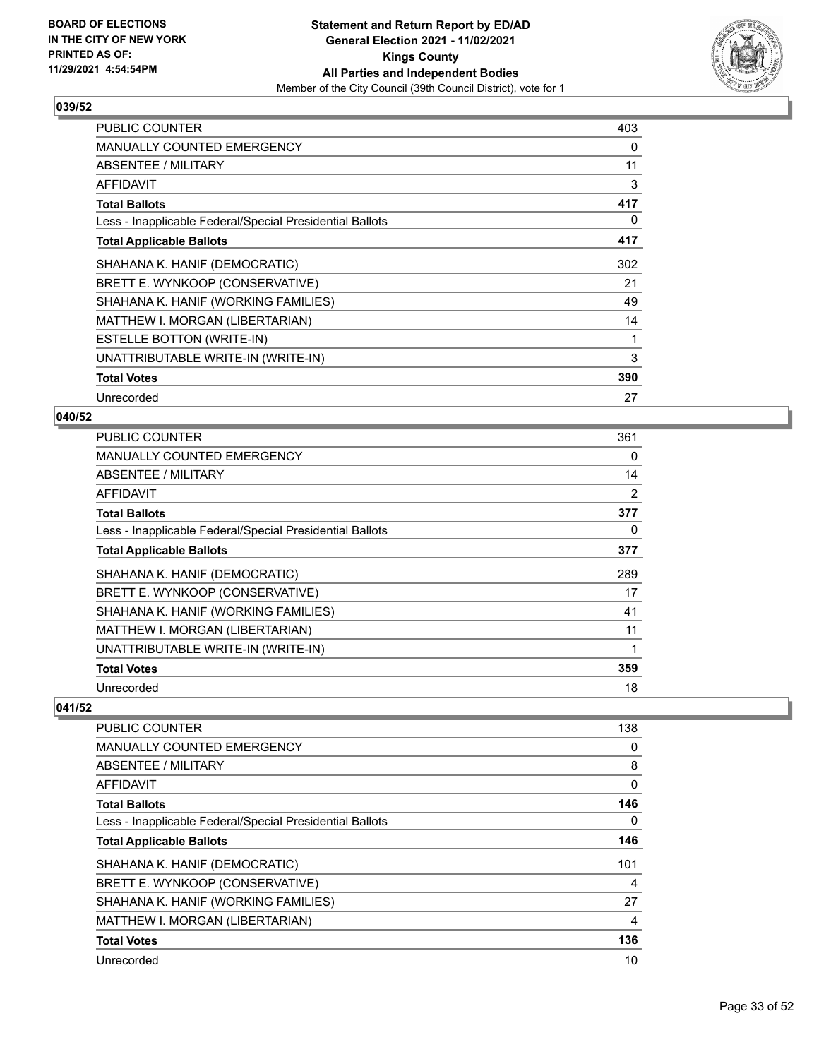### 039/52

| | |
|---|---|
| PUBLIC COUNTER | 403 |
| MANUALLY COUNTED EMERGENCY | 0 |
| ABSENTEE / MILITARY | 11 |
| AFFIDAVIT | 3 |
| **Total Ballots** | **417** |
| Less - Inapplicable Federal/Special Presidential Ballots | 0 |
| **Total Applicable Ballots** | **417** |
| SHAHANA K. HANIF (DEMOCRATIC) | 302 |
| BRETT E. WYNKOOP (CONSERVATIVE) | 21 |
| SHAHANA K. HANIF (WORKING FAMILIES) | 49 |
| MATTHEW I. MORGAN (LIBERTARIAN) | 14 |
| ESTELLE BOTTON (WRITE-IN) | 1 |
| UNATTRIBUTABLE WRITE-IN (WRITE-IN) | 3 |
| **Total Votes** | **390** |
| Unrecorded | 27 |

### 040/52

| | |
|---|---|
| PUBLIC COUNTER | 361 |
| MANUALLY COUNTED EMERGENCY | 0 |
| ABSENTEE / MILITARY | 14 |
| AFFIDAVIT | 2 |
| **Total Ballots** | **377** |
| Less - Inapplicable Federal/Special Presidential Ballots | 0 |
| **Total Applicable Ballots** | **377** |
| SHAHANA K. HANIF (DEMOCRATIC) | 289 |
| BRETT E. WYNKOOP (CONSERVATIVE) | 17 |
| SHAHANA K. HANIF (WORKING FAMILIES) | 41 |
| MATTHEW I. MORGAN (LIBERTARIAN) | 11 |
| UNATTRIBUTABLE WRITE-IN (WRITE-IN) | 1 |
| **Total Votes** | **359** |
| Unrecorded | 18 |

### 041/52

| | |
|---|---|
| PUBLIC COUNTER | 138 |
| MANUALLY COUNTED EMERGENCY | 0 |
| ABSENTEE / MILITARY | 8 |
| AFFIDAVIT | 0 |
| **Total Ballots** | **146** |
| Less - Inapplicable Federal/Special Presidential Ballots | 0 |
| **Total Applicable Ballots** | **146** |
| SHAHANA K. HANIF (DEMOCRATIC) | 101 |
| BRETT E. WYNKOOP (CONSERVATIVE) | 4 |
| SHAHANA K. HANIF (WORKING FAMILIES) | 27 |
| MATTHEW I. MORGAN (LIBERTARIAN) | 4 |
| **Total Votes** | **136** |
| Unrecorded | 10 |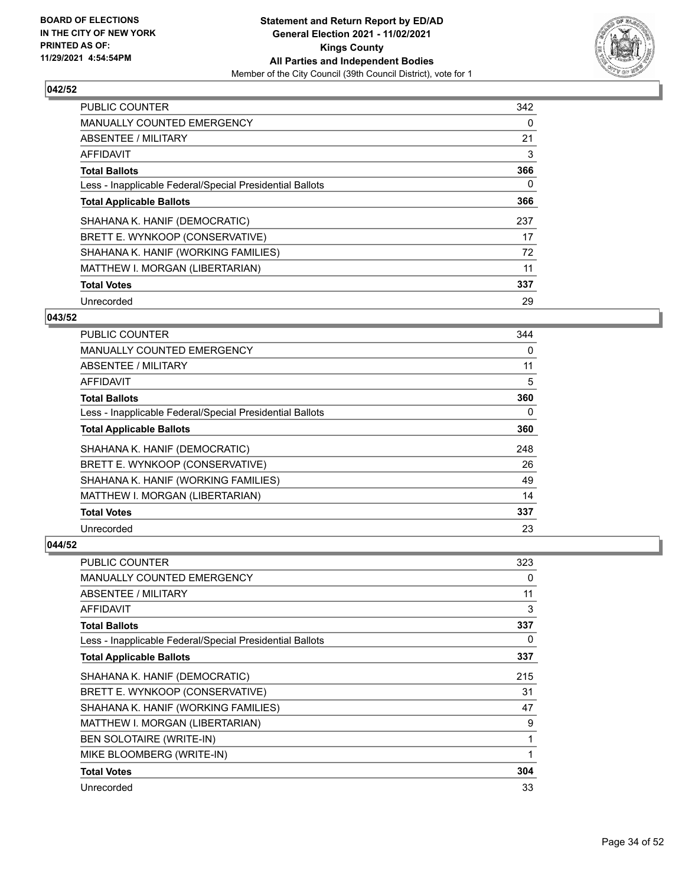**BOARD OF ELECTIONS IN THE CITY OF NEW YORK PRINTED AS OF: 11/29/2021 4:54:54PM**

**Statement and Return Report by ED/AD General Election 2021 - 11/02/2021 Kings County All Parties and Independent Bodies**

Member of the City Council (39th Council District), vote for 1

### 042/52

| | |
|---|---|
| PUBLIC COUNTER | 342 |
| MANUALLY COUNTED EMERGENCY | 0 |
| ABSENTEE / MILITARY | 21 |
| AFFIDAVIT | 3 |
| **Total Ballots** | **366** |
| Less - Inapplicable Federal/Special Presidential Ballots | 0 |
| **Total Applicable Ballots** | **366** |
| SHAHANA K. HANIF (DEMOCRATIC) | 237 |
| BRETT E. WYNKOOP (CONSERVATIVE) | 17 |
| SHAHANA K. HANIF (WORKING FAMILIES) | 72 |
| MATTHEW I. MORGAN (LIBERTARIAN) | 11 |
| **Total Votes** | **337** |
| Unrecorded | 29 |

### 043/52

| | |
|---|---|
| PUBLIC COUNTER | 344 |
| MANUALLY COUNTED EMERGENCY | 0 |
| ABSENTEE / MILITARY | 11 |
| AFFIDAVIT | 5 |
| **Total Ballots** | **360** |
| Less - Inapplicable Federal/Special Presidential Ballots | 0 |
| **Total Applicable Ballots** | **360** |
| SHAHANA K. HANIF (DEMOCRATIC) | 248 |
| BRETT E. WYNKOOP (CONSERVATIVE) | 26 |
| SHAHANA K. HANIF (WORKING FAMILIES) | 49 |
| MATTHEW I. MORGAN (LIBERTARIAN) | 14 |
| **Total Votes** | **337** |
| Unrecorded | 23 |

### 044/52

| | |
|---|---|
| PUBLIC COUNTER | 323 |
| MANUALLY COUNTED EMERGENCY | 0 |
| ABSENTEE / MILITARY | 11 |
| AFFIDAVIT | 3 |
| **Total Ballots** | **337** |
| Less - Inapplicable Federal/Special Presidential Ballots | 0 |
| **Total Applicable Ballots** | **337** |
| SHAHANA K. HANIF (DEMOCRATIC) | 215 |
| BRETT E. WYNKOOP (CONSERVATIVE) | 31 |
| SHAHANA K. HANIF (WORKING FAMILIES) | 47 |
| MATTHEW I. MORGAN (LIBERTARIAN) | 9 |
| BEN SOLOTAIRE (WRITE-IN) | 1 |
| MIKE BLOOMBERG (WRITE-IN) | 1 |
| **Total Votes** | **304** |
| Unrecorded | 33 |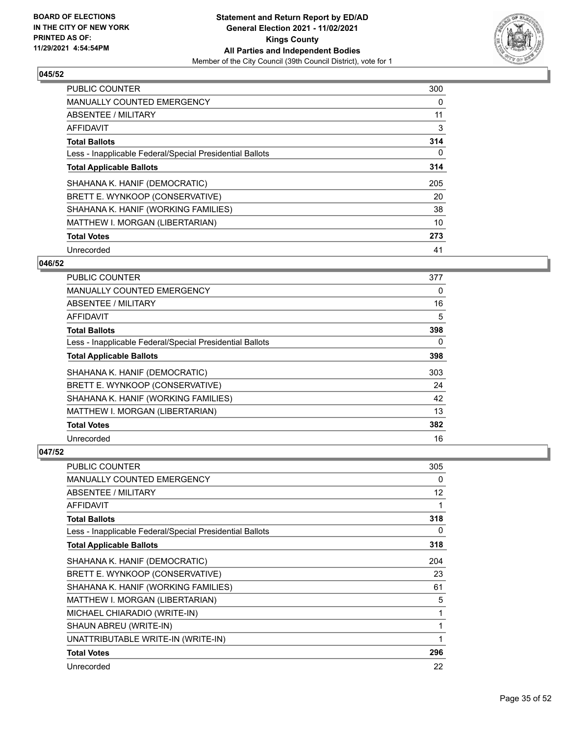**BOARD OF ELECTIONS IN THE CITY OF NEW YORK PRINTED AS OF: 11/29/2021 4:54:54PM**

**Statement and Return Report by ED/AD General Election 2021 - 11/02/2021 Kings County All Parties and Independent Bodies**

Member of the City Council (39th Council District), vote for 1

### 045/52

| | |
|---|---|
| PUBLIC COUNTER | 300 |
| MANUALLY COUNTED EMERGENCY | 0 |
| ABSENTEE / MILITARY | 11 |
| AFFIDAVIT | 3 |
| **Total Ballots** | **314** |
| Less - Inapplicable Federal/Special Presidential Ballots | 0 |
| **Total Applicable Ballots** | **314** |
| SHAHANA K. HANIF (DEMOCRATIC) | 205 |
| BRETT E. WYNKOOP (CONSERVATIVE) | 20 |
| SHAHANA K. HANIF (WORKING FAMILIES) | 38 |
| MATTHEW I. MORGAN (LIBERTARIAN) | 10 |
| **Total Votes** | **273** |
| Unrecorded | 41 |

### 046/52

| | |
|---|---|
| PUBLIC COUNTER | 377 |
| MANUALLY COUNTED EMERGENCY | 0 |
| ABSENTEE / MILITARY | 16 |
| AFFIDAVIT | 5 |
| **Total Ballots** | **398** |
| Less - Inapplicable Federal/Special Presidential Ballots | 0 |
| **Total Applicable Ballots** | **398** |
| SHAHANA K. HANIF (DEMOCRATIC) | 303 |
| BRETT E. WYNKOOP (CONSERVATIVE) | 24 |
| SHAHANA K. HANIF (WORKING FAMILIES) | 42 |
| MATTHEW I. MORGAN (LIBERTARIAN) | 13 |
| **Total Votes** | **382** |
| Unrecorded | 16 |

### 047/52

| | |
|---|---|
| PUBLIC COUNTER | 305 |
| MANUALLY COUNTED EMERGENCY | 0 |
| ABSENTEE / MILITARY | 12 |
| AFFIDAVIT | 1 |
| **Total Ballots** | **318** |
| Less - Inapplicable Federal/Special Presidential Ballots | 0 |
| **Total Applicable Ballots** | **318** |
| SHAHANA K. HANIF (DEMOCRATIC) | 204 |
| BRETT E. WYNKOOP (CONSERVATIVE) | 23 |
| SHAHANA K. HANIF (WORKING FAMILIES) | 61 |
| MATTHEW I. MORGAN (LIBERTARIAN) | 5 |
| MICHAEL CHIARADIO (WRITE-IN) | 1 |
| SHAUN ABREU (WRITE-IN) | 1 |
| UNATTRIBUTABLE WRITE-IN (WRITE-IN) | 1 |
| **Total Votes** | **296** |
| Unrecorded | 22 |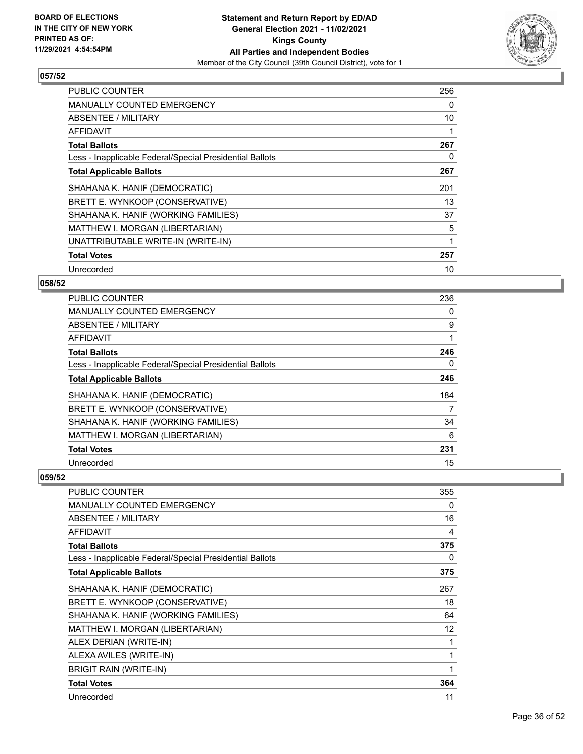## 057/52

| | |
|---|---|
| PUBLIC COUNTER | 256 |
| MANUALLY COUNTED EMERGENCY | 0 |
| ABSENTEE / MILITARY | 10 |
| AFFIDAVIT | 1 |
| **Total Ballots** | **267** |
| Less - Inapplicable Federal/Special Presidential Ballots | 0 |
| **Total Applicable Ballots** | **267** |
| SHAHANA K. HANIF (DEMOCRATIC) | 201 |
| BRETT E. WYNKOOP (CONSERVATIVE) | 13 |
| SHAHANA K. HANIF (WORKING FAMILIES) | 37 |
| MATTHEW I. MORGAN (LIBERTARIAN) | 5 |
| UNATTRIBUTABLE WRITE-IN (WRITE-IN) | 1 |
| **Total Votes** | **257** |
| Unrecorded | 10 |

## 058/52

| | |
|---|---|
| PUBLIC COUNTER | 236 |
| MANUALLY COUNTED EMERGENCY | 0 |
| ABSENTEE / MILITARY | 9 |
| AFFIDAVIT | 1 |
| **Total Ballots** | **246** |
| Less - Inapplicable Federal/Special Presidential Ballots | 0 |
| **Total Applicable Ballots** | **246** |
| SHAHANA K. HANIF (DEMOCRATIC) | 184 |
| BRETT E. WYNKOOP (CONSERVATIVE) | 7 |
| SHAHANA K. HANIF (WORKING FAMILIES) | 34 |
| MATTHEW I. MORGAN (LIBERTARIAN) | 6 |
| **Total Votes** | **231** |
| Unrecorded | 15 |

## 059/52

| | |
|---|---|
| PUBLIC COUNTER | 355 |
| MANUALLY COUNTED EMERGENCY | 0 |
| ABSENTEE / MILITARY | 16 |
| AFFIDAVIT | 4 |
| **Total Ballots** | **375** |
| Less - Inapplicable Federal/Special Presidential Ballots | 0 |
| **Total Applicable Ballots** | **375** |
| SHAHANA K. HANIF (DEMOCRATIC) | 267 |
| BRETT E. WYNKOOP (CONSERVATIVE) | 18 |
| SHAHANA K. HANIF (WORKING FAMILIES) | 64 |
| MATTHEW I. MORGAN (LIBERTARIAN) | 12 |
| ALEX DERIAN (WRITE-IN) | 1 |
| ALEXA AVILES (WRITE-IN) | 1 |
| BRIGIT RAIN (WRITE-IN) | 1 |
| **Total Votes** | **364** |
| Unrecorded | 11 |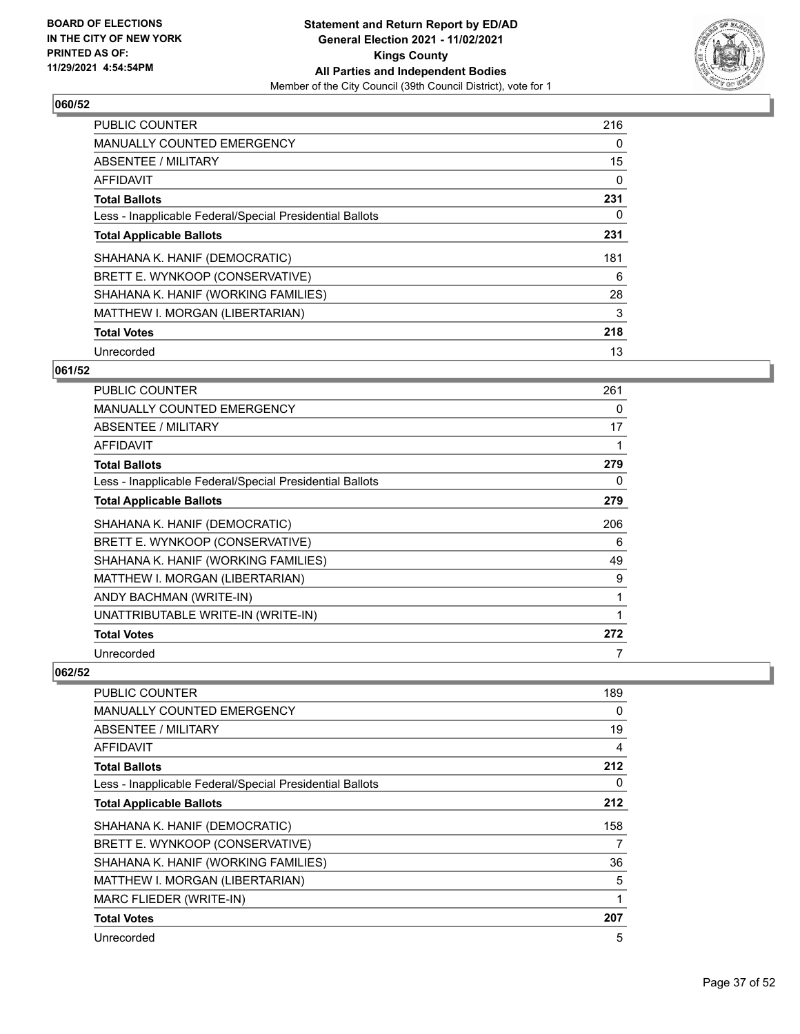**Statement and Return Report by ED/AD**
**General Election 2021 - 11/02/2021**
**Kings County**
**All Parties and Independent Bodies**
Member of the City Council (39th Council District), vote for 1

BOARD OF ELECTIONS
IN THE CITY OF NEW YORK
PRINTED AS OF:
11/29/2021 4:54:54PM

### 060/52

| | |
|---|---|
| PUBLIC COUNTER | 216 |
| MANUALLY COUNTED EMERGENCY | 0 |
| ABSENTEE / MILITARY | 15 |
| AFFIDAVIT | 0 |
| **Total Ballots** | **231** |
| Less - Inapplicable Federal/Special Presidential Ballots | 0 |
| **Total Applicable Ballots** | **231** |
| SHAHANA K. HANIF (DEMOCRATIC) | 181 |
| BRETT E. WYNKOOP (CONSERVATIVE) | 6 |
| SHAHANA K. HANIF (WORKING FAMILIES) | 28 |
| MATTHEW I. MORGAN (LIBERTARIAN) | 3 |
| **Total Votes** | **218** |
| Unrecorded | 13 |

### 061/52

| | |
|---|---|
| PUBLIC COUNTER | 261 |
| MANUALLY COUNTED EMERGENCY | 0 |
| ABSENTEE / MILITARY | 17 |
| AFFIDAVIT | 1 |
| **Total Ballots** | **279** |
| Less - Inapplicable Federal/Special Presidential Ballots | 0 |
| **Total Applicable Ballots** | **279** |
| SHAHANA K. HANIF (DEMOCRATIC) | 206 |
| BRETT E. WYNKOOP (CONSERVATIVE) | 6 |
| SHAHANA K. HANIF (WORKING FAMILIES) | 49 |
| MATTHEW I. MORGAN (LIBERTARIAN) | 9 |
| ANDY BACHMAN (WRITE-IN) | 1 |
| UNATTRIBUTABLE WRITE-IN (WRITE-IN) | 1 |
| **Total Votes** | **272** |
| Unrecorded | 7 |

### 062/52

| | |
|---|---|
| PUBLIC COUNTER | 189 |
| MANUALLY COUNTED EMERGENCY | 0 |
| ABSENTEE / MILITARY | 19 |
| AFFIDAVIT | 4 |
| **Total Ballots** | **212** |
| Less - Inapplicable Federal/Special Presidential Ballots | 0 |
| **Total Applicable Ballots** | **212** |
| SHAHANA K. HANIF (DEMOCRATIC) | 158 |
| BRETT E. WYNKOOP (CONSERVATIVE) | 7 |
| SHAHANA K. HANIF (WORKING FAMILIES) | 36 |
| MATTHEW I. MORGAN (LIBERTARIAN) | 5 |
| MARC FLIEDER (WRITE-IN) | 1 |
| **Total Votes** | **207** |
| Unrecorded | 5 |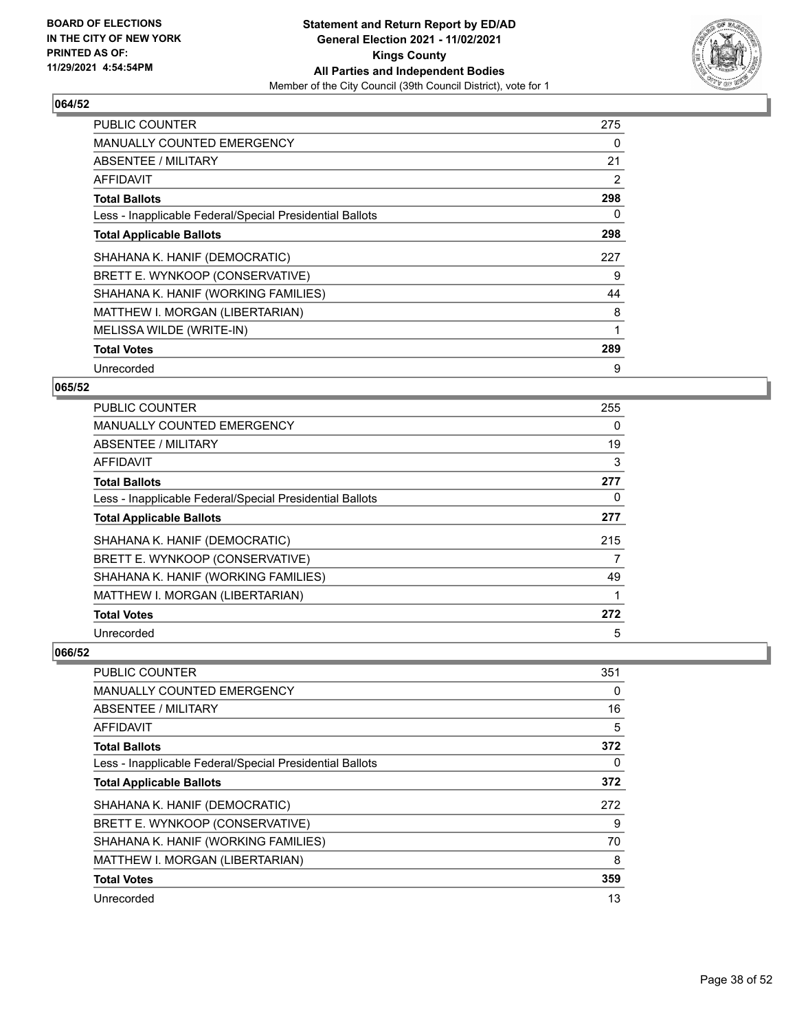**BOARD OF ELECTIONS IN THE CITY OF NEW YORK PRINTED AS OF: 11/29/2021 4:54:54PM**

**Statement and Return Report by ED/AD**
**General Election 2021 - 11/02/2021**
**Kings County**
**All Parties and Independent Bodies**
Member of the City Council (39th Council District), vote for 1

## 064/52

| | |
|---|---|
| PUBLIC COUNTER | 275 |
| MANUALLY COUNTED EMERGENCY | 0 |
| ABSENTEE / MILITARY | 21 |
| AFFIDAVIT | 2 |
| **Total Ballots** | **298** |
| Less - Inapplicable Federal/Special Presidential Ballots | 0 |
| **Total Applicable Ballots** | **298** |
| SHAHANA K. HANIF (DEMOCRATIC) | 227 |
| BRETT E. WYNKOOP (CONSERVATIVE) | 9 |
| SHAHANA K. HANIF (WORKING FAMILIES) | 44 |
| MATTHEW I. MORGAN (LIBERTARIAN) | 8 |
| MELISSA WILDE (WRITE-IN) | 1 |
| **Total Votes** | **289** |
| Unrecorded | 9 |

## 065/52

| | |
|---|---|
| PUBLIC COUNTER | 255 |
| MANUALLY COUNTED EMERGENCY | 0 |
| ABSENTEE / MILITARY | 19 |
| AFFIDAVIT | 3 |
| **Total Ballots** | **277** |
| Less - Inapplicable Federal/Special Presidential Ballots | 0 |
| **Total Applicable Ballots** | **277** |
| SHAHANA K. HANIF (DEMOCRATIC) | 215 |
| BRETT E. WYNKOOP (CONSERVATIVE) | 7 |
| SHAHANA K. HANIF (WORKING FAMILIES) | 49 |
| MATTHEW I. MORGAN (LIBERTARIAN) | 1 |
| **Total Votes** | **272** |
| Unrecorded | 5 |

## 066/52

| | |
|---|---|
| PUBLIC COUNTER | 351 |
| MANUALLY COUNTED EMERGENCY | 0 |
| ABSENTEE / MILITARY | 16 |
| AFFIDAVIT | 5 |
| **Total Ballots** | **372** |
| Less - Inapplicable Federal/Special Presidential Ballots | 0 |
| **Total Applicable Ballots** | **372** |
| SHAHANA K. HANIF (DEMOCRATIC) | 272 |
| BRETT E. WYNKOOP (CONSERVATIVE) | 9 |
| SHAHANA K. HANIF (WORKING FAMILIES) | 70 |
| MATTHEW I. MORGAN (LIBERTARIAN) | 8 |
| **Total Votes** | **359** |
| Unrecorded | 13 |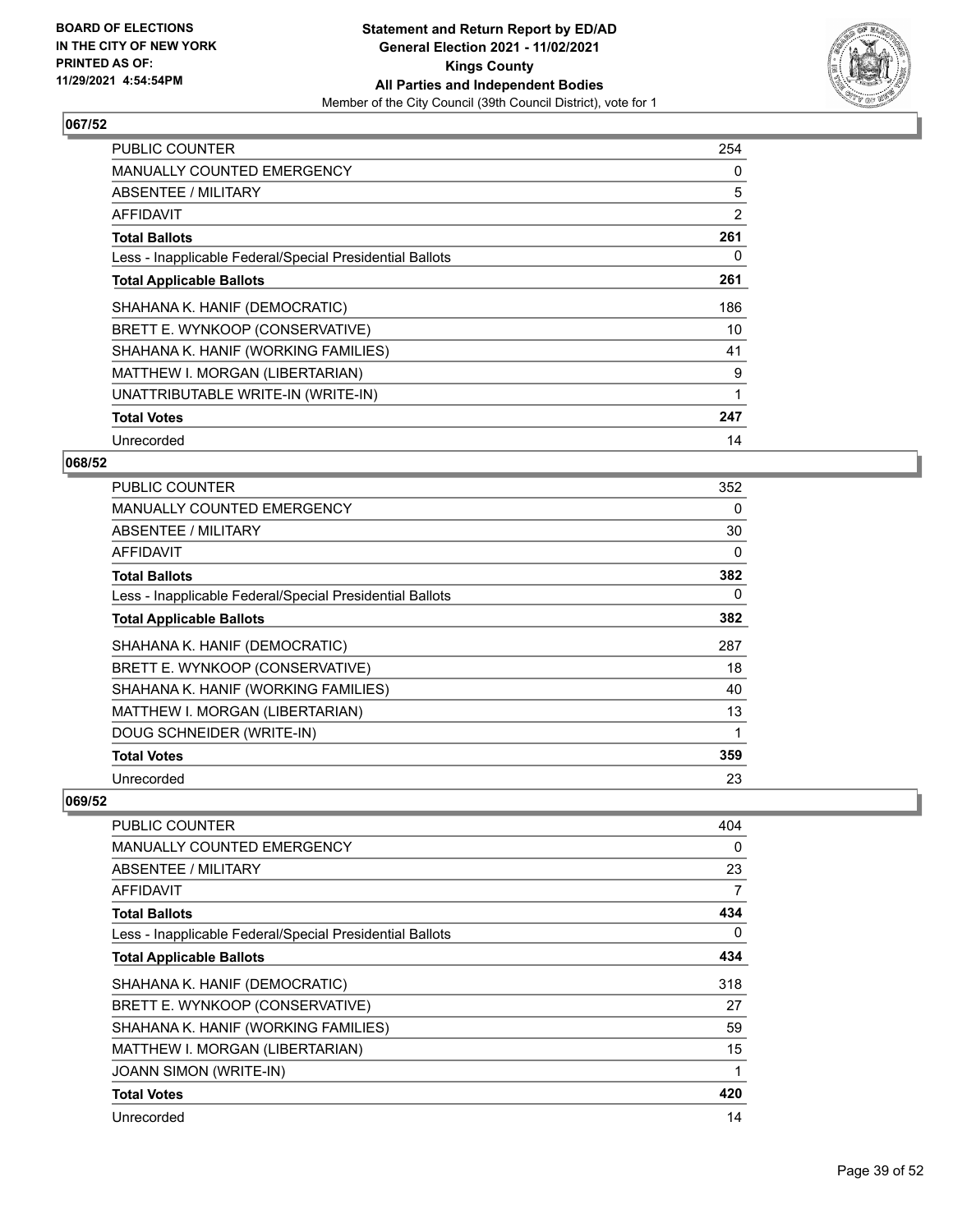**BOARD OF ELECTIONS IN THE CITY OF NEW YORK PRINTED AS OF: 11/29/2021 4:54:54PM**

**Statement and Return Report by ED/AD General Election 2021 - 11/02/2021 Kings County All Parties and Independent Bodies**

Member of the City Council (39th Council District), vote for 1

### 067/52

| | |
|---|---|
| PUBLIC COUNTER | 254 |
| MANUALLY COUNTED EMERGENCY | 0 |
| ABSENTEE / MILITARY | 5 |
| AFFIDAVIT | 2 |
| **Total Ballots** | **261** |
| Less - Inapplicable Federal/Special Presidential Ballots | 0 |
| **Total Applicable Ballots** | **261** |
| SHAHANA K. HANIF (DEMOCRATIC) | 186 |
| BRETT E. WYNKOOP (CONSERVATIVE) | 10 |
| SHAHANA K. HANIF (WORKING FAMILIES) | 41 |
| MATTHEW I. MORGAN (LIBERTARIAN) | 9 |
| UNATTRIBUTABLE WRITE-IN (WRITE-IN) | 1 |
| **Total Votes** | **247** |
| Unrecorded | 14 |

### 068/52

| | |
|---|---|
| PUBLIC COUNTER | 352 |
| MANUALLY COUNTED EMERGENCY | 0 |
| ABSENTEE / MILITARY | 30 |
| AFFIDAVIT | 0 |
| **Total Ballots** | **382** |
| Less - Inapplicable Federal/Special Presidential Ballots | 0 |
| **Total Applicable Ballots** | **382** |
| SHAHANA K. HANIF (DEMOCRATIC) | 287 |
| BRETT E. WYNKOOP (CONSERVATIVE) | 18 |
| SHAHANA K. HANIF (WORKING FAMILIES) | 40 |
| MATTHEW I. MORGAN (LIBERTARIAN) | 13 |
| DOUG SCHNEIDER (WRITE-IN) | 1 |
| **Total Votes** | **359** |
| Unrecorded | 23 |

### 069/52

| | |
|---|---|
| PUBLIC COUNTER | 404 |
| MANUALLY COUNTED EMERGENCY | 0 |
| ABSENTEE / MILITARY | 23 |
| AFFIDAVIT | 7 |
| **Total Ballots** | **434** |
| Less - Inapplicable Federal/Special Presidential Ballots | 0 |
| **Total Applicable Ballots** | **434** |
| SHAHANA K. HANIF (DEMOCRATIC) | 318 |
| BRETT E. WYNKOOP (CONSERVATIVE) | 27 |
| SHAHANA K. HANIF (WORKING FAMILIES) | 59 |
| MATTHEW I. MORGAN (LIBERTARIAN) | 15 |
| JOANN SIMON (WRITE-IN) | 1 |
| **Total Votes** | **420** |
| Unrecorded | 14 |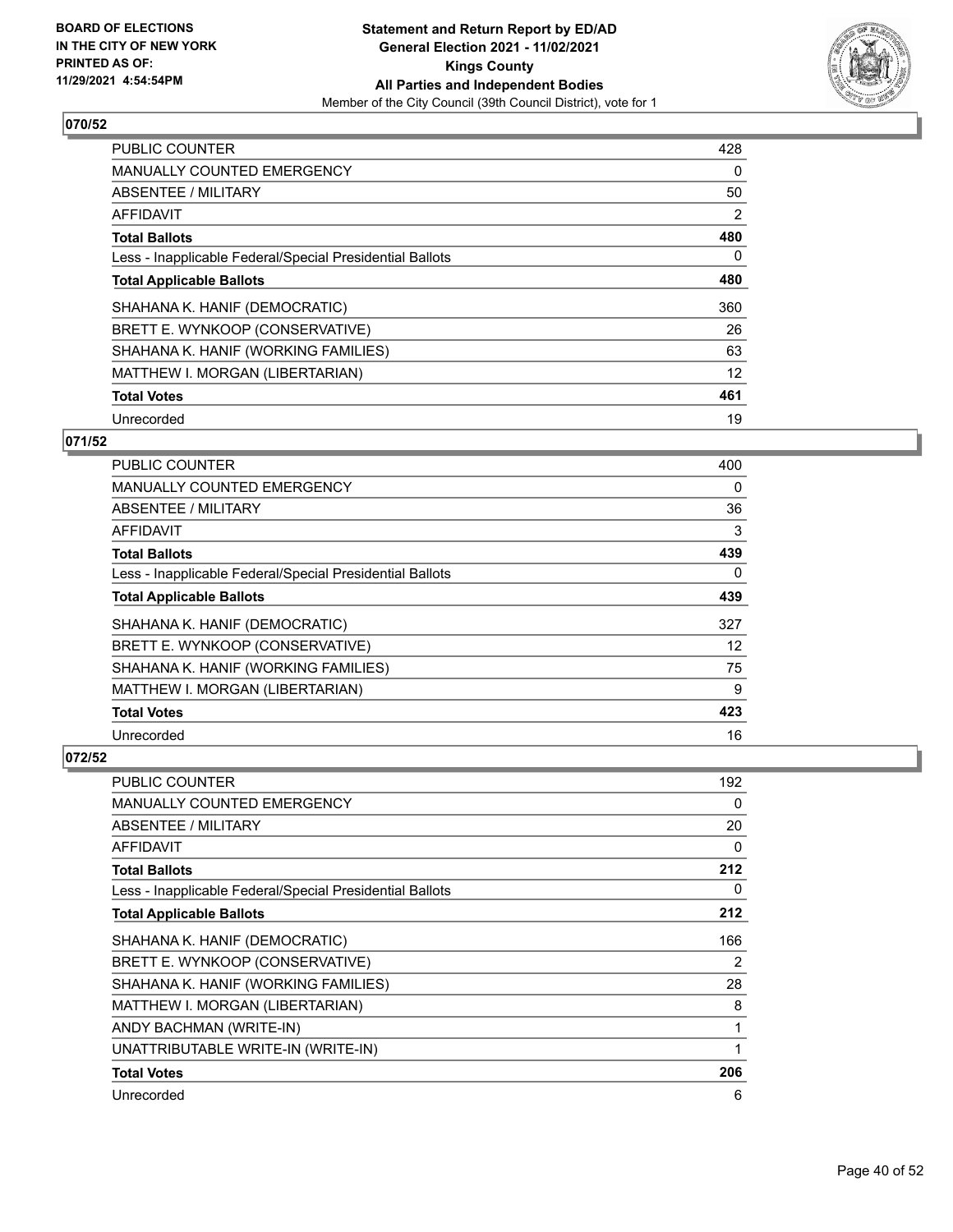BOARD OF ELECTIONS
IN THE CITY OF NEW YORK
PRINTED AS OF:
11/29/2021 4:54:54PM

**Statement and Return Report by ED/AD**
**General Election 2021 - 11/02/2021**
**Kings County**
**All Parties and Independent Bodies**
Member of the City Council (39th Council District), vote for 1

### 070/52

| | |
|---|---|
| PUBLIC COUNTER | 428 |
| MANUALLY COUNTED EMERGENCY | 0 |
| ABSENTEE / MILITARY | 50 |
| AFFIDAVIT | 2 |
| **Total Ballots** | **480** |
| Less - Inapplicable Federal/Special Presidential Ballots | 0 |
| **Total Applicable Ballots** | **480** |
| SHAHANA K. HANIF (DEMOCRATIC) | 360 |
| BRETT E. WYNKOOP (CONSERVATIVE) | 26 |
| SHAHANA K. HANIF (WORKING FAMILIES) | 63 |
| MATTHEW I. MORGAN (LIBERTARIAN) | 12 |
| **Total Votes** | **461** |
| Unrecorded | 19 |

### 071/52

| | |
|---|---|
| PUBLIC COUNTER | 400 |
| MANUALLY COUNTED EMERGENCY | 0 |
| ABSENTEE / MILITARY | 36 |
| AFFIDAVIT | 3 |
| **Total Ballots** | **439** |
| Less - Inapplicable Federal/Special Presidential Ballots | 0 |
| **Total Applicable Ballots** | **439** |
| SHAHANA K. HANIF (DEMOCRATIC) | 327 |
| BRETT E. WYNKOOP (CONSERVATIVE) | 12 |
| SHAHANA K. HANIF (WORKING FAMILIES) | 75 |
| MATTHEW I. MORGAN (LIBERTARIAN) | 9 |
| **Total Votes** | **423** |
| Unrecorded | 16 |

### 072/52

| | |
|---|---|
| PUBLIC COUNTER | 192 |
| MANUALLY COUNTED EMERGENCY | 0 |
| ABSENTEE / MILITARY | 20 |
| AFFIDAVIT | 0 |
| **Total Ballots** | **212** |
| Less - Inapplicable Federal/Special Presidential Ballots | 0 |
| **Total Applicable Ballots** | **212** |
| SHAHANA K. HANIF (DEMOCRATIC) | 166 |
| BRETT E. WYNKOOP (CONSERVATIVE) | 2 |
| SHAHANA K. HANIF (WORKING FAMILIES) | 28 |
| MATTHEW I. MORGAN (LIBERTARIAN) | 8 |
| ANDY BACHMAN (WRITE-IN) | 1 |
| UNATTRIBUTABLE WRITE-IN (WRITE-IN) | 1 |
| **Total Votes** | **206** |
| Unrecorded | 6 |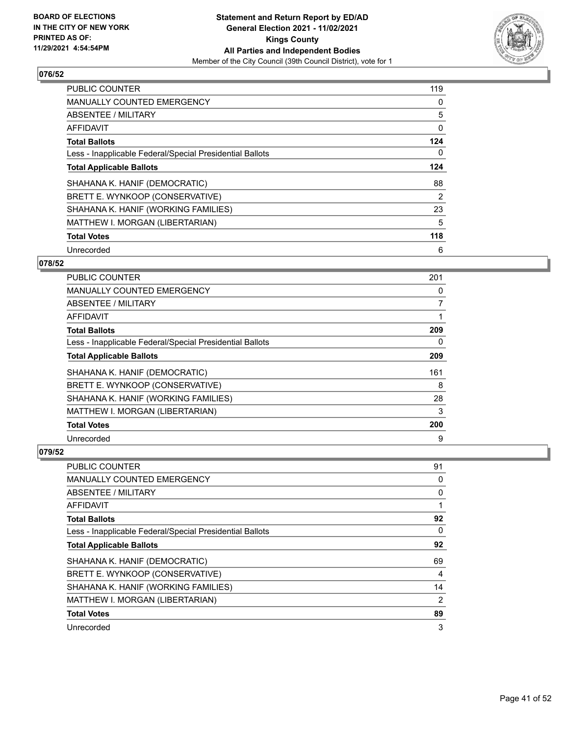**BOARD OF ELECTIONS IN THE CITY OF NEW YORK PRINTED AS OF: 11/29/2021 4:54:54PM**

**Statement and Return Report by ED/AD General Election 2021 - 11/02/2021 Kings County All Parties and Independent Bodies**

Member of the City Council (39th Council District), vote for 1

## 076/52

| | |
|---|---|
| PUBLIC COUNTER | 119 |
| MANUALLY COUNTED EMERGENCY | 0 |
| ABSENTEE / MILITARY | 5 |
| AFFIDAVIT | 0 |
| **Total Ballots** | **124** |
| Less - Inapplicable Federal/Special Presidential Ballots | 0 |
| **Total Applicable Ballots** | **124** |
| SHAHANA K. HANIF (DEMOCRATIC) | 88 |
| BRETT E. WYNKOOP (CONSERVATIVE) | 2 |
| SHAHANA K. HANIF (WORKING FAMILIES) | 23 |
| MATTHEW I. MORGAN (LIBERTARIAN) | 5 |
| **Total Votes** | **118** |
| Unrecorded | 6 |

## 078/52

| | |
|---|---|
| PUBLIC COUNTER | 201 |
| MANUALLY COUNTED EMERGENCY | 0 |
| ABSENTEE / MILITARY | 7 |
| AFFIDAVIT | 1 |
| **Total Ballots** | **209** |
| Less - Inapplicable Federal/Special Presidential Ballots | 0 |
| **Total Applicable Ballots** | **209** |
| SHAHANA K. HANIF (DEMOCRATIC) | 161 |
| BRETT E. WYNKOOP (CONSERVATIVE) | 8 |
| SHAHANA K. HANIF (WORKING FAMILIES) | 28 |
| MATTHEW I. MORGAN (LIBERTARIAN) | 3 |
| **Total Votes** | **200** |
| Unrecorded | 9 |

## 079/52

| | |
|---|---|
| PUBLIC COUNTER | 91 |
| MANUALLY COUNTED EMERGENCY | 0 |
| ABSENTEE / MILITARY | 0 |
| AFFIDAVIT | 1 |
| **Total Ballots** | **92** |
| Less - Inapplicable Federal/Special Presidential Ballots | 0 |
| **Total Applicable Ballots** | **92** |
| SHAHANA K. HANIF (DEMOCRATIC) | 69 |
| BRETT E. WYNKOOP (CONSERVATIVE) | 4 |
| SHAHANA K. HANIF (WORKING FAMILIES) | 14 |
| MATTHEW I. MORGAN (LIBERTARIAN) | 2 |
| **Total Votes** | **89** |
| Unrecorded | 3 |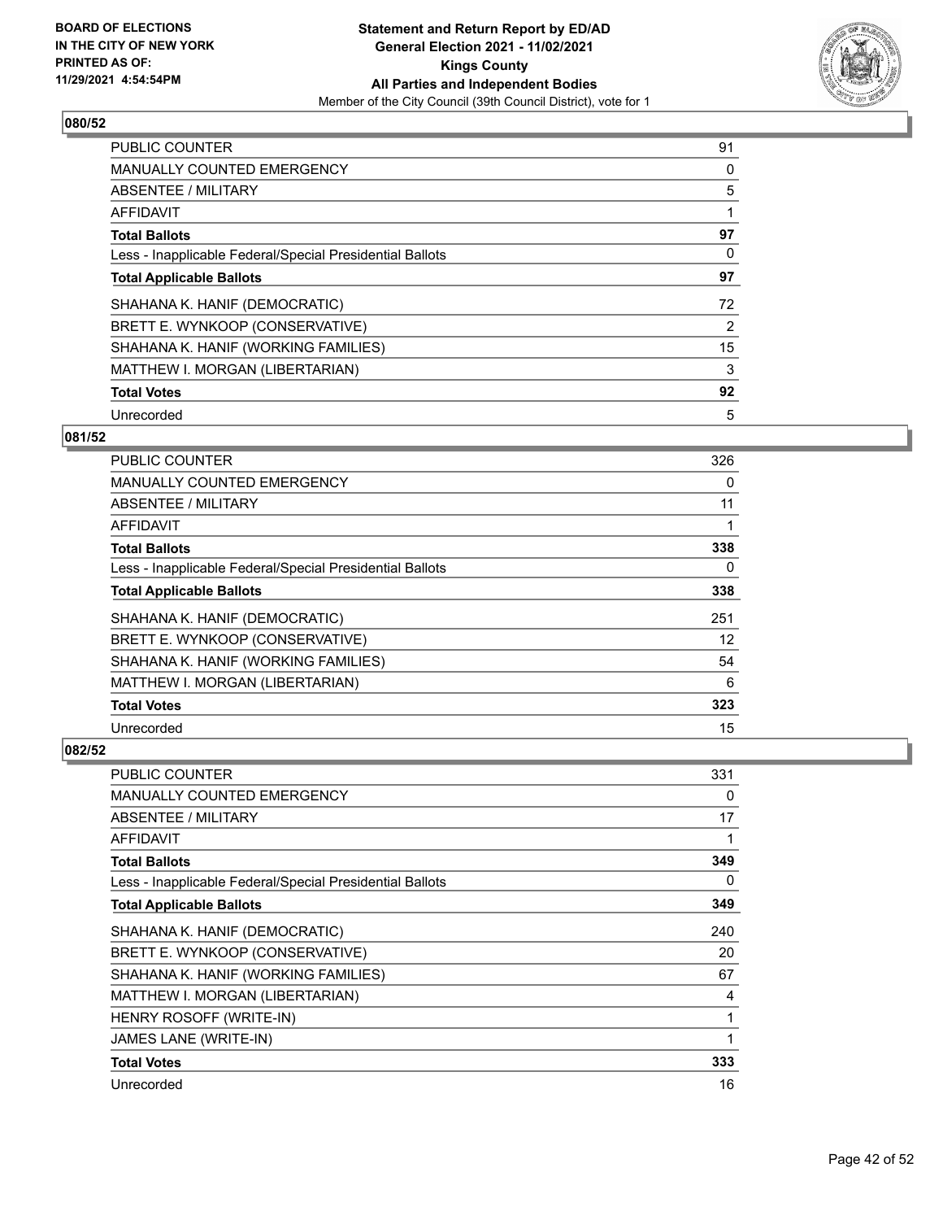**Statement and Return Report by ED/AD**
**General Election 2021 - 11/02/2021**
**Kings County**
**All Parties and Independent Bodies**
Member of the City Council (39th Council District), vote for 1

BOARD OF ELECTIONS IN THE CITY OF NEW YORK PRINTED AS OF: 11/29/2021 4:54:54PM

**080/52**

| | |
|---|---|
| PUBLIC COUNTER | 91 |
| MANUALLY COUNTED EMERGENCY | 0 |
| ABSENTEE / MILITARY | 5 |
| AFFIDAVIT | 1 |
| **Total Ballots** | **97** |
| Less - Inapplicable Federal/Special Presidential Ballots | 0 |
| **Total Applicable Ballots** | **97** |
| SHAHANA K. HANIF (DEMOCRATIC) | 72 |
| BRETT E. WYNKOOP (CONSERVATIVE) | 2 |
| SHAHANA K. HANIF (WORKING FAMILIES) | 15 |
| MATTHEW I. MORGAN (LIBERTARIAN) | 3 |
| **Total Votes** | **92** |
| Unrecorded | 5 |

**081/52**

| | |
|---|---|
| PUBLIC COUNTER | 326 |
| MANUALLY COUNTED EMERGENCY | 0 |
| ABSENTEE / MILITARY | 11 |
| AFFIDAVIT | 1 |
| **Total Ballots** | **338** |
| Less - Inapplicable Federal/Special Presidential Ballots | 0 |
| **Total Applicable Ballots** | **338** |
| SHAHANA K. HANIF (DEMOCRATIC) | 251 |
| BRETT E. WYNKOOP (CONSERVATIVE) | 12 |
| SHAHANA K. HANIF (WORKING FAMILIES) | 54 |
| MATTHEW I. MORGAN (LIBERTARIAN) | 6 |
| **Total Votes** | **323** |
| Unrecorded | 15 |

**082/52**

| | |
|---|---|
| PUBLIC COUNTER | 331 |
| MANUALLY COUNTED EMERGENCY | 0 |
| ABSENTEE / MILITARY | 17 |
| AFFIDAVIT | 1 |
| **Total Ballots** | **349** |
| Less - Inapplicable Federal/Special Presidential Ballots | 0 |
| **Total Applicable Ballots** | **349** |
| SHAHANA K. HANIF (DEMOCRATIC) | 240 |
| BRETT E. WYNKOOP (CONSERVATIVE) | 20 |
| SHAHANA K. HANIF (WORKING FAMILIES) | 67 |
| MATTHEW I. MORGAN (LIBERTARIAN) | 4 |
| HENRY ROSOFF (WRITE-IN) | 1 |
| JAMES LANE (WRITE-IN) | 1 |
| **Total Votes** | **333** |
| Unrecorded | 16 |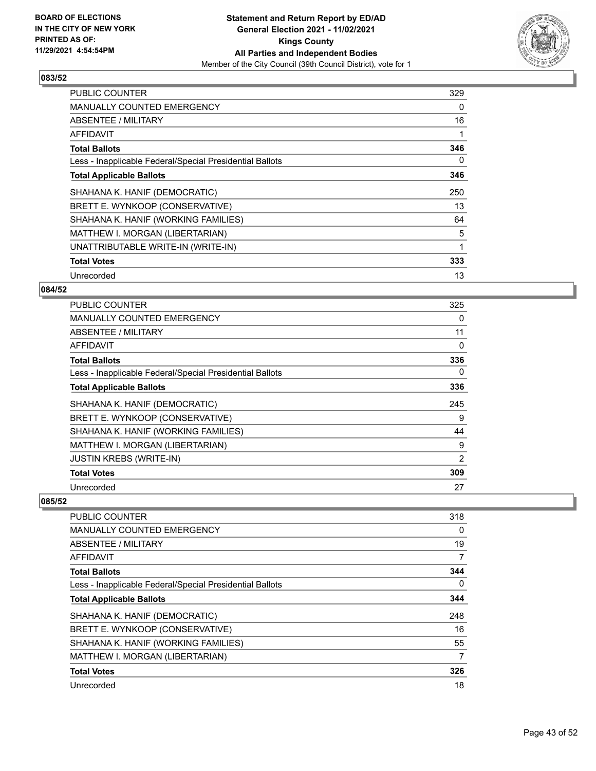**BOARD OF ELECTIONS IN THE CITY OF NEW YORK PRINTED AS OF: 11/29/2021 4:54:54PM**

**Statement and Return Report by ED/AD General Election 2021 - 11/02/2021 Kings County All Parties and Independent Bodies**
Member of the City Council (39th Council District), vote for 1

## 083/52

| | |
|---|---|
| PUBLIC COUNTER | 329 |
| MANUALLY COUNTED EMERGENCY | 0 |
| ABSENTEE / MILITARY | 16 |
| AFFIDAVIT | 1 |
| **Total Ballots** | **346** |
| Less - Inapplicable Federal/Special Presidential Ballots | 0 |
| **Total Applicable Ballots** | **346** |
| SHAHANA K. HANIF (DEMOCRATIC) | 250 |
| BRETT E. WYNKOOP (CONSERVATIVE) | 13 |
| SHAHANA K. HANIF (WORKING FAMILIES) | 64 |
| MATTHEW I. MORGAN (LIBERTARIAN) | 5 |
| UNATTRIBUTABLE WRITE-IN (WRITE-IN) | 1 |
| **Total Votes** | **333** |
| Unrecorded | 13 |

## 084/52

| | |
|---|---|
| PUBLIC COUNTER | 325 |
| MANUALLY COUNTED EMERGENCY | 0 |
| ABSENTEE / MILITARY | 11 |
| AFFIDAVIT | 0 |
| **Total Ballots** | **336** |
| Less - Inapplicable Federal/Special Presidential Ballots | 0 |
| **Total Applicable Ballots** | **336** |
| SHAHANA K. HANIF (DEMOCRATIC) | 245 |
| BRETT E. WYNKOOP (CONSERVATIVE) | 9 |
| SHAHANA K. HANIF (WORKING FAMILIES) | 44 |
| MATTHEW I. MORGAN (LIBERTARIAN) | 9 |
| JUSTIN KREBS (WRITE-IN) | 2 |
| **Total Votes** | **309** |
| Unrecorded | 27 |

## 085/52

| | |
|---|---|
| PUBLIC COUNTER | 318 |
| MANUALLY COUNTED EMERGENCY | 0 |
| ABSENTEE / MILITARY | 19 |
| AFFIDAVIT | 7 |
| **Total Ballots** | **344** |
| Less - Inapplicable Federal/Special Presidential Ballots | 0 |
| **Total Applicable Ballots** | **344** |
| SHAHANA K. HANIF (DEMOCRATIC) | 248 |
| BRETT E. WYNKOOP (CONSERVATIVE) | 16 |
| SHAHANA K. HANIF (WORKING FAMILIES) | 55 |
| MATTHEW I. MORGAN (LIBERTARIAN) | 7 |
| **Total Votes** | **326** |
| Unrecorded | 18 |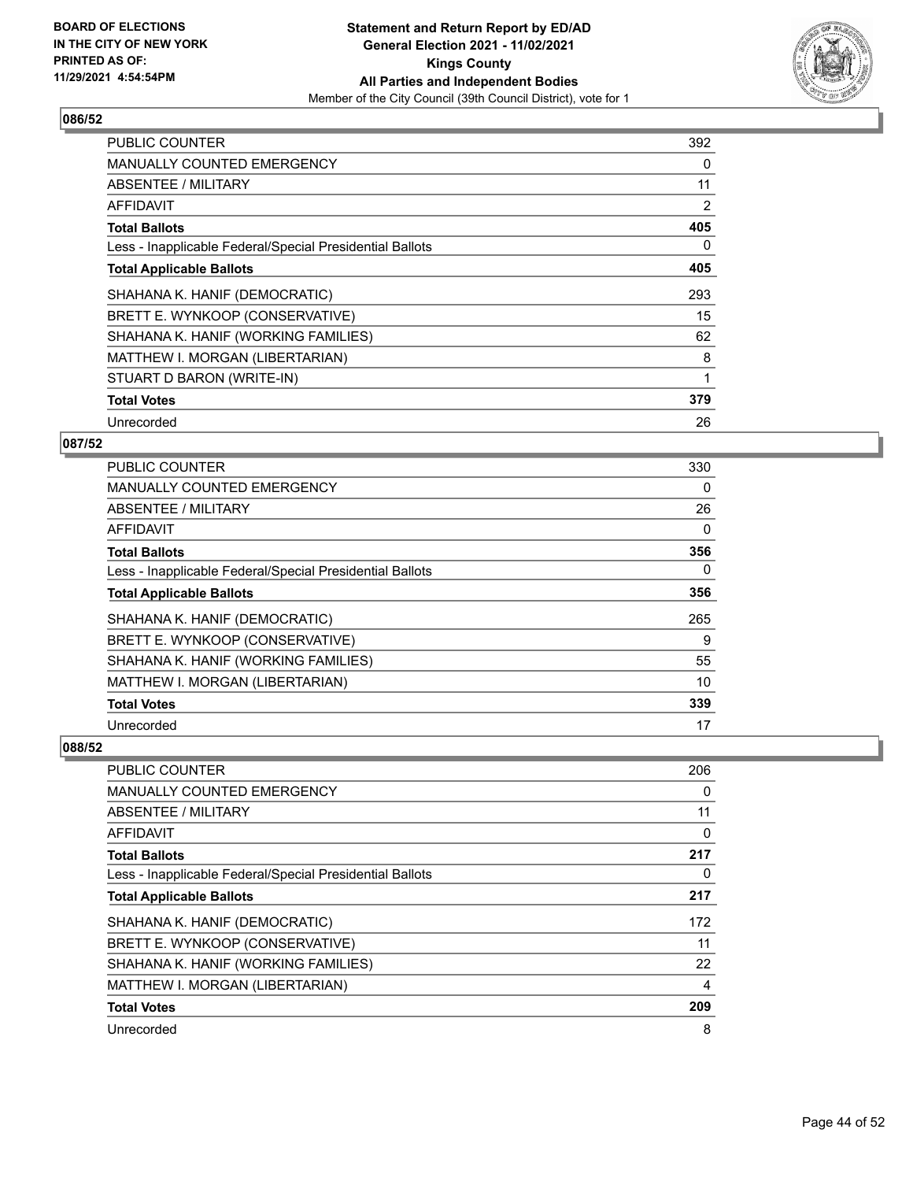BOARD OF ELECTIONS
IN THE CITY OF NEW YORK
PRINTED AS OF:
11/29/2021 4:54:54PM

**Statement and Return Report by ED/AD**
**General Election 2021 - 11/02/2021**
**Kings County**
**All Parties and Independent Bodies**
Member of the City Council (39th Council District), vote for 1

### 086/52

| | |
|---|---|
| PUBLIC COUNTER | 392 |
| MANUALLY COUNTED EMERGENCY | 0 |
| ABSENTEE / MILITARY | 11 |
| AFFIDAVIT | 2 |
| **Total Ballots** | **405** |
| Less - Inapplicable Federal/Special Presidential Ballots | 0 |
| **Total Applicable Ballots** | **405** |
| SHAHANA K. HANIF (DEMOCRATIC) | 293 |
| BRETT E. WYNKOOP (CONSERVATIVE) | 15 |
| SHAHANA K. HANIF (WORKING FAMILIES) | 62 |
| MATTHEW I. MORGAN (LIBERTARIAN) | 8 |
| STUART D BARON (WRITE-IN) | 1 |
| **Total Votes** | **379** |
| Unrecorded | 26 |

### 087/52

| | |
|---|---|
| PUBLIC COUNTER | 330 |
| MANUALLY COUNTED EMERGENCY | 0 |
| ABSENTEE / MILITARY | 26 |
| AFFIDAVIT | 0 |
| **Total Ballots** | **356** |
| Less - Inapplicable Federal/Special Presidential Ballots | 0 |
| **Total Applicable Ballots** | **356** |
| SHAHANA K. HANIF (DEMOCRATIC) | 265 |
| BRETT E. WYNKOOP (CONSERVATIVE) | 9 |
| SHAHANA K. HANIF (WORKING FAMILIES) | 55 |
| MATTHEW I. MORGAN (LIBERTARIAN) | 10 |
| **Total Votes** | **339** |
| Unrecorded | 17 |

### 088/52

| | |
|---|---|
| PUBLIC COUNTER | 206 |
| MANUALLY COUNTED EMERGENCY | 0 |
| ABSENTEE / MILITARY | 11 |
| AFFIDAVIT | 0 |
| **Total Ballots** | **217** |
| Less - Inapplicable Federal/Special Presidential Ballots | 0 |
| **Total Applicable Ballots** | **217** |
| SHAHANA K. HANIF (DEMOCRATIC) | 172 |
| BRETT E. WYNKOOP (CONSERVATIVE) | 11 |
| SHAHANA K. HANIF (WORKING FAMILIES) | 22 |
| MATTHEW I. MORGAN (LIBERTARIAN) | 4 |
| **Total Votes** | **209** |
| Unrecorded | 8 |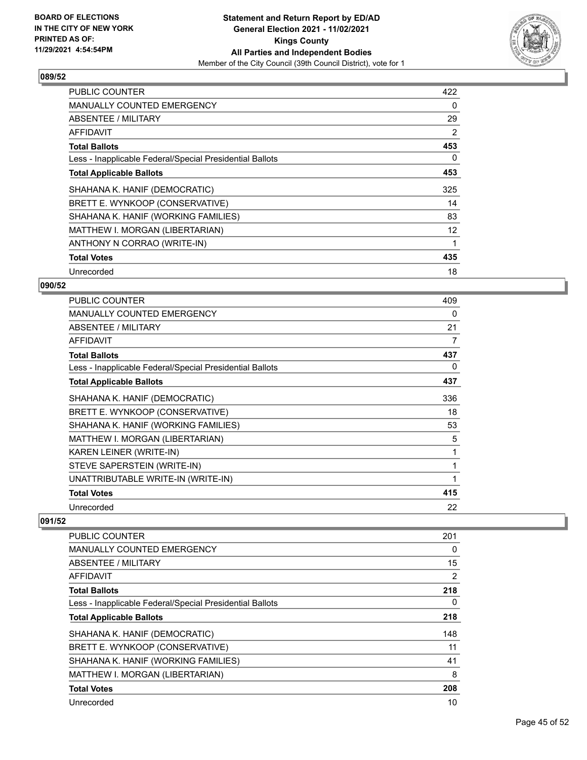BOARD OF ELECTIONS
IN THE CITY OF NEW YORK
PRINTED AS OF:
11/29/2021 4:54:54PM

**Statement and Return Report by ED/AD**
**General Election 2021 - 11/02/2021**
**Kings County**
**All Parties and Independent Bodies**
Member of the City Council (39th Council District), vote for 1

### 089/52

| | |
|---|---|
| PUBLIC COUNTER | 422 |
| MANUALLY COUNTED EMERGENCY | 0 |
| ABSENTEE / MILITARY | 29 |
| AFFIDAVIT | 2 |
| **Total Ballots** | **453** |
| Less - Inapplicable Federal/Special Presidential Ballots | 0 |
| **Total Applicable Ballots** | **453** |
| SHAHANA K. HANIF (DEMOCRATIC) | 325 |
| BRETT E. WYNKOOP (CONSERVATIVE) | 14 |
| SHAHANA K. HANIF (WORKING FAMILIES) | 83 |
| MATTHEW I. MORGAN (LIBERTARIAN) | 12 |
| ANTHONY N CORRAO (WRITE-IN) | 1 |
| **Total Votes** | **435** |
| Unrecorded | 18 |

### 090/52

| | |
|---|---|
| PUBLIC COUNTER | 409 |
| MANUALLY COUNTED EMERGENCY | 0 |
| ABSENTEE / MILITARY | 21 |
| AFFIDAVIT | 7 |
| **Total Ballots** | **437** |
| Less - Inapplicable Federal/Special Presidential Ballots | 0 |
| **Total Applicable Ballots** | **437** |
| SHAHANA K. HANIF (DEMOCRATIC) | 336 |
| BRETT E. WYNKOOP (CONSERVATIVE) | 18 |
| SHAHANA K. HANIF (WORKING FAMILIES) | 53 |
| MATTHEW I. MORGAN (LIBERTARIAN) | 5 |
| KAREN LEINER (WRITE-IN) | 1 |
| STEVE SAPERSTEIN (WRITE-IN) | 1 |
| UNATTRIBUTABLE WRITE-IN (WRITE-IN) | 1 |
| **Total Votes** | **415** |
| Unrecorded | 22 |

### 091/52

| | |
|---|---|
| PUBLIC COUNTER | 201 |
| MANUALLY COUNTED EMERGENCY | 0 |
| ABSENTEE / MILITARY | 15 |
| AFFIDAVIT | 2 |
| **Total Ballots** | **218** |
| Less - Inapplicable Federal/Special Presidential Ballots | 0 |
| **Total Applicable Ballots** | **218** |
| SHAHANA K. HANIF (DEMOCRATIC) | 148 |
| BRETT E. WYNKOOP (CONSERVATIVE) | 11 |
| SHAHANA K. HANIF (WORKING FAMILIES) | 41 |
| MATTHEW I. MORGAN (LIBERTARIAN) | 8 |
| **Total Votes** | **208** |
| Unrecorded | 10 |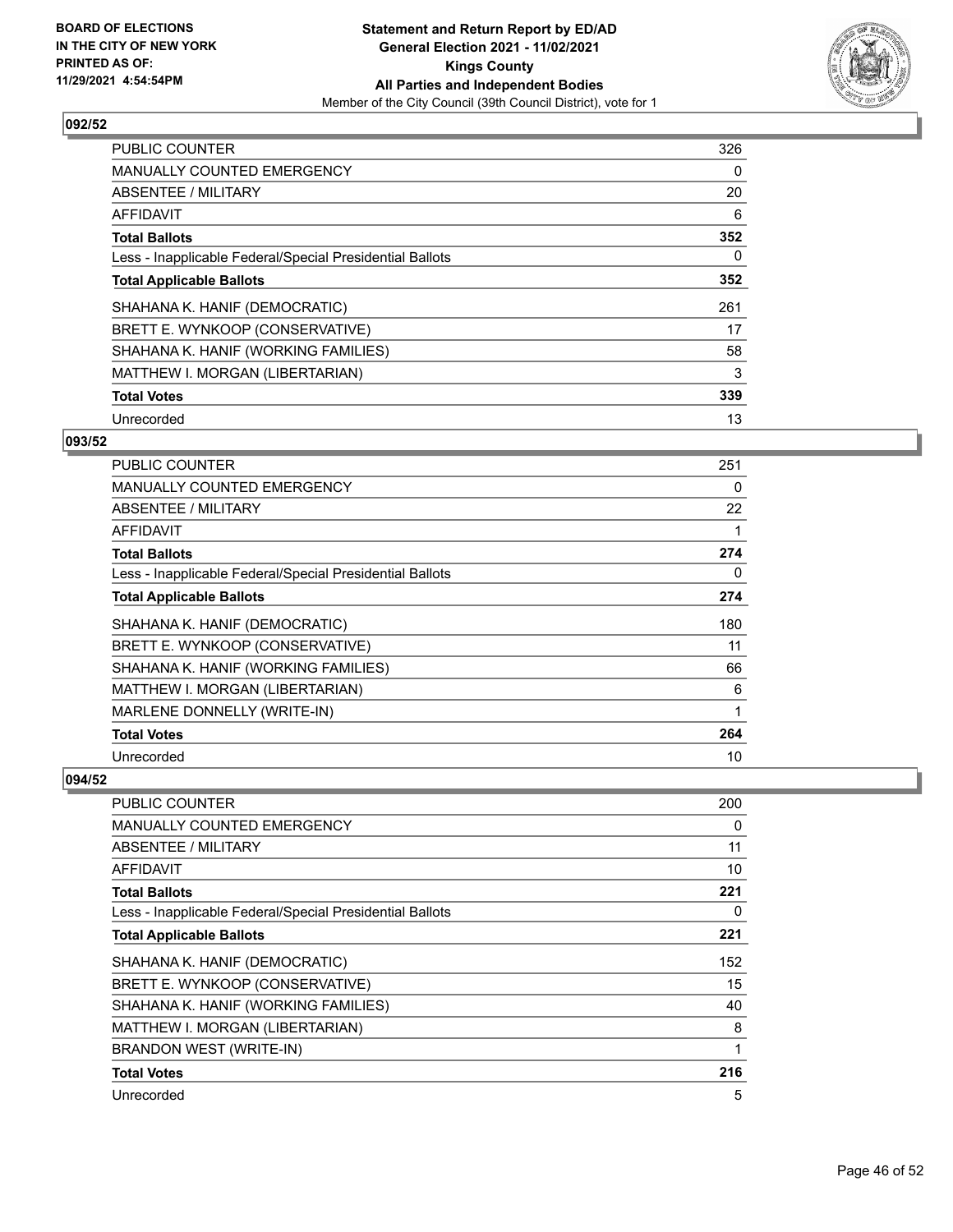**BOARD OF ELECTIONS IN THE CITY OF NEW YORK PRINTED AS OF: 11/29/2021 4:54:54PM**

**Statement and Return Report by ED/AD General Election 2021 - 11/02/2021 Kings County All Parties and Independent Bodies**

Member of the City Council (39th Council District), vote for 1

## 092/52

| | |
|---|---|
| PUBLIC COUNTER | 326 |
| MANUALLY COUNTED EMERGENCY | 0 |
| ABSENTEE / MILITARY | 20 |
| AFFIDAVIT | 6 |
| **Total Ballots** | **352** |
| Less - Inapplicable Federal/Special Presidential Ballots | 0 |
| **Total Applicable Ballots** | **352** |
| SHAHANA K. HANIF (DEMOCRATIC) | 261 |
| BRETT E. WYNKOOP (CONSERVATIVE) | 17 |
| SHAHANA K. HANIF (WORKING FAMILIES) | 58 |
| MATTHEW I. MORGAN (LIBERTARIAN) | 3 |
| **Total Votes** | **339** |
| Unrecorded | 13 |

## 093/52

| | |
|---|---|
| PUBLIC COUNTER | 251 |
| MANUALLY COUNTED EMERGENCY | 0 |
| ABSENTEE / MILITARY | 22 |
| AFFIDAVIT | 1 |
| **Total Ballots** | **274** |
| Less - Inapplicable Federal/Special Presidential Ballots | 0 |
| **Total Applicable Ballots** | **274** |
| SHAHANA K. HANIF (DEMOCRATIC) | 180 |
| BRETT E. WYNKOOP (CONSERVATIVE) | 11 |
| SHAHANA K. HANIF (WORKING FAMILIES) | 66 |
| MATTHEW I. MORGAN (LIBERTARIAN) | 6 |
| MARLENE DONNELLY (WRITE-IN) | 1 |
| **Total Votes** | **264** |
| Unrecorded | 10 |

## 094/52

| | |
|---|---|
| PUBLIC COUNTER | 200 |
| MANUALLY COUNTED EMERGENCY | 0 |
| ABSENTEE / MILITARY | 11 |
| AFFIDAVIT | 10 |
| **Total Ballots** | **221** |
| Less - Inapplicable Federal/Special Presidential Ballots | 0 |
| **Total Applicable Ballots** | **221** |
| SHAHANA K. HANIF (DEMOCRATIC) | 152 |
| BRETT E. WYNKOOP (CONSERVATIVE) | 15 |
| SHAHANA K. HANIF (WORKING FAMILIES) | 40 |
| MATTHEW I. MORGAN (LIBERTARIAN) | 8 |
| BRANDON WEST (WRITE-IN) | 1 |
| **Total Votes** | **216** |
| Unrecorded | 5 |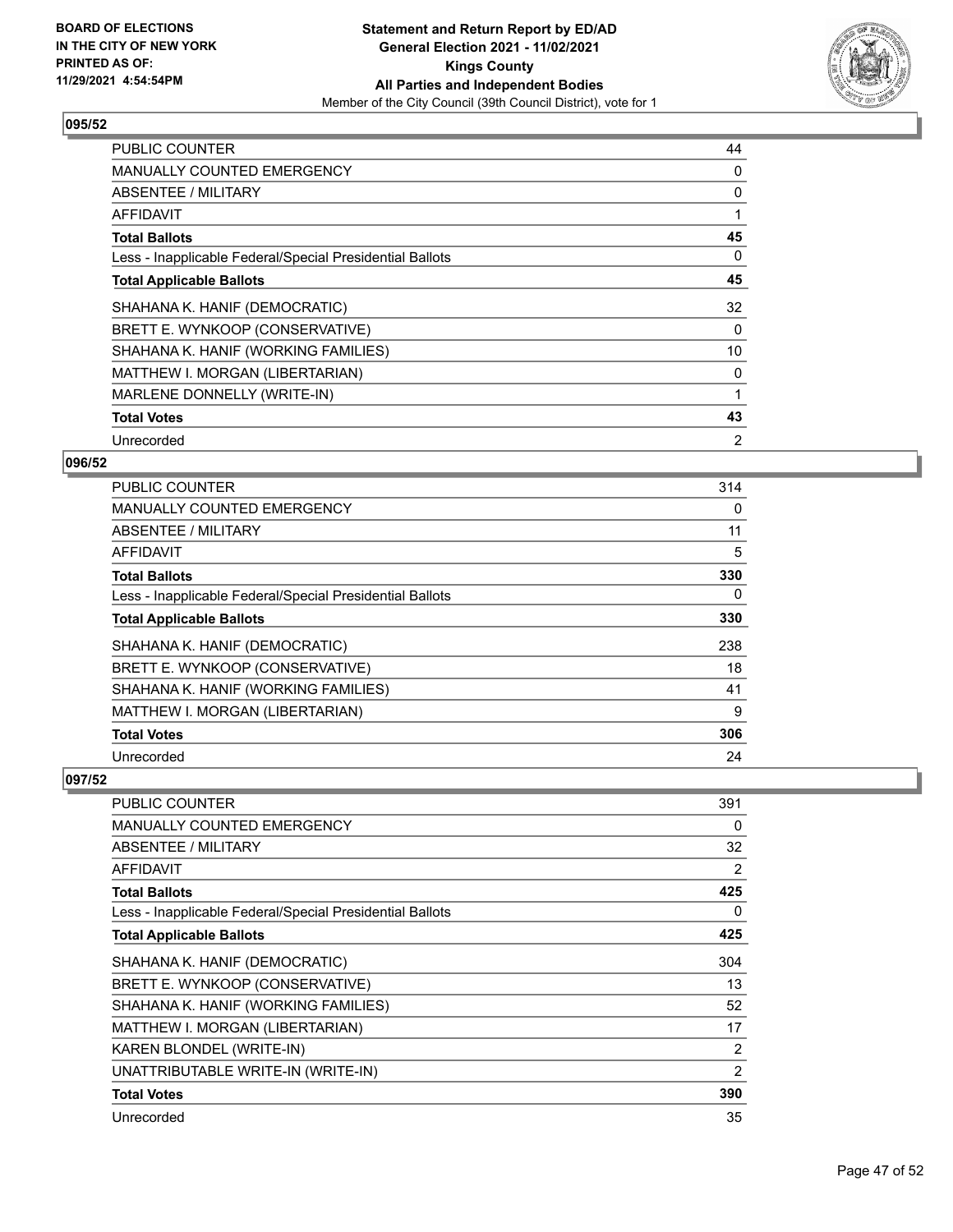## 095/52

| | |
|---|---|
| PUBLIC COUNTER | 44 |
| MANUALLY COUNTED EMERGENCY | 0 |
| ABSENTEE / MILITARY | 0 |
| AFFIDAVIT | 1 |
| **Total Ballots** | **45** |
| Less - Inapplicable Federal/Special Presidential Ballots | 0 |
| **Total Applicable Ballots** | **45** |
| SHAHANA K. HANIF (DEMOCRATIC) | 32 |
| BRETT E. WYNKOOP (CONSERVATIVE) | 0 |
| SHAHANA K. HANIF (WORKING FAMILIES) | 10 |
| MATTHEW I. MORGAN (LIBERTARIAN) | 0 |
| MARLENE DONNELLY (WRITE-IN) | 1 |
| **Total Votes** | **43** |
| Unrecorded | 2 |

## 096/52

| | |
|---|---|
| PUBLIC COUNTER | 314 |
| MANUALLY COUNTED EMERGENCY | 0 |
| ABSENTEE / MILITARY | 11 |
| AFFIDAVIT | 5 |
| **Total Ballots** | **330** |
| Less - Inapplicable Federal/Special Presidential Ballots | 0 |
| **Total Applicable Ballots** | **330** |
| SHAHANA K. HANIF (DEMOCRATIC) | 238 |
| BRETT E. WYNKOOP (CONSERVATIVE) | 18 |
| SHAHANA K. HANIF (WORKING FAMILIES) | 41 |
| MATTHEW I. MORGAN (LIBERTARIAN) | 9 |
| **Total Votes** | **306** |
| Unrecorded | 24 |

## 097/52

| | |
|---|---|
| PUBLIC COUNTER | 391 |
| MANUALLY COUNTED EMERGENCY | 0 |
| ABSENTEE / MILITARY | 32 |
| AFFIDAVIT | 2 |
| **Total Ballots** | **425** |
| Less - Inapplicable Federal/Special Presidential Ballots | 0 |
| **Total Applicable Ballots** | **425** |
| SHAHANA K. HANIF (DEMOCRATIC) | 304 |
| BRETT E. WYNKOOP (CONSERVATIVE) | 13 |
| SHAHANA K. HANIF (WORKING FAMILIES) | 52 |
| MATTHEW I. MORGAN (LIBERTARIAN) | 17 |
| KAREN BLONDEL (WRITE-IN) | 2 |
| UNATTRIBUTABLE WRITE-IN (WRITE-IN) | 2 |
| **Total Votes** | **390** |
| Unrecorded | 35 |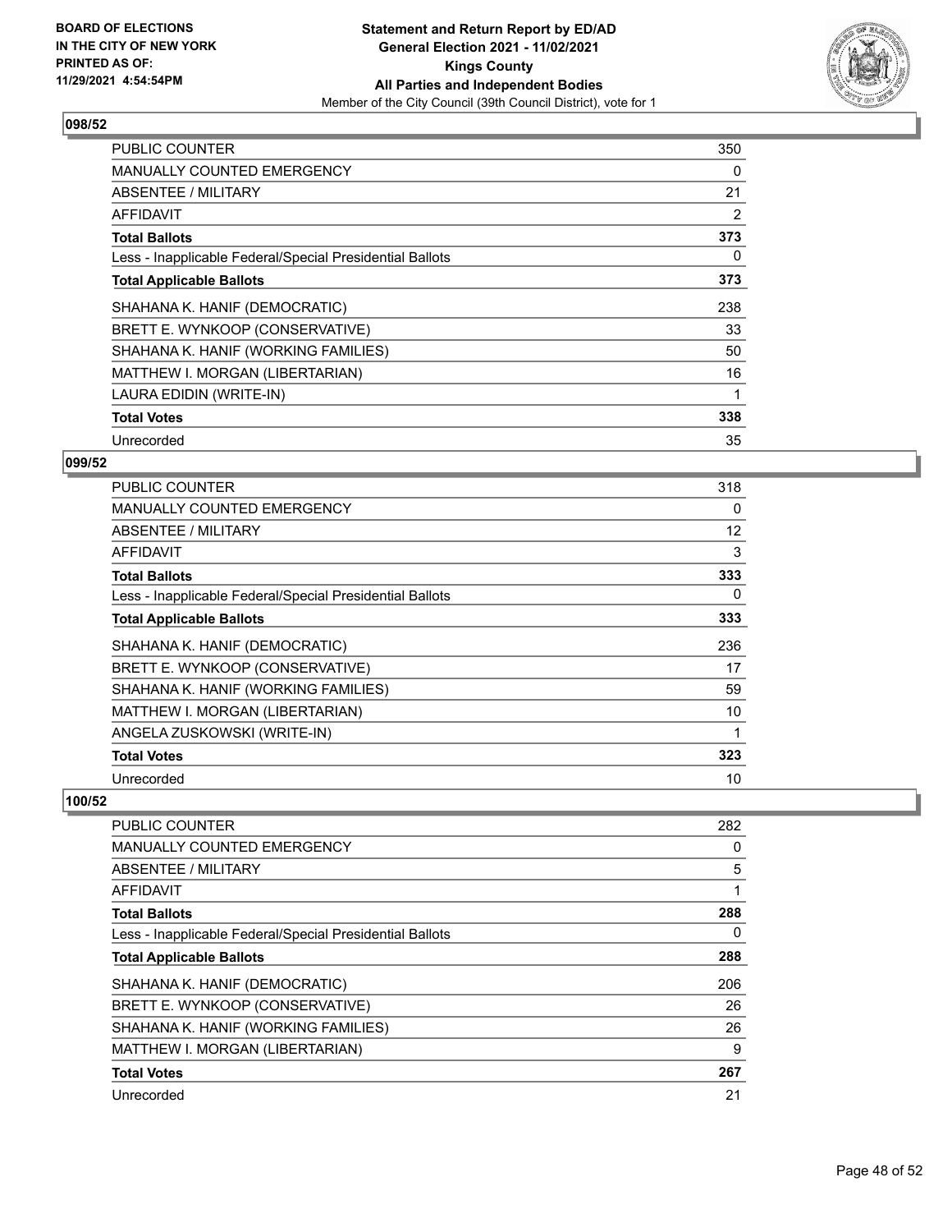**BOARD OF ELECTIONS IN THE CITY OF NEW YORK PRINTED AS OF: 11/29/2021 4:54:54PM**

**Statement and Return Report by ED/AD General Election 2021 - 11/02/2021 Kings County All Parties and Independent Bodies**

Member of the City Council (39th Council District), vote for 1

## 098/52

| | |
|---|---|
| PUBLIC COUNTER | 350 |
| MANUALLY COUNTED EMERGENCY | 0 |
| ABSENTEE / MILITARY | 21 |
| AFFIDAVIT | 2 |
| **Total Ballots** | **373** |
| Less - Inapplicable Federal/Special Presidential Ballots | 0 |
| **Total Applicable Ballots** | **373** |
| SHAHANA K. HANIF (DEMOCRATIC) | 238 |
| BRETT E. WYNKOOP (CONSERVATIVE) | 33 |
| SHAHANA K. HANIF (WORKING FAMILIES) | 50 |
| MATTHEW I. MORGAN (LIBERTARIAN) | 16 |
| LAURA EDIDIN (WRITE-IN) | 1 |
| **Total Votes** | **338** |
| Unrecorded | 35 |

## 099/52

| | |
|---|---|
| PUBLIC COUNTER | 318 |
| MANUALLY COUNTED EMERGENCY | 0 |
| ABSENTEE / MILITARY | 12 |
| AFFIDAVIT | 3 |
| **Total Ballots** | **333** |
| Less - Inapplicable Federal/Special Presidential Ballots | 0 |
| **Total Applicable Ballots** | **333** |
| SHAHANA K. HANIF (DEMOCRATIC) | 236 |
| BRETT E. WYNKOOP (CONSERVATIVE) | 17 |
| SHAHANA K. HANIF (WORKING FAMILIES) | 59 |
| MATTHEW I. MORGAN (LIBERTARIAN) | 10 |
| ANGELA ZUSKOWSKI (WRITE-IN) | 1 |
| **Total Votes** | **323** |
| Unrecorded | 10 |

## 100/52

| | |
|---|---|
| PUBLIC COUNTER | 282 |
| MANUALLY COUNTED EMERGENCY | 0 |
| ABSENTEE / MILITARY | 5 |
| AFFIDAVIT | 1 |
| **Total Ballots** | **288** |
| Less - Inapplicable Federal/Special Presidential Ballots | 0 |
| **Total Applicable Ballots** | **288** |
| SHAHANA K. HANIF (DEMOCRATIC) | 206 |
| BRETT E. WYNKOOP (CONSERVATIVE) | 26 |
| SHAHANA K. HANIF (WORKING FAMILIES) | 26 |
| MATTHEW I. MORGAN (LIBERTARIAN) | 9 |
| **Total Votes** | **267** |
| Unrecorded | 21 |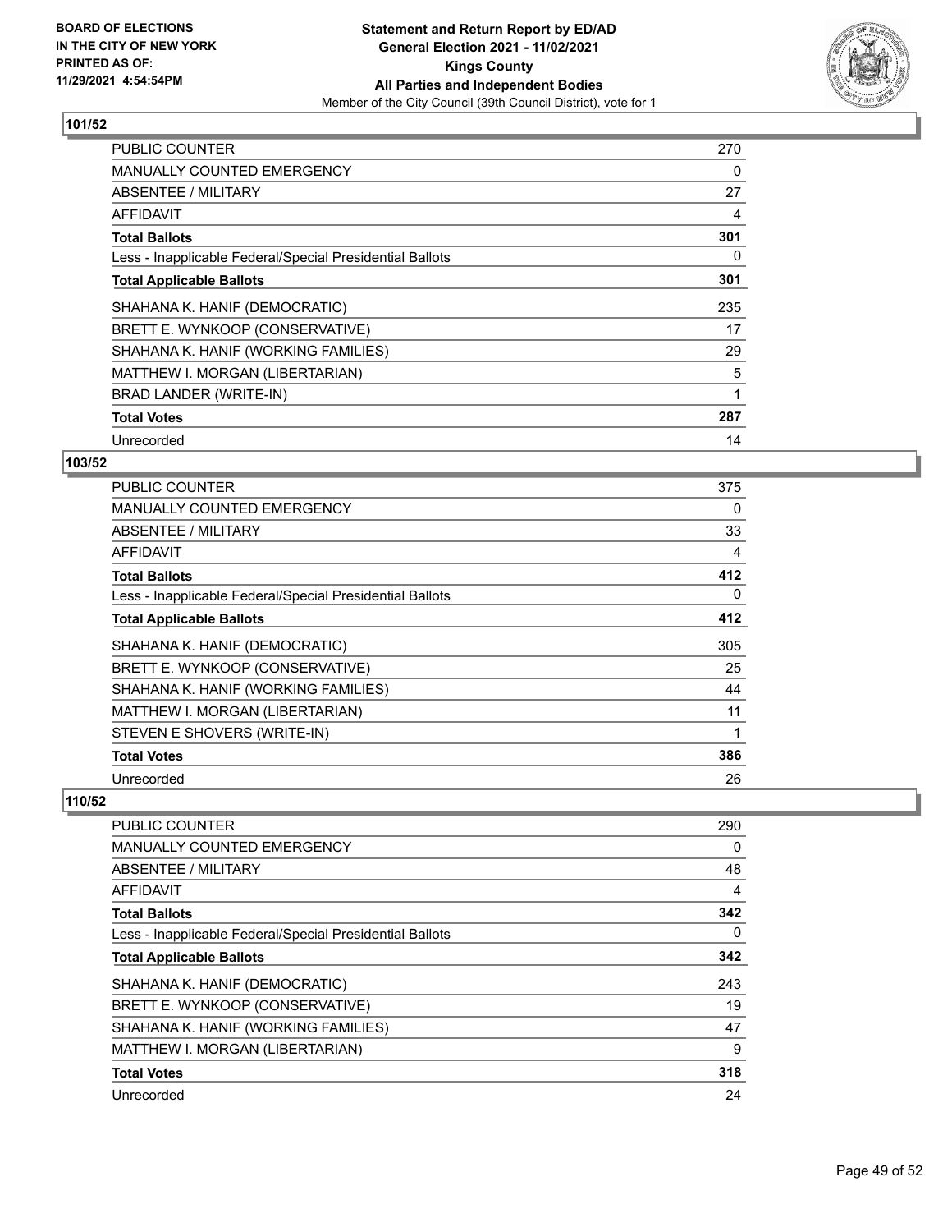**BOARD OF ELECTIONS IN THE CITY OF NEW YORK PRINTED AS OF: 11/29/2021 4:54:54PM**

**Statement and Return Report by ED/AD General Election 2021 - 11/02/2021 Kings County All Parties and Independent Bodies**
Member of the City Council (39th Council District), vote for 1

### 101/52

| | |
|---|---|
| PUBLIC COUNTER | 270 |
| MANUALLY COUNTED EMERGENCY | 0 |
| ABSENTEE / MILITARY | 27 |
| AFFIDAVIT | 4 |
| **Total Ballots** | **301** |
| Less - Inapplicable Federal/Special Presidential Ballots | 0 |
| **Total Applicable Ballots** | **301** |
| SHAHANA K. HANIF (DEMOCRATIC) | 235 |
| BRETT E. WYNKOOP (CONSERVATIVE) | 17 |
| SHAHANA K. HANIF (WORKING FAMILIES) | 29 |
| MATTHEW I. MORGAN (LIBERTARIAN) | 5 |
| BRAD LANDER (WRITE-IN) | 1 |
| **Total Votes** | **287** |
| Unrecorded | 14 |

### 103/52

| | |
|---|---|
| PUBLIC COUNTER | 375 |
| MANUALLY COUNTED EMERGENCY | 0 |
| ABSENTEE / MILITARY | 33 |
| AFFIDAVIT | 4 |
| **Total Ballots** | **412** |
| Less - Inapplicable Federal/Special Presidential Ballots | 0 |
| **Total Applicable Ballots** | **412** |
| SHAHANA K. HANIF (DEMOCRATIC) | 305 |
| BRETT E. WYNKOOP (CONSERVATIVE) | 25 |
| SHAHANA K. HANIF (WORKING FAMILIES) | 44 |
| MATTHEW I. MORGAN (LIBERTARIAN) | 11 |
| STEVEN E SHOVERS (WRITE-IN) | 1 |
| **Total Votes** | **386** |
| Unrecorded | 26 |

### 110/52

| | |
|---|---|
| PUBLIC COUNTER | 290 |
| MANUALLY COUNTED EMERGENCY | 0 |
| ABSENTEE / MILITARY | 48 |
| AFFIDAVIT | 4 |
| **Total Ballots** | **342** |
| Less - Inapplicable Federal/Special Presidential Ballots | 0 |
| **Total Applicable Ballots** | **342** |
| SHAHANA K. HANIF (DEMOCRATIC) | 243 |
| BRETT E. WYNKOOP (CONSERVATIVE) | 19 |
| SHAHANA K. HANIF (WORKING FAMILIES) | 47 |
| MATTHEW I. MORGAN (LIBERTARIAN) | 9 |
| **Total Votes** | **318** |
| Unrecorded | 24 |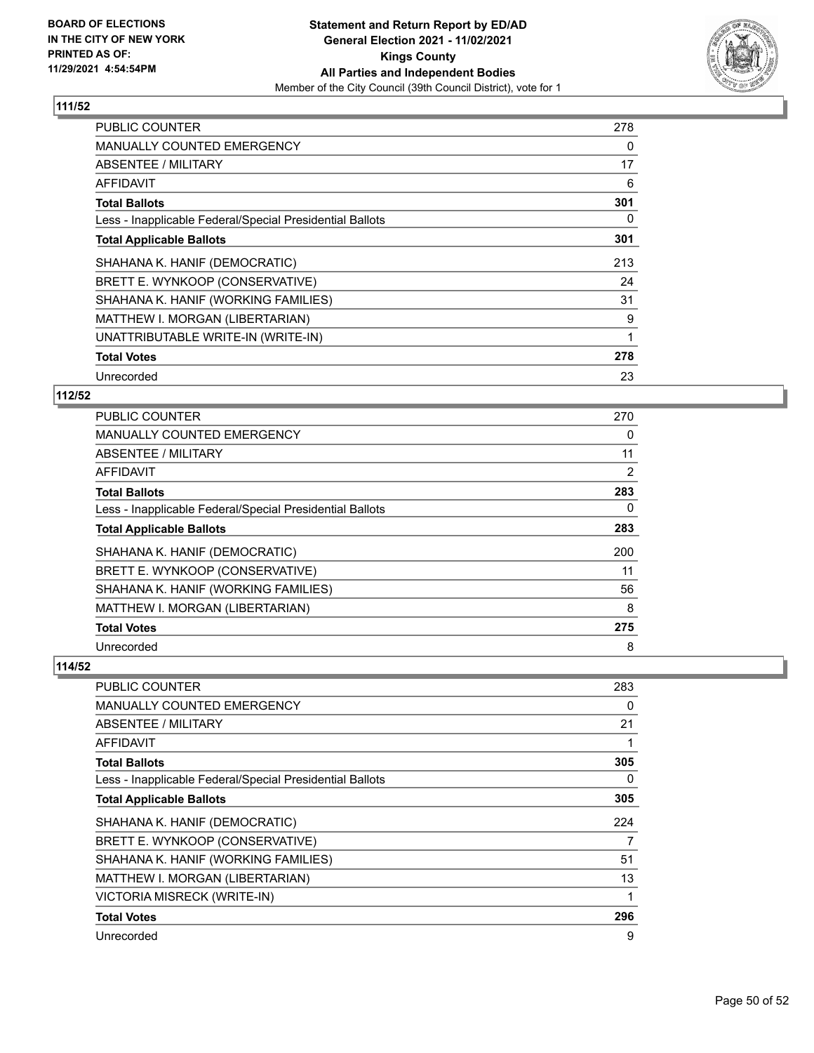## 111/52

| | |
|---|---|
| PUBLIC COUNTER | 278 |
| MANUALLY COUNTED EMERGENCY | 0 |
| ABSENTEE / MILITARY | 17 |
| AFFIDAVIT | 6 |
| **Total Ballots** | **301** |
| Less - Inapplicable Federal/Special Presidential Ballots | 0 |
| **Total Applicable Ballots** | **301** |
| SHAHANA K. HANIF (DEMOCRATIC) | 213 |
| BRETT E. WYNKOOP (CONSERVATIVE) | 24 |
| SHAHANA K. HANIF (WORKING FAMILIES) | 31 |
| MATTHEW I. MORGAN (LIBERTARIAN) | 9 |
| UNATTRIBUTABLE WRITE-IN (WRITE-IN) | 1 |
| **Total Votes** | **278** |
| Unrecorded | 23 |

## 112/52

| | |
|---|---|
| PUBLIC COUNTER | 270 |
| MANUALLY COUNTED EMERGENCY | 0 |
| ABSENTEE / MILITARY | 11 |
| AFFIDAVIT | 2 |
| **Total Ballots** | **283** |
| Less - Inapplicable Federal/Special Presidential Ballots | 0 |
| **Total Applicable Ballots** | **283** |
| SHAHANA K. HANIF (DEMOCRATIC) | 200 |
| BRETT E. WYNKOOP (CONSERVATIVE) | 11 |
| SHAHANA K. HANIF (WORKING FAMILIES) | 56 |
| MATTHEW I. MORGAN (LIBERTARIAN) | 8 |
| **Total Votes** | **275** |
| Unrecorded | 8 |

## 114/52

| | |
|---|---|
| PUBLIC COUNTER | 283 |
| MANUALLY COUNTED EMERGENCY | 0 |
| ABSENTEE / MILITARY | 21 |
| AFFIDAVIT | 1 |
| **Total Ballots** | **305** |
| Less - Inapplicable Federal/Special Presidential Ballots | 0 |
| **Total Applicable Ballots** | **305** |
| SHAHANA K. HANIF (DEMOCRATIC) | 224 |
| BRETT E. WYNKOOP (CONSERVATIVE) | 7 |
| SHAHANA K. HANIF (WORKING FAMILIES) | 51 |
| MATTHEW I. MORGAN (LIBERTARIAN) | 13 |
| VICTORIA MISRECK (WRITE-IN) | 1 |
| **Total Votes** | **296** |
| Unrecorded | 9 |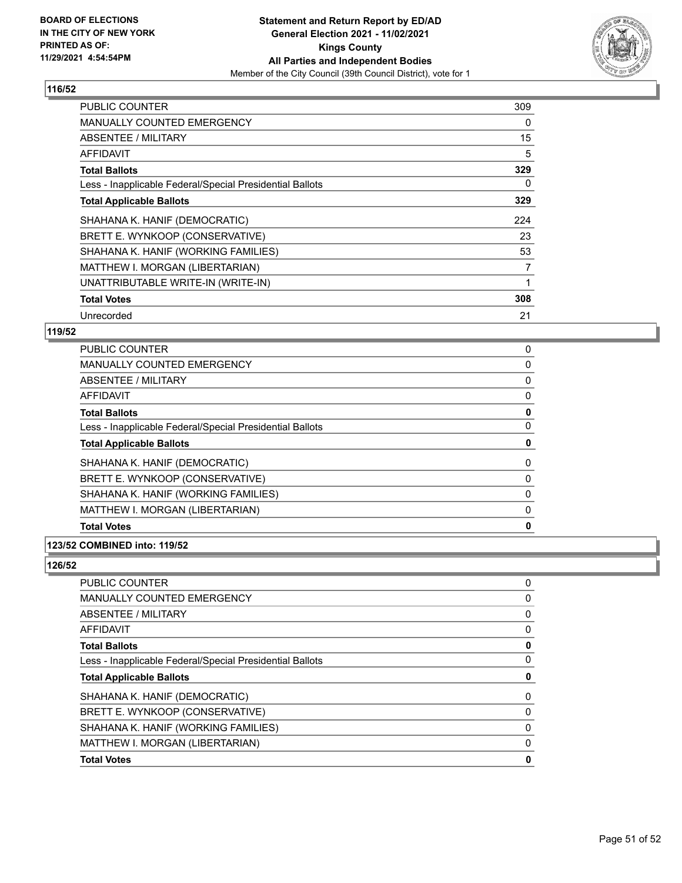## 116/52

| | |
|---|---|
| PUBLIC COUNTER | 309 |
| MANUALLY COUNTED EMERGENCY | 0 |
| ABSENTEE / MILITARY | 15 |
| AFFIDAVIT | 5 |
| **Total Ballots** | **329** |
| Less - Inapplicable Federal/Special Presidential Ballots | 0 |
| **Total Applicable Ballots** | **329** |
| SHAHANA K. HANIF (DEMOCRATIC) | 224 |
| BRETT E. WYNKOOP (CONSERVATIVE) | 23 |
| SHAHANA K. HANIF (WORKING FAMILIES) | 53 |
| MATTHEW I. MORGAN (LIBERTARIAN) | 7 |
| UNATTRIBUTABLE WRITE-IN (WRITE-IN) | 1 |
| **Total Votes** | **308** |
| Unrecorded | 21 |

## 119/52

| | |
|---|---|
| PUBLIC COUNTER | 0 |
| MANUALLY COUNTED EMERGENCY | 0 |
| ABSENTEE / MILITARY | 0 |
| AFFIDAVIT | 0 |
| **Total Ballots** | **0** |
| Less - Inapplicable Federal/Special Presidential Ballots | 0 |
| **Total Applicable Ballots** | **0** |
| SHAHANA K. HANIF (DEMOCRATIC) | 0 |
| BRETT E. WYNKOOP (CONSERVATIVE) | 0 |
| SHAHANA K. HANIF (WORKING FAMILIES) | 0 |
| MATTHEW I. MORGAN (LIBERTARIAN) | 0 |
| **Total Votes** | **0** |

## 123/52 COMBINED into: 119/52

## 126/52

| | |
|---|---|
| PUBLIC COUNTER | 0 |
| MANUALLY COUNTED EMERGENCY | 0 |
| ABSENTEE / MILITARY | 0 |
| AFFIDAVIT | 0 |
| **Total Ballots** | **0** |
| Less - Inapplicable Federal/Special Presidential Ballots | 0 |
| **Total Applicable Ballots** | **0** |
| SHAHANA K. HANIF (DEMOCRATIC) | 0 |
| BRETT E. WYNKOOP (CONSERVATIVE) | 0 |
| SHAHANA K. HANIF (WORKING FAMILIES) | 0 |
| MATTHEW I. MORGAN (LIBERTARIAN) | 0 |
| **Total Votes** | **0** |